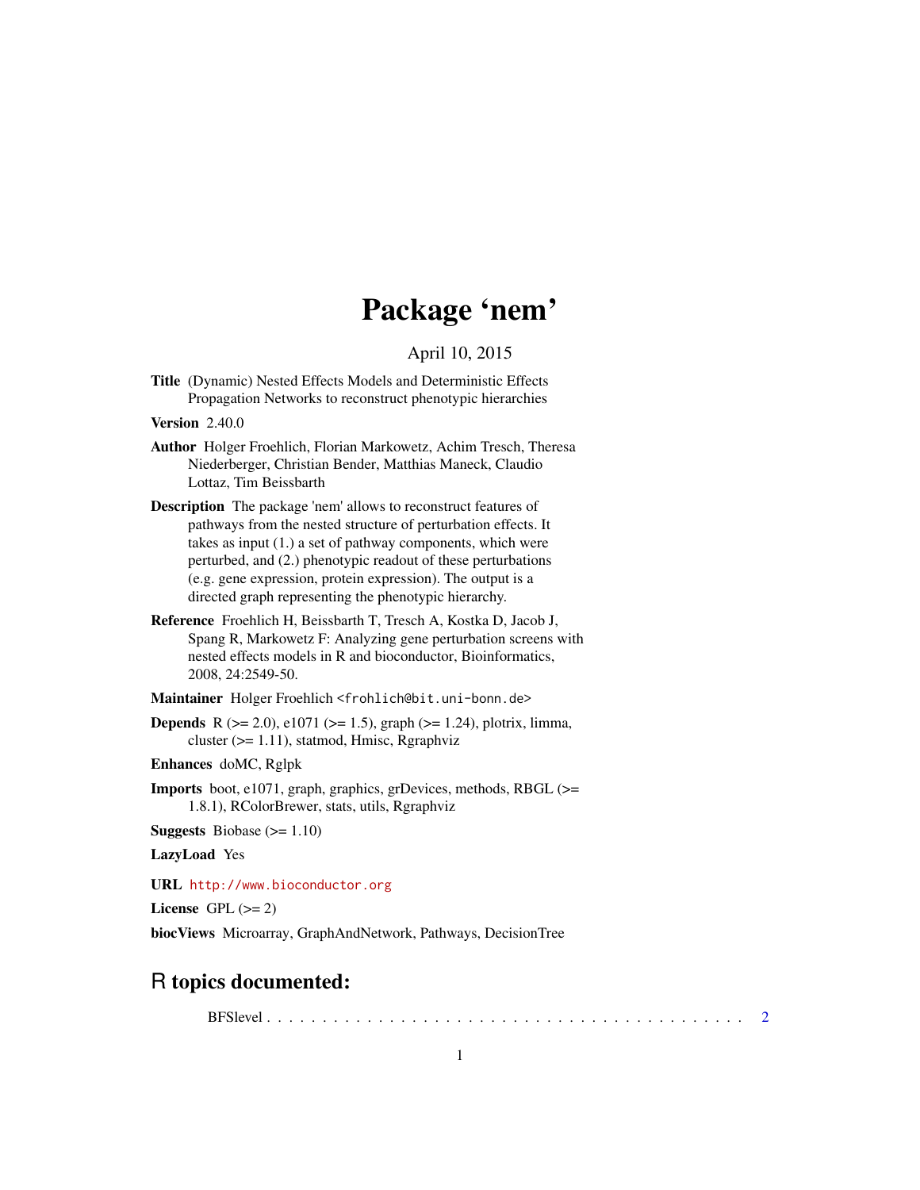# Package 'nem'

April 10, 2015

**Title** (Dynamic) Nested Effects Models and Deterministic Effects Propagation Networks to reconstruct phenotypic hierarchies

**Version** 2.40.0

**Author** Holger Froehlich, Florian Markowetz, Achim Tresch, Theresa Niederberger, Christian Bender, Matthias Maneck, Claudio Lottaz, Tim Beissbarth

**Description** The package 'nem' allows to reconstruct features of pathways from the nested structure of perturbation effects. It takes as input (1.) a set of pathway components, which were perturbed, and (2.) phenotypic readout of these perturbations (e.g. gene expression, protein expression). The output is a directed graph representing the phenotypic hierarchy.

**Reference** Froehlich H, Beissbarth T, Tresch A, Kostka D, Jacob J, Spang R, Markowetz F: Analyzing gene perturbation screens with nested effects models in R and bioconductor, Bioinformatics, 2008, 24:2549-50.

**Maintainer** Holger Froehlich <frohlich@bit.uni-bonn.de>

**Depends** R (>= 2.0), e1071 (>= 1.5), graph (>= 1.24), plotrix, limma, cluster (>= 1.11), statmod, Hmisc, Rgraphviz

**Enhances** doMC, Rglpk

**Imports** boot, e1071, graph, graphics, grDevices, methods, RBGL (>= 1.8.1), RColorBrewer, stats, utils, Rgraphviz

**Suggests** Biobase (>= 1.10)

**LazyLoad** Yes

**URL** http://www.bioconductor.org

**License** GPL (>= 2)

**biocViews** Microarray, GraphAndNetwork, Pathways, DecisionTree

## R topics documented:

BFSlevel . . . . . . . . . . . . . . . . . . . . . . . . . . . . . . . . . . . . . . . . 2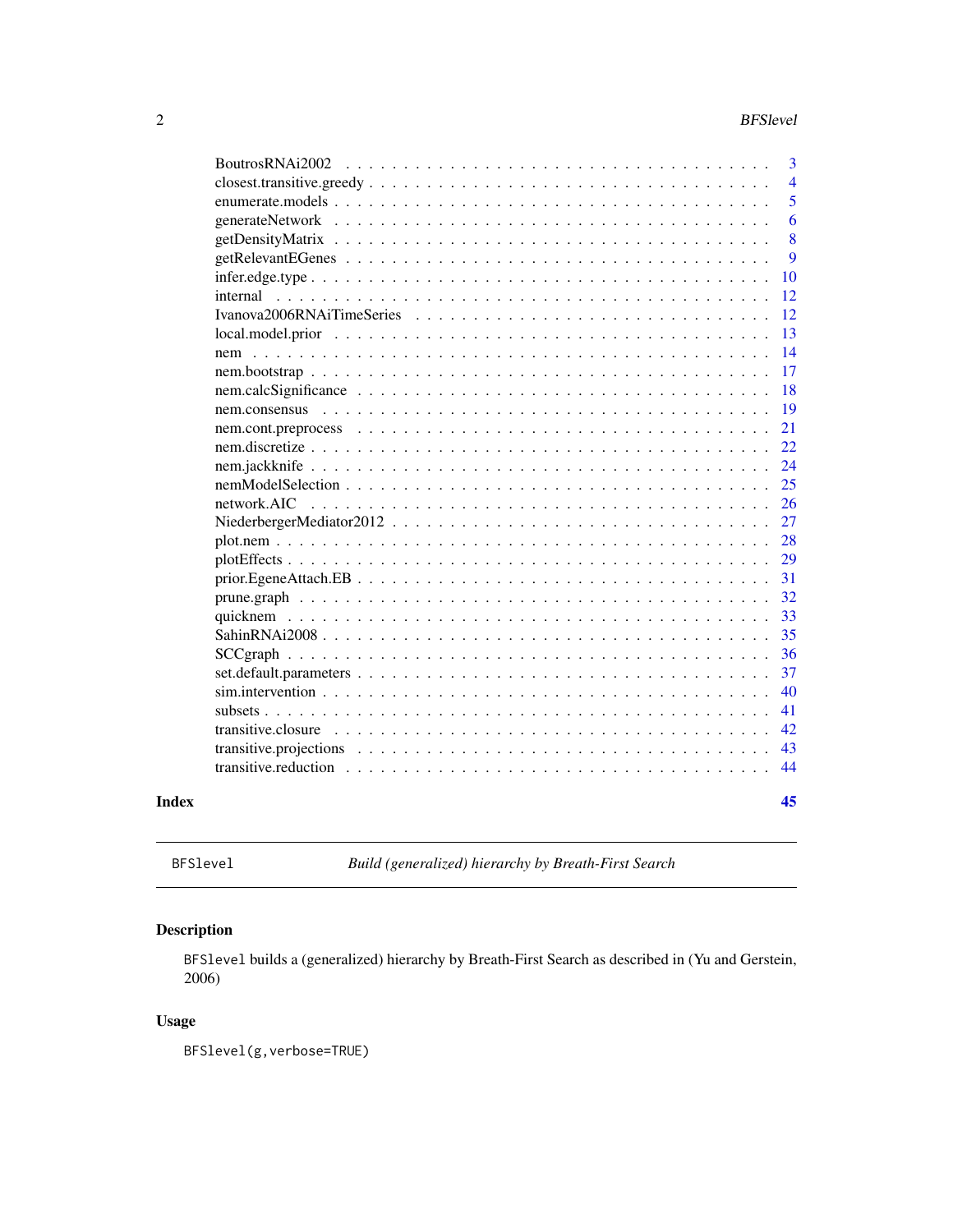BoutrosRNAi2002 . . . . . . . . . . . . . . . . . . . . . . . . . . . . . . . . . . 3
closest.transitive.greedy . . . . . . . . . . . . . . . . . . . . . . . . . . . . . . . 4
enumerate.models . . . . . . . . . . . . . . . . . . . . . . . . . . . . . . . . . . 5
generateNetwork . . . . . . . . . . . . . . . . . . . . . . . . . . . . . . . . . . 6
getDensityMatrix . . . . . . . . . . . . . . . . . . . . . . . . . . . . . . . . . . 8
getRelevantEGenes . . . . . . . . . . . . . . . . . . . . . . . . . . . . . . . . . 9
infer.edge.type . . . . . . . . . . . . . . . . . . . . . . . . . . . . . . . . . . . 10
internal . . . . . . . . . . . . . . . . . . . . . . . . . . . . . . . . . . . . . . 12
Ivanova2006RNAiTimeSeries . . . . . . . . . . . . . . . . . . . . . . . . . . . . 12
local.model.prior . . . . . . . . . . . . . . . . . . . . . . . . . . . . . . . . . . 13
nem . . . . . . . . . . . . . . . . . . . . . . . . . . . . . . . . . . . . . . . . 14
nem.bootstrap . . . . . . . . . . . . . . . . . . . . . . . . . . . . . . . . . . . 17
nem.calcSignificance . . . . . . . . . . . . . . . . . . . . . . . . . . . . . . . 18
nem.consensus . . . . . . . . . . . . . . . . . . . . . . . . . . . . . . . . . . . 19
nem.cont.preprocess . . . . . . . . . . . . . . . . . . . . . . . . . . . . . . . . 21
nem.discretize . . . . . . . . . . . . . . . . . . . . . . . . . . . . . . . . . . . 22
nem.jackknife . . . . . . . . . . . . . . . . . . . . . . . . . . . . . . . . . . . 24
nemModelSelection . . . . . . . . . . . . . . . . . . . . . . . . . . . . . . . . . 25
network.AIC . . . . . . . . . . . . . . . . . . . . . . . . . . . . . . . . . . . . 26
NiederbergerMediator2012 . . . . . . . . . . . . . . . . . . . . . . . . . . . . . 27
plot.nem . . . . . . . . . . . . . . . . . . . . . . . . . . . . . . . . . . . . . . 28
plotEffects . . . . . . . . . . . . . . . . . . . . . . . . . . . . . . . . . . . . . 29
prior.EgeneAttach.EB . . . . . . . . . . . . . . . . . . . . . . . . . . . . . . . 31
prune.graph . . . . . . . . . . . . . . . . . . . . . . . . . . . . . . . . . . . . 32
quicknem . . . . . . . . . . . . . . . . . . . . . . . . . . . . . . . . . . . . . . 33
SahinRNAi2008 . . . . . . . . . . . . . . . . . . . . . . . . . . . . . . . . . . . 35
SCCgraph . . . . . . . . . . . . . . . . . . . . . . . . . . . . . . . . . . . . . . 36
set.default.parameters . . . . . . . . . . . . . . . . . . . . . . . . . . . . . . . 37
sim.intervention . . . . . . . . . . . . . . . . . . . . . . . . . . . . . . . . . . 40
subsets . . . . . . . . . . . . . . . . . . . . . . . . . . . . . . . . . . . . . . . 41
transitive.closure . . . . . . . . . . . . . . . . . . . . . . . . . . . . . . . . . 42
transitive.projections . . . . . . . . . . . . . . . . . . . . . . . . . . . . . . . 43
transitive.reduction . . . . . . . . . . . . . . . . . . . . . . . . . . . . . . . . 44

**Index** **45**

---

`BFSlevel` *Build (generalized) hierarchy by Breath-First Search*

---

## Description

`BFSlevel` builds a (generalized) hierarchy by Breath-First Search as described in (Yu and Gerstein, 2006)

## Usage

```
BFSlevel(g,verbose=TRUE)
```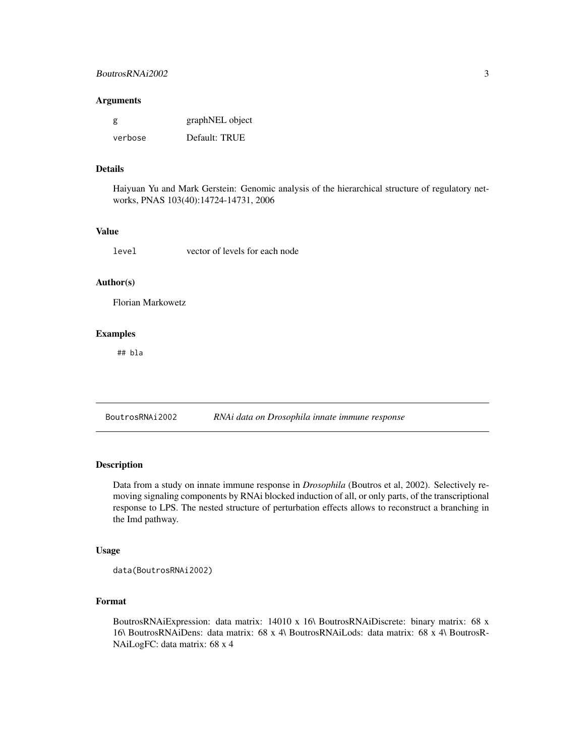### Arguments

| | |
|---|---|
| `g` | graphNEL object |
| `verbose` | Default: TRUE |

### Details

Haiyuan Yu and Mark Gerstein: Genomic analysis of the hierarchical structure of regulatory networks, PNAS 103(40):14724-14731, 2006

### Value

| | |
|---|---|
| `level` | vector of levels for each node |

### Author(s)

Florian Markowetz

### Examples

```
## bla
```

---

## BoutrosRNAi2002 — *RNAi data on Drosophila innate immune response*

---

### Description

Data from a study on innate immune response in *Drosophila* (Boutros et al, 2002). Selectively removing signaling components by RNAi blocked induction of all, or only parts, of the transcriptional response to LPS. The nested structure of perturbation effects allows to reconstruct a branching in the Imd pathway.

### Usage

```
data(BoutrosRNAi2002)
```

### Format

BoutrosRNAiExpression: data matrix: 14010 x 16\ BoutrosRNAiDiscrete: binary matrix: 68 x 16\ BoutrosRNAiDens: data matrix: 68 x 4\ BoutrosRNAiLods: data matrix: 68 x 4\ BoutrosRNAiLogFC: data matrix: 68 x 4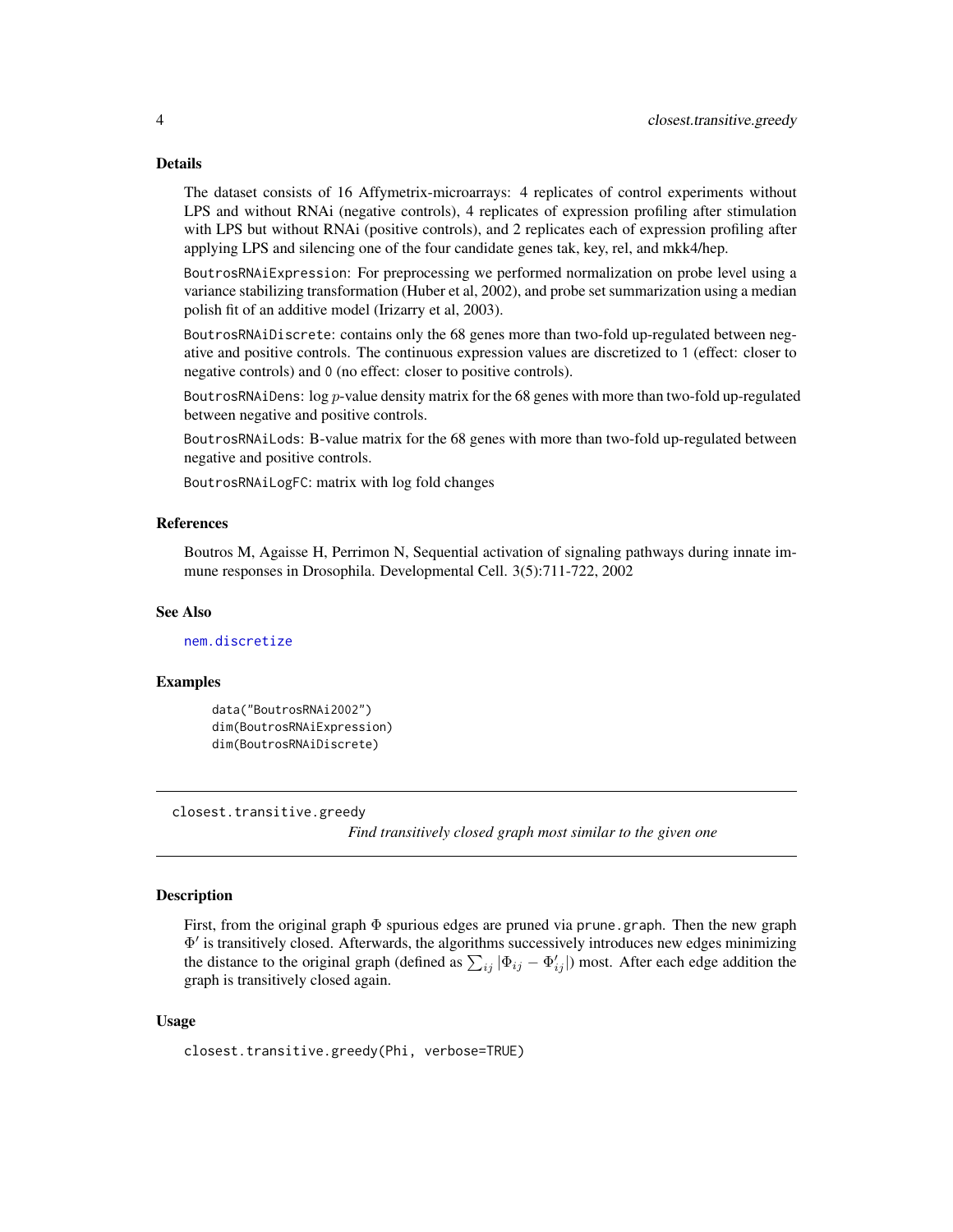## Details

The dataset consists of 16 Affymetrix-microarrays: 4 replicates of control experiments without LPS and without RNAi (negative controls), 4 replicates of expression profiling after stimulation with LPS but without RNAi (positive controls), and 2 replicates each of expression profiling after applying LPS and silencing one of the four candidate genes tak, key, rel, and mkk4/hep.

`BoutrosRNAiExpression`: For preprocessing we performed normalization on probe level using a variance stabilizing transformation (Huber et al, 2002), and probe set summarization using a median polish fit of an additive model (Irizarry et al, 2003).

`BoutrosRNAiDiscrete`: contains only the 68 genes more than two-fold up-regulated between negative and positive controls. The continuous expression values are discretized to `1` (effect: closer to negative controls) and `0` (no effect: closer to positive controls).

`BoutrosRNAiDens`: log $p$-value density matrix for the 68 genes with more than two-fold up-regulated between negative and positive controls.

`BoutrosRNAiLods`: B-value matrix for the 68 genes with more than two-fold up-regulated between negative and positive controls.

`BoutrosRNAiLogFC`: matrix with log fold changes

## References

Boutros M, Agaisse H, Perrimon N, Sequential activation of signaling pathways during innate immune responses in Drosophila. Developmental Cell. 3(5):711-722, 2002

## See Also

`nem.discretize`

## Examples

```
data("BoutrosRNAi2002")
dim(BoutrosRNAiExpression)
dim(BoutrosRNAiDiscrete)
```

---

# closest.transitive.greedy

*Find transitively closed graph most similar to the given one*

## Description

First, from the original graph $\Phi$ spurious edges are pruned via `prune.graph`. Then the new graph $\Phi'$ is transitively closed. Afterwards, the algorithms successively introduces new edges minimizing the distance to the original graph (defined as $\sum_{ij} |\Phi_{ij} - \Phi'_{ij}|$) most. After each edge addition the graph is transitively closed again.

## Usage

```
closest.transitive.greedy(Phi, verbose=TRUE)
```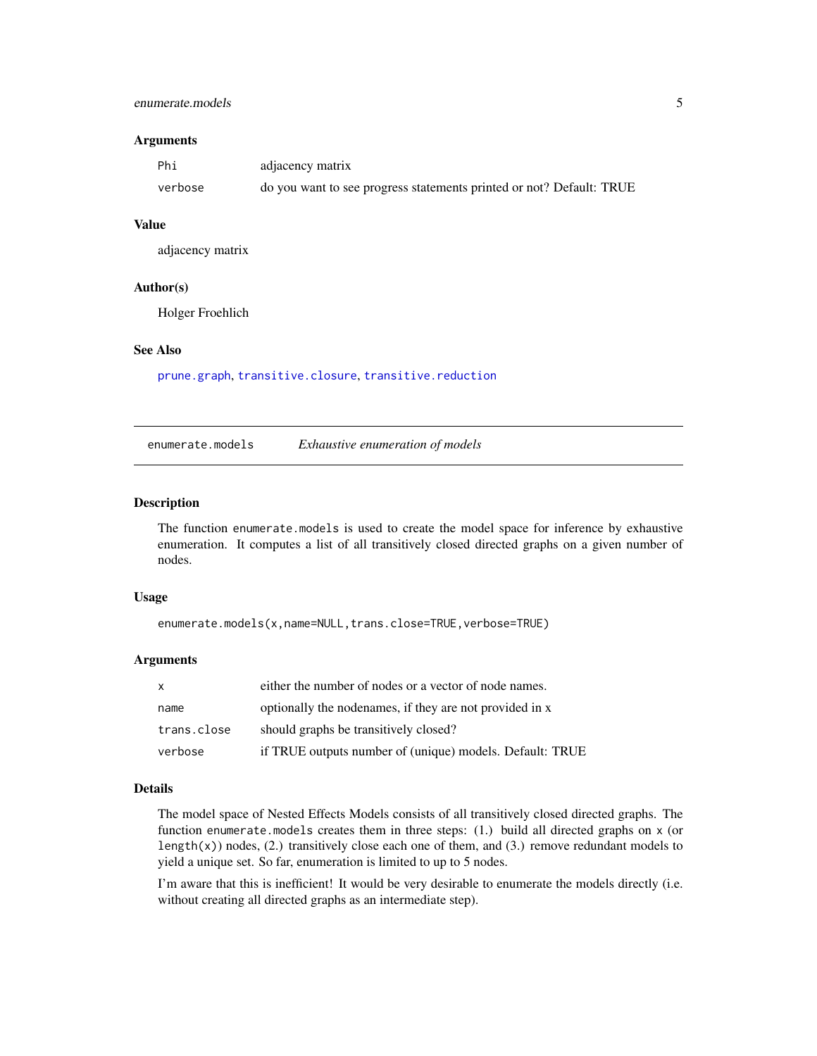### Arguments

| | |
|---|---|
| `Phi` | adjacency matrix |
| `verbose` | do you want to see progress statements printed or not? Default: TRUE |

### Value

adjacency matrix

### Author(s)

Holger Froehlich

### See Also

`prune.graph`, `transitive.closure`, `transitive.reduction`

---

## enumerate.models — *Exhaustive enumeration of models*

### Description

The function `enumerate.models` is used to create the model space for inference by exhaustive enumeration. It computes a list of all transitively closed directed graphs on a given number of nodes.

### Usage

```
enumerate.models(x,name=NULL,trans.close=TRUE,verbose=TRUE)
```

### Arguments

| | |
|---|---|
| `x` | either the number of nodes or a vector of node names. |
| `name` | optionally the nodenames, if they are not provided in x |
| `trans.close` | should graphs be transitively closed? |
| `verbose` | if TRUE outputs number of (unique) models. Default: TRUE |

### Details

The model space of Nested Effects Models consists of all transitively closed directed graphs. The function `enumerate.models` creates them in three steps: (1.) build all directed graphs on `x` (or `length(x)`) nodes, (2.) transitively close each one of them, and (3.) remove redundant models to yield a unique set. So far, enumeration is limited to up to 5 nodes.

I'm aware that this is inefficient! It would be very desirable to enumerate the models directly (i.e. without creating all directed graphs as an intermediate step).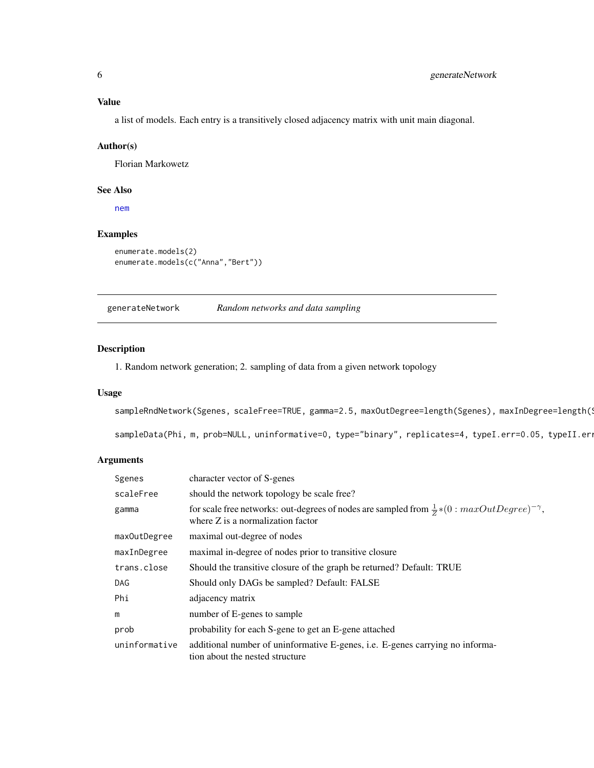## Value

a list of models. Each entry is a transitively closed adjacency matrix with unit main diagonal.

## Author(s)

Florian Markowetz

## See Also

nem

## Examples

```
enumerate.models(2)
enumerate.models(c("Anna","Bert"))
```

---

# generateNetwork *Random networks and data sampling*

---

## Description

1. Random network generation; 2. sampling of data from a given network topology

## Usage

```
sampleRndNetwork(Sgenes, scaleFree=TRUE, gamma=2.5, maxOutDegree=length(Sgenes), maxInDegree=length(S

sampleData(Phi, m, prob=NULL, uninformative=0, type="binary", replicates=4, typeI.err=0.05, typeII.err
```

## Arguments

| | |
|---|---|
| Sgenes | character vector of S-genes |
| scaleFree | should the network topology be scale free? |
| gamma | for scale free networks: out-degrees of nodes are sampled from $\frac{1}{Z} * (0 : maxOutDegree)^{-\gamma}$, where Z is a normalization factor |
| maxOutDegree | maximal out-degree of nodes |
| maxInDegree | maximal in-degree of nodes prior to transitive closure |
| trans.close | Should the transitive closure of the graph be returned? Default: TRUE |
| DAG | Should only DAGs be sampled? Default: FALSE |
| Phi | adjacency matrix |
| m | number of E-genes to sample |
| prob | probability for each S-gene to get an E-gene attached |
| uninformative | additional number of uninformative E-genes, i.e. E-genes carrying no information about the nested structure |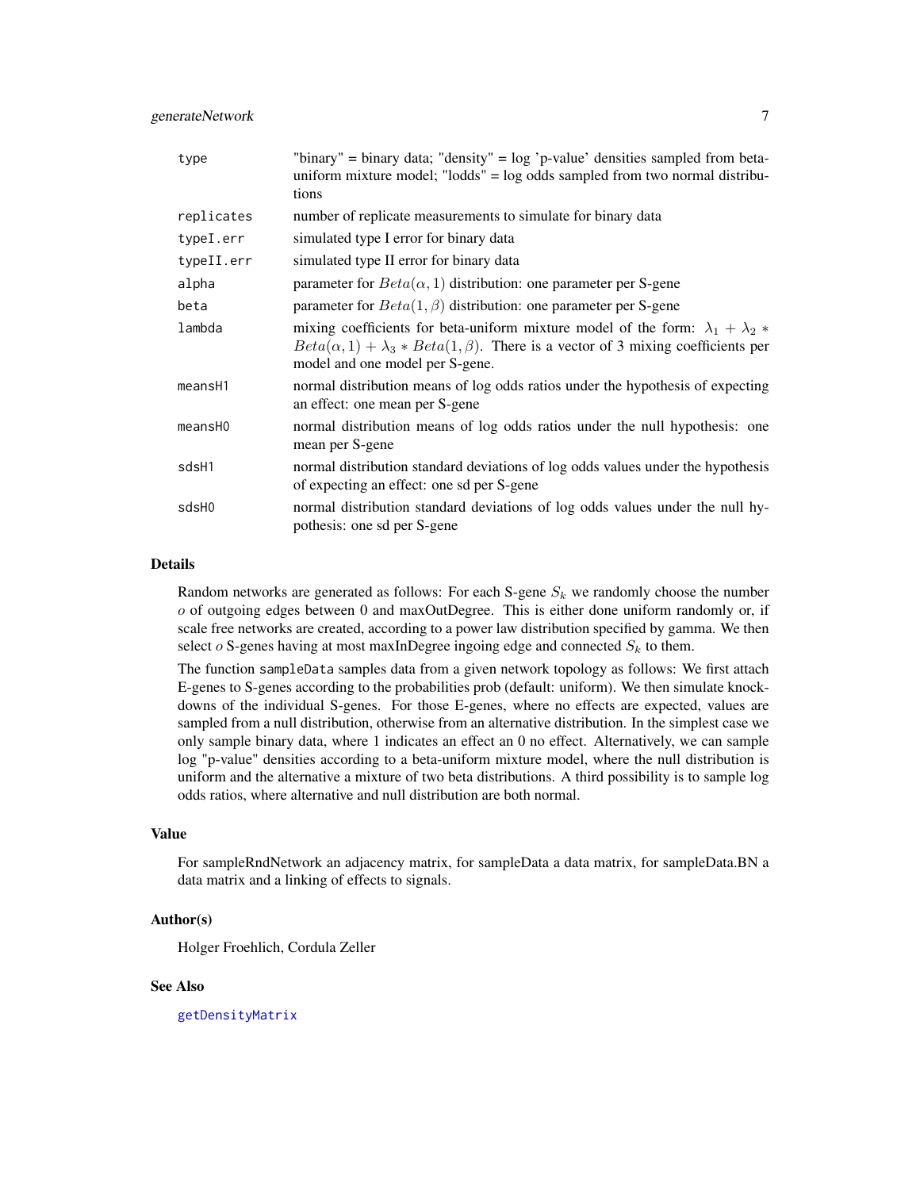| | |
|---|---|
| type | "binary" = binary data; "density" = log 'p-value' densities sampled from beta-uniform mixture model; "lodds" = log odds sampled from two normal distributions |
| replicates | number of replicate measurements to simulate for binary data |
| typeI.err | simulated type I error for binary data |
| typeII.err | simulated type II error for binary data |
| alpha | parameter for $Beta(\alpha, 1)$ distribution: one parameter per S-gene |
| beta | parameter for $Beta(1, \beta)$ distribution: one parameter per S-gene |
| lambda | mixing coefficients for beta-uniform mixture model of the form: $\lambda_1 + \lambda_2 * Beta(\alpha, 1) + \lambda_3 * Beta(1, \beta)$. There is a vector of 3 mixing coefficients per model and one model per S-gene. |
| meansH1 | normal distribution means of log odds ratios under the hypothesis of expecting an effect: one mean per S-gene |
| meansH0 | normal distribution means of log odds ratios under the null hypothesis: one mean per S-gene |
| sdsH1 | normal distribution standard deviations of log odds values under the hypothesis of expecting an effect: one sd per S-gene |
| sdsH0 | normal distribution standard deviations of log odds values under the null hypothesis: one sd per S-gene |

## Details

Random networks are generated as follows: For each S-gene $S_k$ we randomly choose the number $o$ of outgoing edges between 0 and maxOutDegree. This is either done uniform randomly or, if scale free networks are created, according to a power law distribution specified by gamma. We then select $o$ S-genes having at most maxInDegree ingoing edge and connected $S_k$ to them.

The function sampleData samples data from a given network topology as follows: We first attach E-genes to S-genes according to the probabilities prob (default: uniform). We then simulate knock-downs of the individual S-genes. For those E-genes, where no effects are expected, values are sampled from a null distribution, otherwise from an alternative distribution. In the simplest case we only sample binary data, where 1 indicates an effect an 0 no effect. Alternatively, we can sample log "p-value" densities according to a beta-uniform mixture model, where the null distribution is uniform and the alternative a mixture of two beta distributions. A third possibility is to sample log odds ratios, where alternative and null distribution are both normal.

## Value

For sampleRndNetwork an adjacency matrix, for sampleData a data matrix, for sampleData.BN a data matrix and a linking of effects to signals.

## Author(s)

Holger Froehlich, Cordula Zeller

## See Also

getDensityMatrix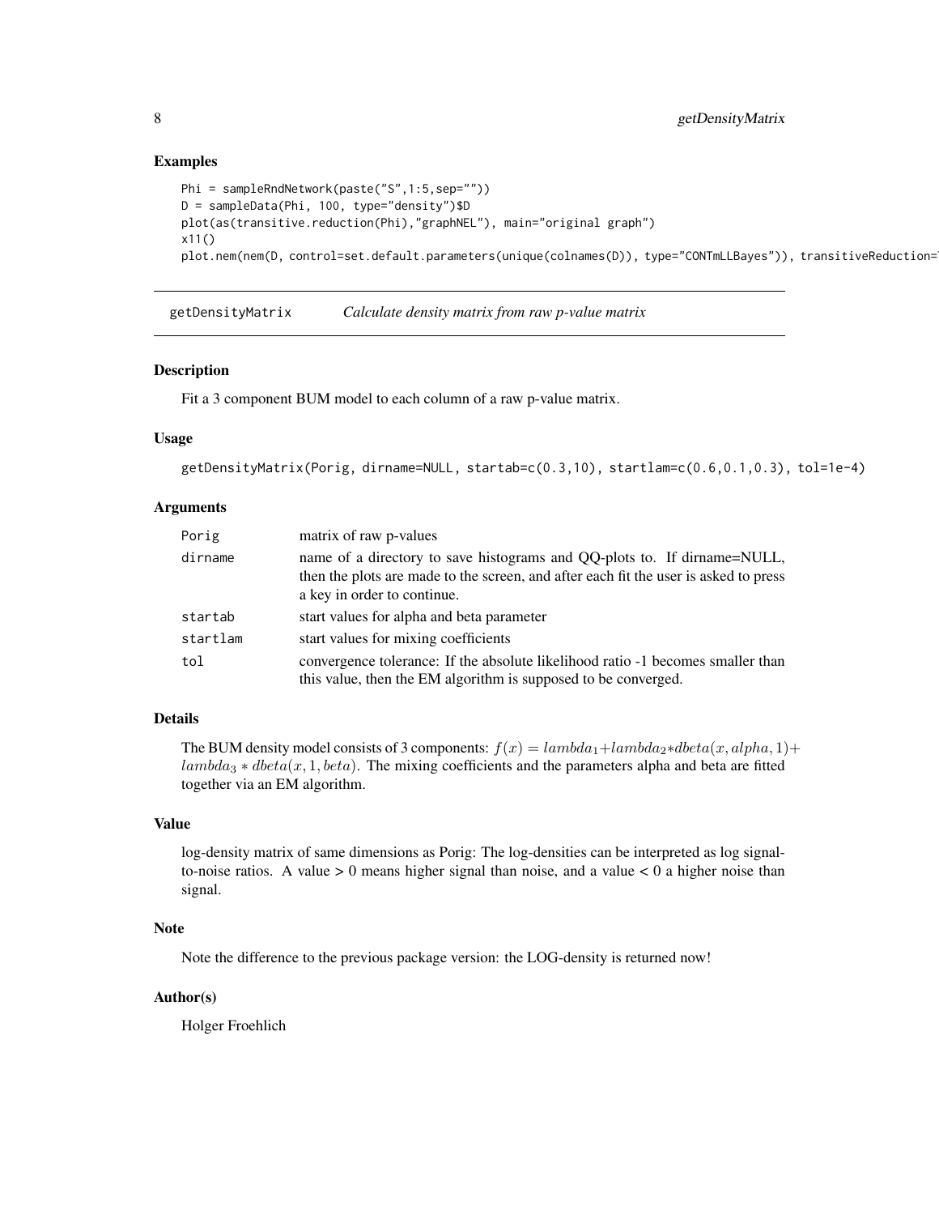## Examples

```
Phi = sampleRndNetwork(paste("S",1:5,sep=""))
D = sampleData(Phi, 100, type="density")$D
plot(as(transitive.reduction(Phi),"graphNEL"), main="original graph")
x11()
plot.nem(nem(D, control=set.default.parameters(unique(colnames(D)), type="CONTmLLBayes")), transitiveReduction=
```

---

# getDensityMatrix — *Calculate density matrix from raw p-value matrix*

---

### Description

Fit a 3 component BUM model to each column of a raw p-value matrix.

### Usage

```
getDensityMatrix(Porig, dirname=NULL, startab=c(0.3,10), startlam=c(0.6,0.1,0.3), tol=1e-4)
```

### Arguments

| | |
|---|---|
| `Porig` | matrix of raw p-values |
| `dirname` | name of a directory to save histograms and QQ-plots to. If dirname=NULL, then the plots are made to the screen, and after each fit the user is asked to press a key in order to continue. |
| `startab` | start values for alpha and beta parameter |
| `startlam` | start values for mixing coefficients |
| `tol` | convergence tolerance: If the absolute likelihood ratio -1 becomes smaller than this value, then the EM algorithm is supposed to be converged. |

### Details

The BUM density model consists of 3 components: $f(x) = lambda_1 + lambda_2 * dbeta(x, alpha, 1) + lambda_3 * dbeta(x, 1, beta)$. The mixing coefficients and the parameters alpha and beta are fitted together via an EM algorithm.

### Value

log-density matrix of same dimensions as Porig: The log-densities can be interpreted as log signal-to-noise ratios. A value > 0 means higher signal than noise, and a value < 0 a higher noise than signal.

### Note

Note the difference to the previous package version: the LOG-density is returned now!

### Author(s)

Holger Froehlich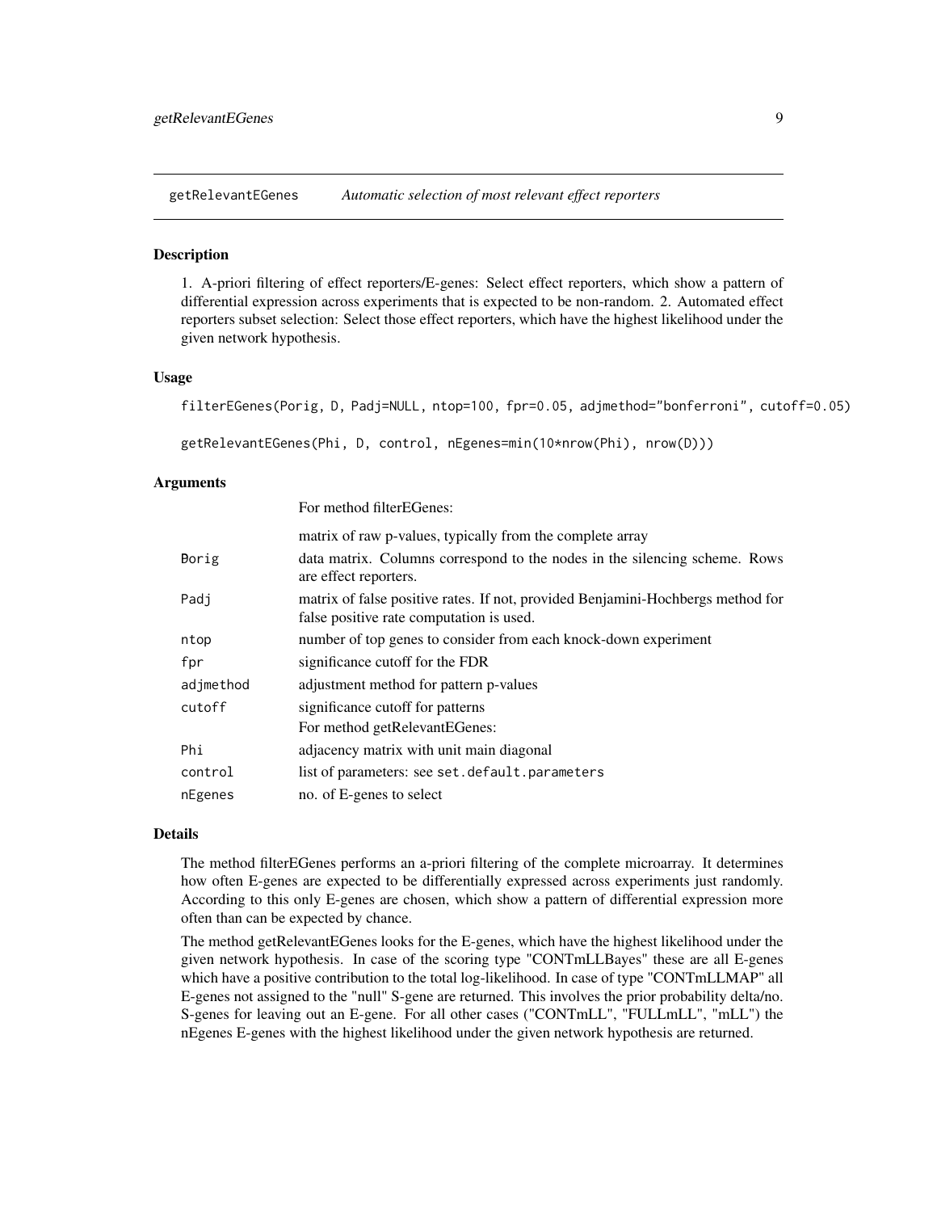getRelevantEGenes *Automatic selection of most relevant effect reporters*

## Description

1. A-priori filtering of effect reporters/E-genes: Select effect reporters, which show a pattern of differential expression across experiments that is expected to be non-random. 2. Automated effect reporters subset selection: Select those effect reporters, which have the highest likelihood under the given network hypothesis.

## Usage

```
filterEGenes(Porig, D, Padj=NULL, ntop=100, fpr=0.05, adjmethod="bonferroni", cutoff=0.05)

getRelevantEGenes(Phi, D, control, nEgenes=min(10*nrow(Phi), nrow(D)))
```

## Arguments

| | |
|---|---|
| | For method filterEGenes: |
| | matrix of raw p-values, typically from the complete array |
| Borig | data matrix. Columns correspond to the nodes in the silencing scheme. Rows are effect reporters. |
| Padj | matrix of false positive rates. If not, provided Benjamini-Hochbergs method for false positive rate computation is used. |
| ntop | number of top genes to consider from each knock-down experiment |
| fpr | significance cutoff for the FDR |
| adjmethod | adjustment method for pattern p-values |
| cutoff | significance cutoff for patterns<br>For method getRelevantEGenes: |
| Phi | adjacency matrix with unit main diagonal |
| control | list of parameters: see `set.default.parameters` |
| nEgenes | no. of E-genes to select |

## Details

The method filterEGenes performs an a-priori filtering of the complete microarray. It determines how often E-genes are expected to be differentially expressed across experiments just randomly. According to this only E-genes are chosen, which show a pattern of differential expression more often than can be expected by chance.

The method getRelevantEGenes looks for the E-genes, which have the highest likelihood under the given network hypothesis. In case of the scoring type "CONTmLLBayes" these are all E-genes which have a positive contribution to the total log-likelihood. In case of type "CONTmLLMAP" all E-genes not assigned to the "null" S-gene are returned. This involves the prior probability delta/no. S-genes for leaving out an E-gene. For all other cases ("CONTmLL", "FULLmLL", "mLL") the nEgenes E-genes with the highest likelihood under the given network hypothesis are returned.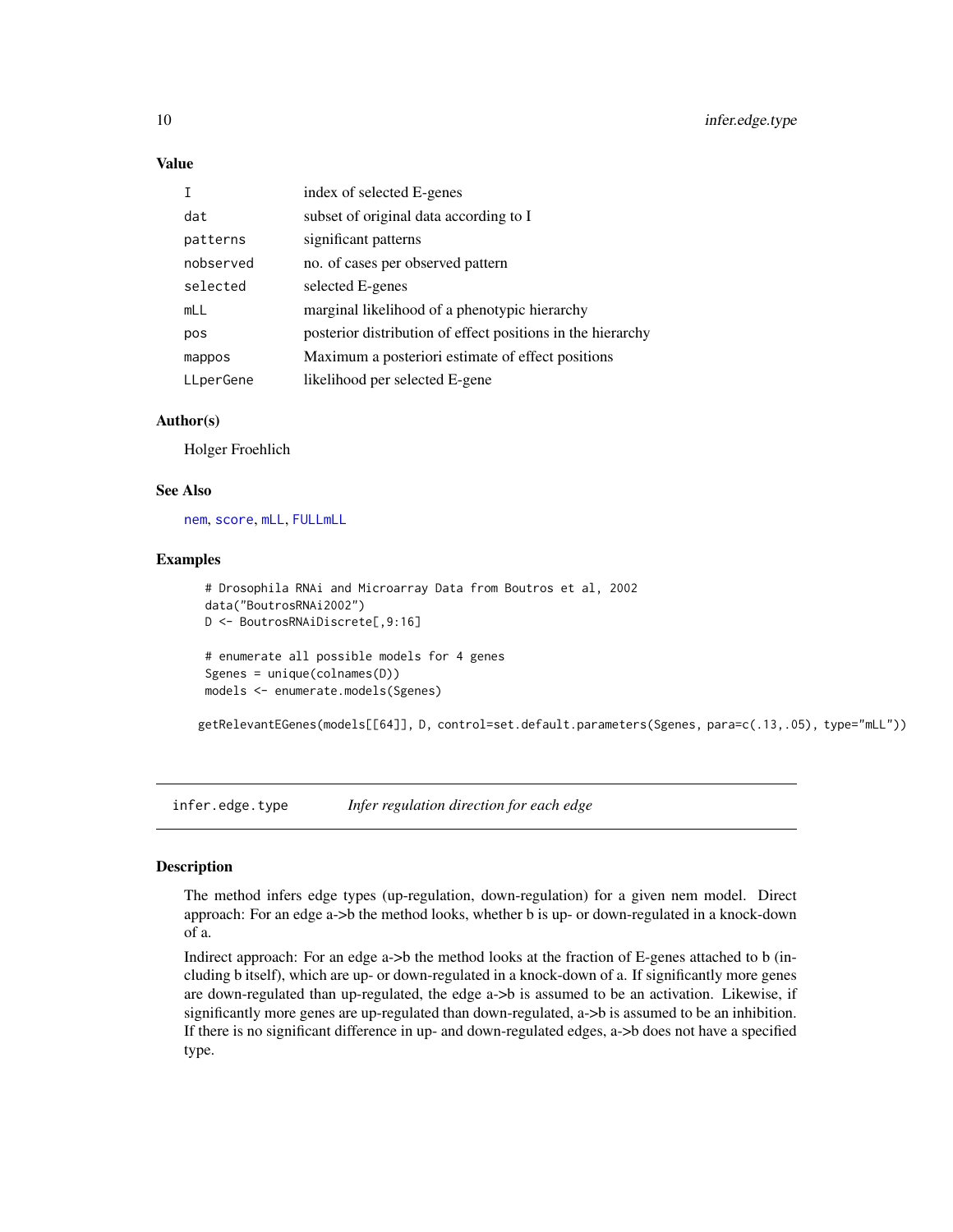### Value

| | |
|---|---|
| I | index of selected E-genes |
| dat | subset of original data according to I |
| patterns | significant patterns |
| nobserved | no. of cases per observed pattern |
| selected | selected E-genes |
| mLL | marginal likelihood of a phenotypic hierarchy |
| pos | posterior distribution of effect positions in the hierarchy |
| mappos | Maximum a posteriori estimate of effect positions |
| LLperGene | likelihood per selected E-gene |

### Author(s)

Holger Froehlich

### See Also

nem, score, mLL, FULLmLL

### Examples

```
# Drosophila RNAi and Microarray Data from Boutros et al, 2002
data("BoutrosRNAi2002")
D <- BoutrosRNAiDiscrete[,9:16]

# enumerate all possible models for 4 genes
Sgenes = unique(colnames(D))
models <- enumerate.models(Sgenes)

getRelevantEGenes(models[[64]], D, control=set.default.parameters(Sgenes, para=c(.13,.05), type="mLL"))
```

---

## infer.edge.type *Infer regulation direction for each edge*

### Description

The method infers edge types (up-regulation, down-regulation) for a given nem model. Direct approach: For an edge a->b the method looks, whether b is up- or down-regulated in a knock-down of a.

Indirect approach: For an edge a->b the method looks at the fraction of E-genes attached to b (including b itself), which are up- or down-regulated in a knock-down of a. If significantly more genes are down-regulated than up-regulated, the edge a->b is assumed to be an activation. Likewise, if significantly more genes are up-regulated than down-regulated, a->b is assumed to be an inhibition. If there is no significant difference in up- and down-regulated edges, a->b does not have a specified type.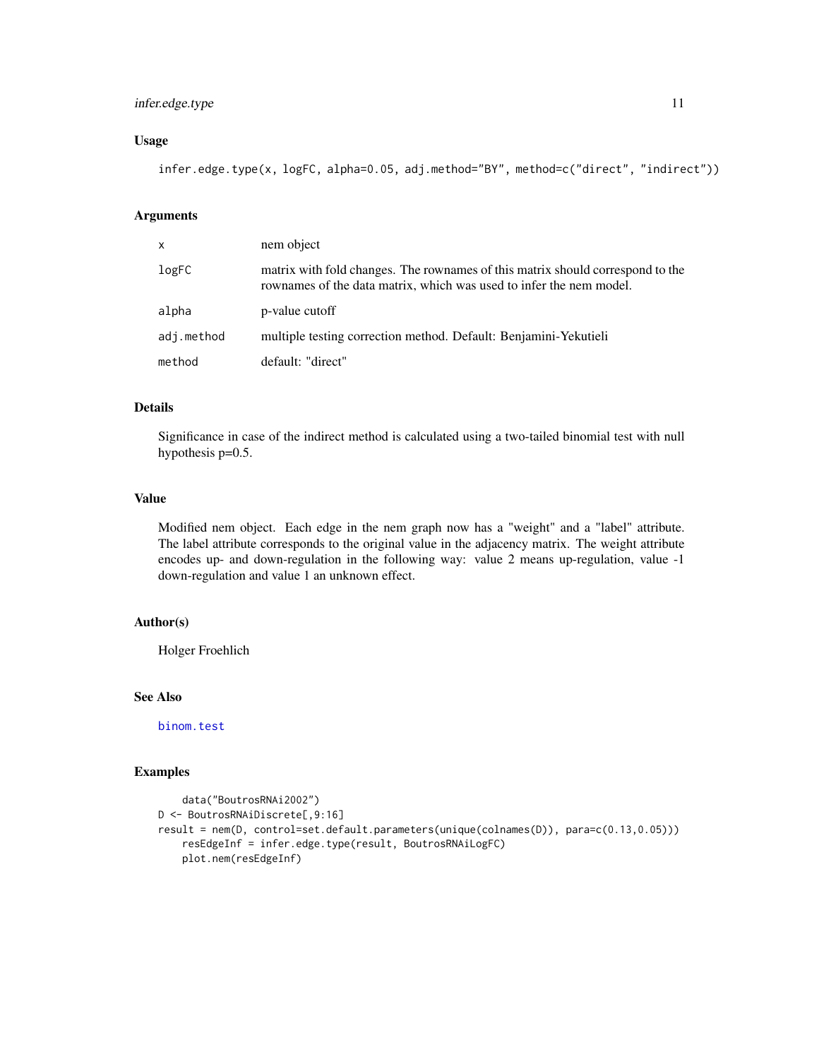### Usage

```
infer.edge.type(x, logFC, alpha=0.05, adj.method="BY", method=c("direct", "indirect"))
```

### Arguments

| | |
|---|---|
| x | nem object |
| logFC | matrix with fold changes. The rownames of this matrix should correspond to the rownames of the data matrix, which was used to infer the nem model. |
| alpha | p-value cutoff |
| adj.method | multiple testing correction method. Default: Benjamini-Yekutieli |
| method | default: "direct" |

### Details

Significance in case of the indirect method is calculated using a two-tailed binomial test with null hypothesis p=0.5.

### Value

Modified nem object. Each edge in the nem graph now has a "weight" and a "label" attribute. The label attribute corresponds to the original value in the adjacency matrix. The weight attribute encodes up- and down-regulation in the following way: value 2 means up-regulation, value -1 down-regulation and value 1 an unknown effect.

### Author(s)

Holger Froehlich

### See Also

binom.test

### Examples

```
    data("BoutrosRNAi2002")
D <- BoutrosRNAiDiscrete[,9:16]
result = nem(D, control=set.default.parameters(unique(colnames(D)), para=c(0.13,0.05)))
    resEdgeInf = infer.edge.type(result, BoutrosRNAiLogFC)
    plot.nem(resEdgeInf)
```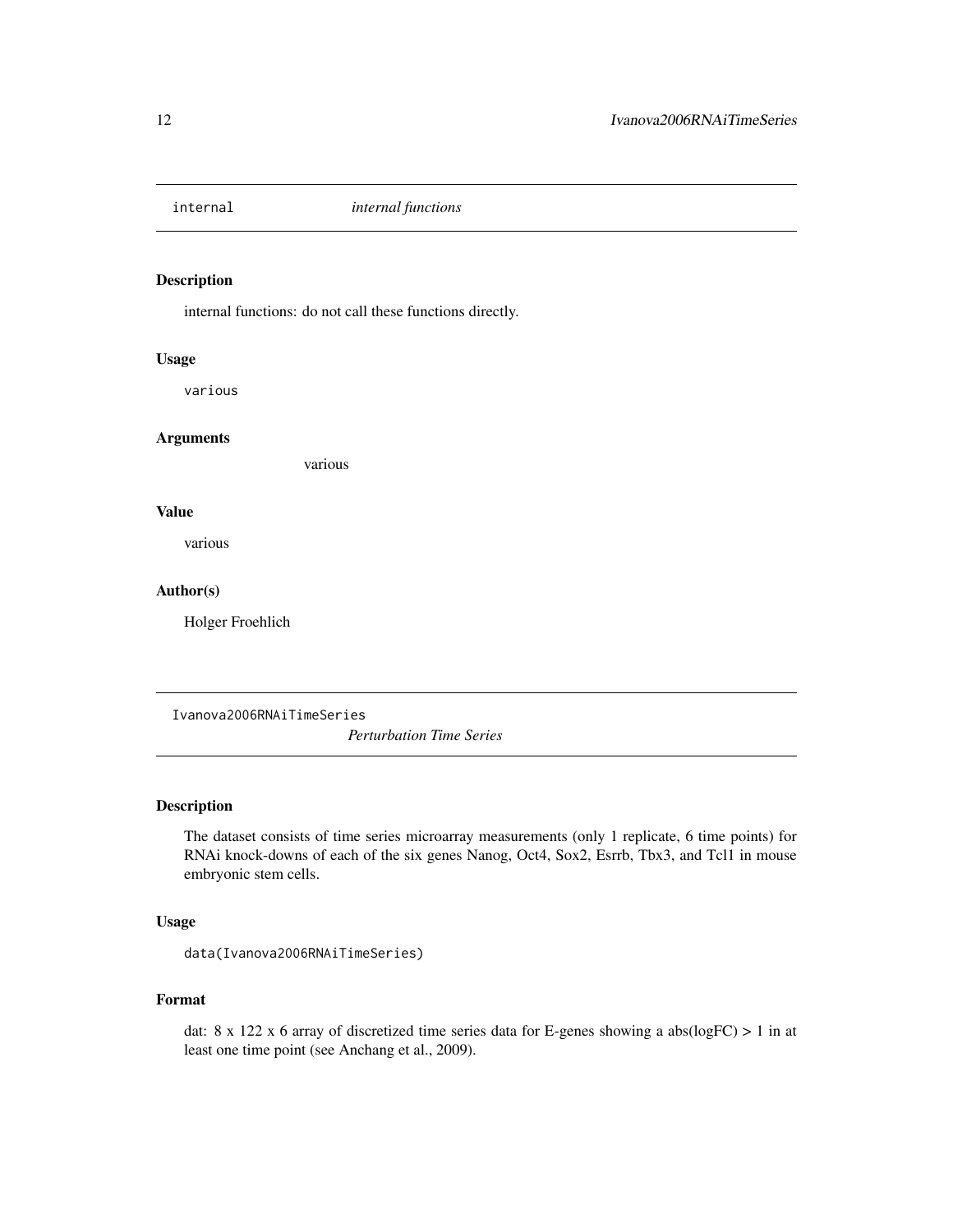## internal *internal functions*

### Description

internal functions: do not call these functions directly.

### Usage

```
various
```

### Arguments

various

### Value

various

### Author(s)

Holger Froehlich

## Ivanova2006RNAiTimeSeries *Perturbation Time Series*

### Description

The dataset consists of time series microarray measurements (only 1 replicate, 6 time points) for RNAi knock-downs of each of the six genes Nanog, Oct4, Sox2, Esrrb, Tbx3, and Tcl1 in mouse embryonic stem cells.

### Usage

```
data(Ivanova2006RNAiTimeSeries)
```

### Format

dat: 8 x 122 x 6 array of discretized time series data for E-genes showing a abs(logFC) > 1 in at least one time point (see Anchang et al., 2009).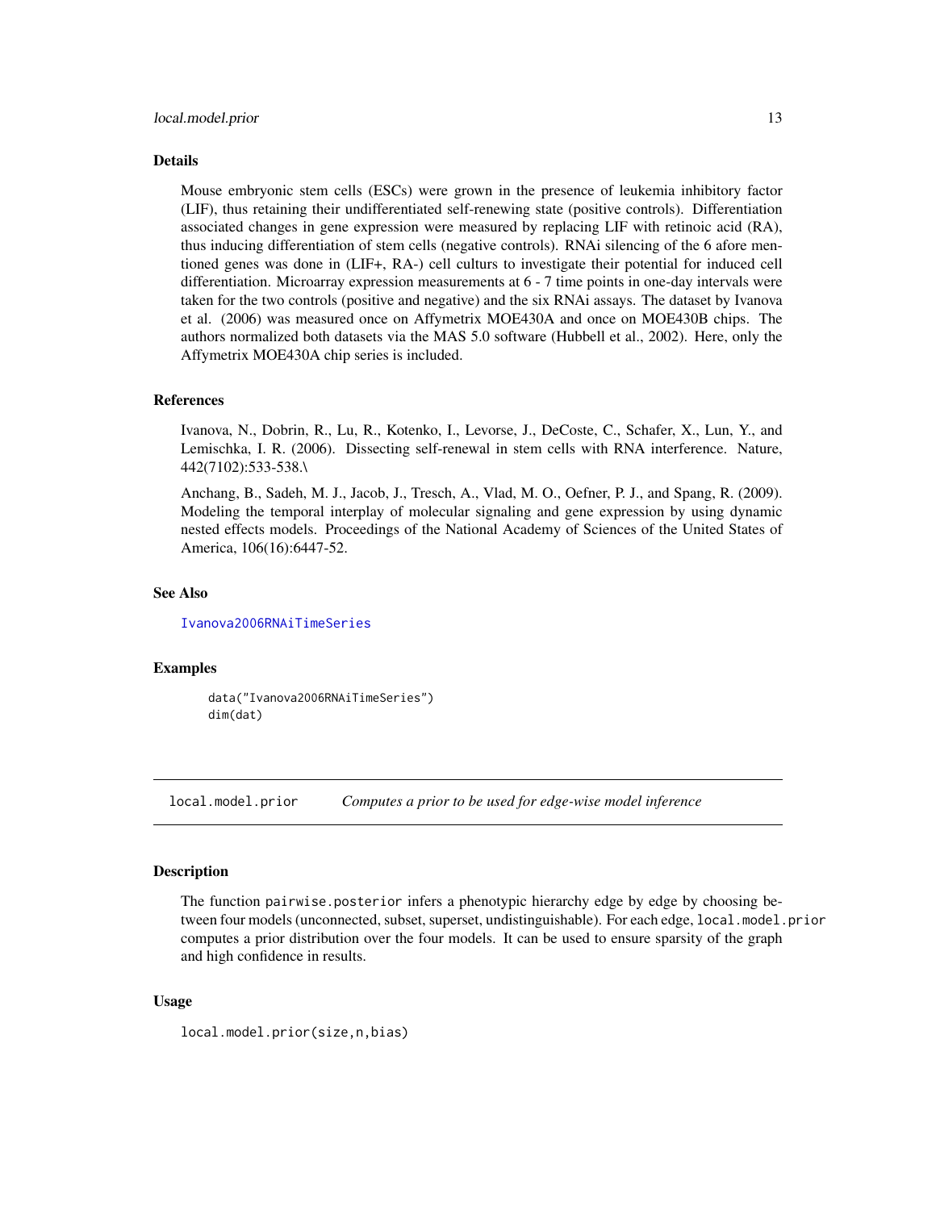## Details

Mouse embryonic stem cells (ESCs) were grown in the presence of leukemia inhibitory factor (LIF), thus retaining their undifferentiated self-renewing state (positive controls). Differentiation associated changes in gene expression were measured by replacing LIF with retinoic acid (RA), thus inducing differentiation of stem cells (negative controls). RNAi silencing of the 6 afore mentioned genes was done in (LIF+, RA-) cell culturs to investigate their potential for induced cell differentiation. Microarray expression measurements at 6 - 7 time points in one-day intervals were taken for the two controls (positive and negative) and the six RNAi assays. The dataset by Ivanova et al. (2006) was measured once on Affymetrix MOE430A and once on MOE430B chips. The authors normalized both datasets via the MAS 5.0 software (Hubbell et al., 2002). Here, only the Affymetrix MOE430A chip series is included.

## References

Ivanova, N., Dobrin, R., Lu, R., Kotenko, I., Levorse, J., DeCoste, C., Schafer, X., Lun, Y., and Lemischka, I. R. (2006). Dissecting self-renewal in stem cells with RNA interference. Nature, 442(7102):533-538.\

Anchang, B., Sadeh, M. J., Jacob, J., Tresch, A., Vlad, M. O., Oefner, P. J., and Spang, R. (2009). Modeling the temporal interplay of molecular signaling and gene expression by using dynamic nested effects models. Proceedings of the National Academy of Sciences of the United States of America, 106(16):6447-52.

## See Also

Ivanova2006RNAiTimeSeries

## Examples

```
data("Ivanova2006RNAiTimeSeries")
dim(dat)
```

---

# local.model.prior — *Computes a prior to be used for edge-wise model inference*

## Description

The function pairwise.posterior infers a phenotypic hierarchy edge by edge by choosing between four models (unconnected, subset, superset, undistinguishable). For each edge, local.model.prior computes a prior distribution over the four models. It can be used to ensure sparsity of the graph and high confidence in results.

## Usage

```
local.model.prior(size,n,bias)
```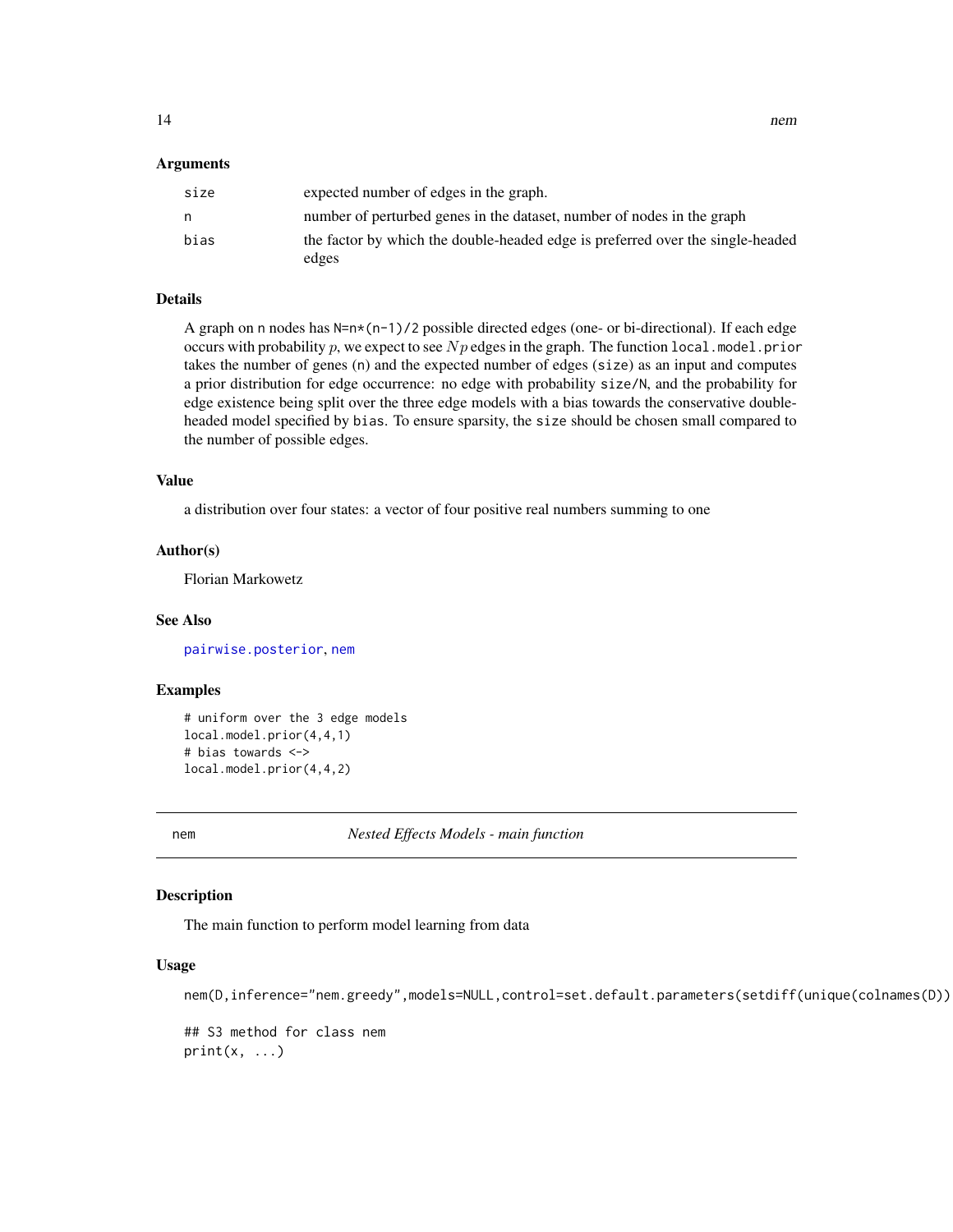### Arguments

| | |
|---|---|
| `size` | expected number of edges in the graph. |
| `n` | number of perturbed genes in the dataset, number of nodes in the graph |
| `bias` | the factor by which the double-headed edge is preferred over the single-headed edges |

### Details

A graph on `n` nodes has `N=n*(n-1)/2` possible directed edges (one- or bi-directional). If each edge occurs with probability $p$, we expect to see $Np$ edges in the graph. The function `local.model.prior` takes the number of genes (`n`) and the expected number of edges (`size`) as an input and computes a prior distribution for edge occurrence: no edge with probability `size/N`, and the probability for edge existence being split over the three edge models with a bias towards the conservative double-headed model specified by `bias`. To ensure sparsity, the `size` should be chosen small compared to the number of possible edges.

### Value

a distribution over four states: a vector of four positive real numbers summing to one

### Author(s)

Florian Markowetz

### See Also

`pairwise.posterior`, `nem`

### Examples

```
# uniform over the 3 edge models
local.model.prior(4,4,1)
# bias towards <->
local.model.prior(4,4,2)
```

---

## nem — *Nested Effects Models - main function*

### Description

The main function to perform model learning from data

### Usage

```
nem(D,inference="nem.greedy",models=NULL,control=set.default.parameters(setdiff(unique(colnames(D))

## S3 method for class nem
print(x, ...)
```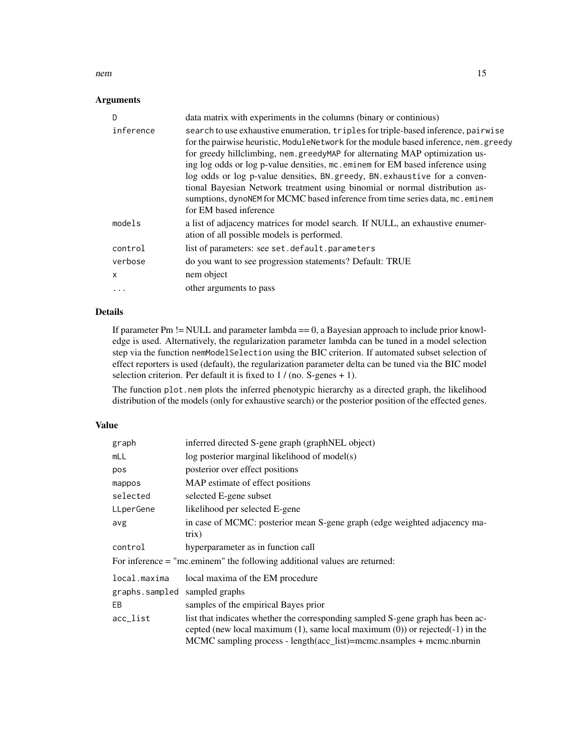## Arguments

| | |
|---|---|
| D | data matrix with experiments in the columns (binary or continious) |
| inference | `search` to use exhaustive enumeration, `triples` for triple-based inference, `pairwise` for the pairwise heuristic, `ModuleNetwork` for the module based inference, `nem.greedy` for greedy hillclimbing, `nem.greedyMAP` for alternating MAP optimization using log odds or log p-value densities, `mc.eminem` for EM based inference using log odds or log p-value densities, `BN.greedy`, `BN.exhaustive` for a conventional Bayesian Network treatment using binomial or normal distribution assumptions, `dynoNEM` for MCMC based inference from time series data, `mc.eminem` for EM based inference |
| models | a list of adjacency matrices for model search. If NULL, an exhaustive enumeration of all possible models is performed. |
| control | list of parameters: see `set.default.parameters` |
| verbose | do you want to see progression statements? Default: TRUE |
| x | nem object |
| ... | other arguments to pass |

## Details

If parameter Pm != NULL and parameter lambda == 0, a Bayesian approach to include prior knowledge is used. Alternatively, the regularization parameter lambda can be tuned in a model selection step via the function `nemModelSelection` using the BIC criterion. If automated subset selection of effect reporters is used (default), the regularization parameter delta can be tuned via the BIC model selection criterion. Per default it is fixed to 1 / (no. S-genes + 1).

The function `plot.nem` plots the inferred phenotypic hierarchy as a directed graph, the likelihood distribution of the models (only for exhaustive search) or the posterior position of the effected genes.

## Value

| | |
|---|---|
| graph | inferred directed S-gene graph (graphNEL object) |
| mLL | log posterior marginal likelihood of model(s) |
| pos | posterior over effect positions |
| mappos | MAP estimate of effect positions |
| selected | selected E-gene subset |
| LLperGene | likelihood per selected E-gene |
| avg | in case of MCMC: posterior mean S-gene graph (edge weighted adjacency matrix) |
| control | hyperparameter as in function call |

For inference = "mc.eminem" the following additional values are returned:

| | |
|---|---|
| local.maxima | local maxima of the EM procedure |
| graphs.sampled | sampled graphs |
| EB | samples of the empirical Bayes prior |
| acc_list | list that indicates whether the corresponding sampled S-gene graph has been accepted (new local maximum (1), same local maximum (0)) or rejected(-1) in the MCMC sampling process - length(acc_list)=mcmc.nsamples + mcmc.nburnin |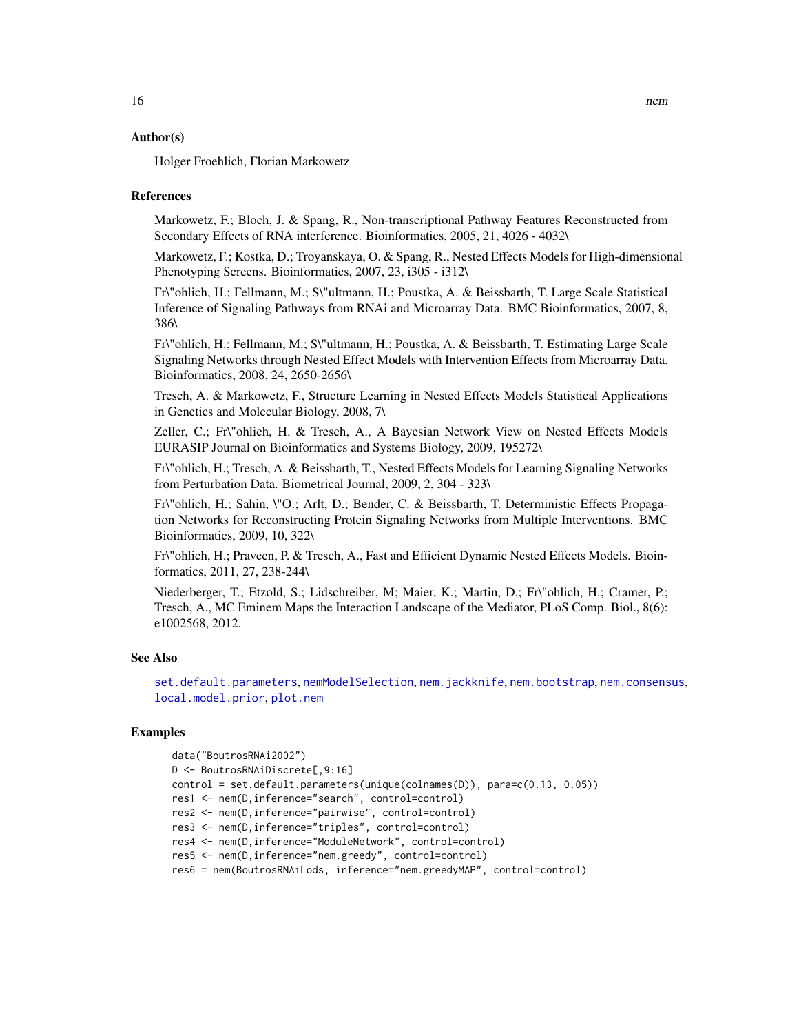## Author(s)

Holger Froehlich, Florian Markowetz

## References

Markowetz, F.; Bloch, J. & Spang, R., Non-transcriptional Pathway Features Reconstructed from Secondary Effects of RNA interference. Bioinformatics, 2005, 21, 4026 - 4032\

Markowetz, F.; Kostka, D.; Troyanskaya, O. & Spang, R., Nested Effects Models for High-dimensional Phenotyping Screens. Bioinformatics, 2007, 23, i305 - i312\

Fr\"ohlich, H.; Fellmann, M.; S\"ultmann, H.; Poustka, A. & Beissbarth, T. Large Scale Statistical Inference of Signaling Pathways from RNAi and Microarray Data. BMC Bioinformatics, 2007, 8, 386\

Fr\"ohlich, H.; Fellmann, M.; S\"ultmann, H.; Poustka, A. & Beissbarth, T. Estimating Large Scale Signaling Networks through Nested Effect Models with Intervention Effects from Microarray Data. Bioinformatics, 2008, 24, 2650-2656\

Tresch, A. & Markowetz, F., Structure Learning in Nested Effects Models Statistical Applications in Genetics and Molecular Biology, 2008, 7\

Zeller, C.; Fr\"ohlich, H. & Tresch, A., A Bayesian Network View on Nested Effects Models EURASIP Journal on Bioinformatics and Systems Biology, 2009, 195272\

Fr\"ohlich, H.; Tresch, A. & Beissbarth, T., Nested Effects Models for Learning Signaling Networks from Perturbation Data. Biometrical Journal, 2009, 2, 304 - 323\

Fr\"ohlich, H.; Sahin, \"O.; Arlt, D.; Bender, C. & Beissbarth, T. Deterministic Effects Propagation Networks for Reconstructing Protein Signaling Networks from Multiple Interventions. BMC Bioinformatics, 2009, 10, 322\

Fr\"ohlich, H.; Praveen, P. & Tresch, A., Fast and Efficient Dynamic Nested Effects Models. Bioinformatics, 2011, 27, 238-244\

Niederberger, T.; Etzold, S.; Lidschreiber, M; Maier, K.; Martin, D.; Fr\"ohlich, H.; Cramer, P.; Tresch, A., MC Eminem Maps the Interaction Landscape of the Mediator, PLoS Comp. Biol., 8(6): e1002568, 2012.

## See Also

set.default.parameters, nemModelSelection, nem.jackknife, nem.bootstrap, nem.consensus, local.model.prior, plot.nem

## Examples

```
data("BoutrosRNAi2002")
D <- BoutrosRNAiDiscrete[,9:16]
control = set.default.parameters(unique(colnames(D)), para=c(0.13, 0.05))
res1 <- nem(D,inference="search", control=control)
res2 <- nem(D,inference="pairwise", control=control)
res3 <- nem(D,inference="triples", control=control)
res4 <- nem(D,inference="ModuleNetwork", control=control)
res5 <- nem(D,inference="nem.greedy", control=control)
res6 = nem(BoutrosRNAiLods, inference="nem.greedyMAP", control=control)
```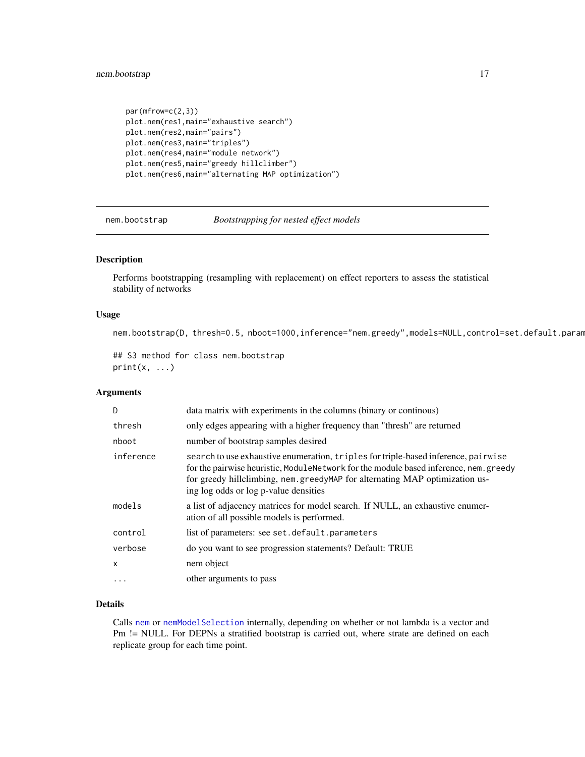```
par(mfrow=c(2,3))
plot.nem(res1,main="exhaustive search")
plot.nem(res2,main="pairs")
plot.nem(res3,main="triples")
plot.nem(res4,main="module network")
plot.nem(res5,main="greedy hillclimber")
plot.nem(res6,main="alternating MAP optimization")
```

## nem.bootstrap — *Bootstrapping for nested effect models*

### Description

Performs bootstrapping (resampling with replacement) on effect reporters to assess the statistical stability of networks

### Usage

```
nem.bootstrap(D, thresh=0.5, nboot=1000,inference="nem.greedy",models=NULL,control=set.default.param

## S3 method for class nem.bootstrap
print(x, ...)
```

### Arguments

| | |
|---|---|
| `D` | data matrix with experiments in the columns (binary or continous) |
| `thresh` | only edges appearing with a higher frequency than "thresh" are returned |
| `nboot` | number of bootstrap samples desired |
| `inference` | `search` to use exhaustive enumeration, `triples` for triple-based inference, `pairwise` for the pairwise heuristic, `ModuleNetwork` for the module based inference, `nem.greedy` for greedy hillclimbing, `nem.greedyMAP` for alternating MAP optimization using log odds or log p-value densities |
| `models` | a list of adjacency matrices for model search. If NULL, an exhaustive enumeration of all possible models is performed. |
| `control` | list of parameters: see `set.default.parameters` |
| `verbose` | do you want to see progression statements? Default: TRUE |
| `x` | nem object |
| `...` | other arguments to pass |

### Details

Calls `nem` or `nemModelSelection` internally, depending on whether or not lambda is a vector and Pm != NULL. For DEPNs a stratified bootstrap is carried out, where strate are defined on each replicate group for each time point.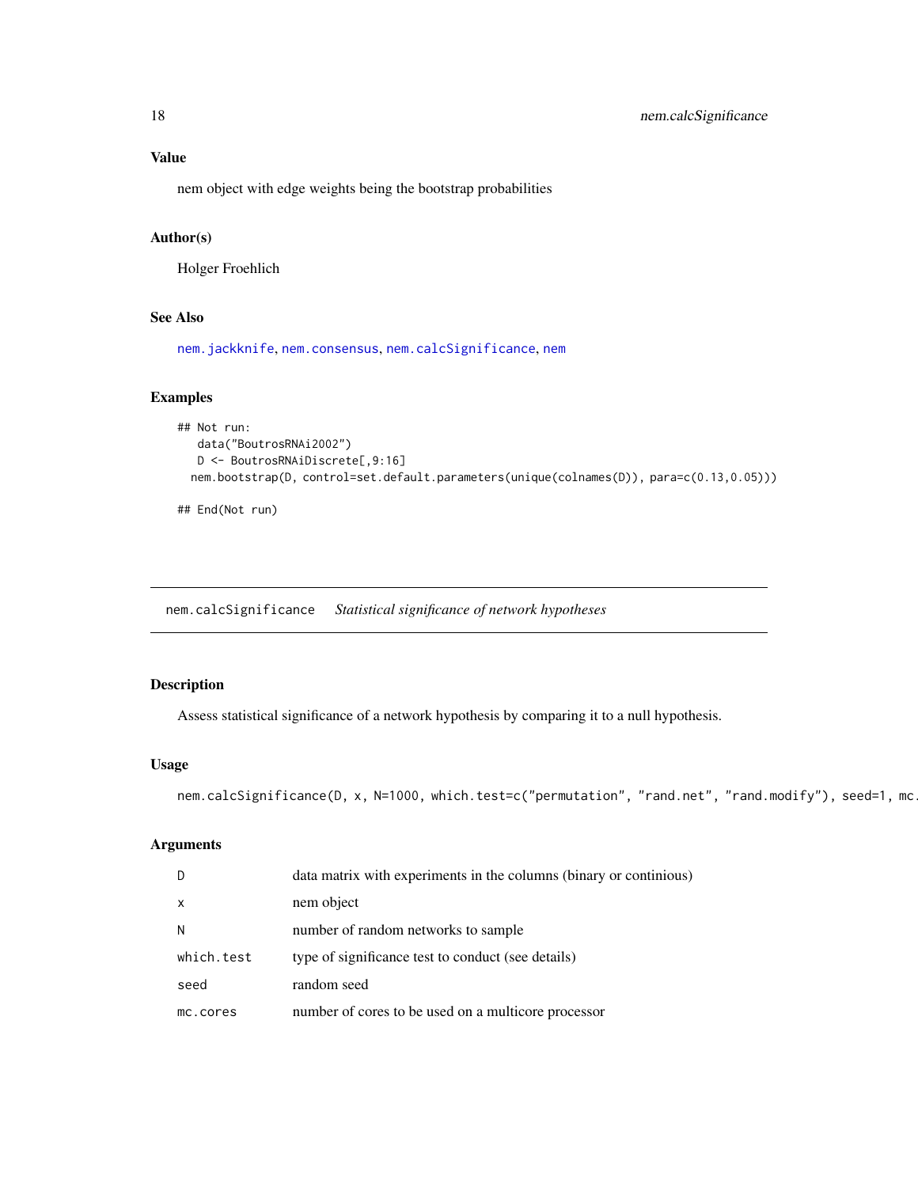### Value

nem object with edge weights being the bootstrap probabilities

### Author(s)

Holger Froehlich

### See Also

nem.jackknife, nem.consensus, nem.calcSignificance, nem

### Examples

```
## Not run:
   data("BoutrosRNAi2002")
   D <- BoutrosRNAiDiscrete[,9:16]
  nem.bootstrap(D, control=set.default.parameters(unique(colnames(D)), para=c(0.13,0.05)))

## End(Not run)
```

---

## nem.calcSignificance    *Statistical significance of network hypotheses*

### Description

Assess statistical significance of a network hypothesis by comparing it to a null hypothesis.

### Usage

```
nem.calcSignificance(D, x, N=1000, which.test=c("permutation", "rand.net", "rand.modify"), seed=1, mc.
```

### Arguments

| | |
|---|---|
| D | data matrix with experiments in the columns (binary or continious) |
| x | nem object |
| N | number of random networks to sample |
| which.test | type of significance test to conduct (see details) |
| seed | random seed |
| mc.cores | number of cores to be used on a multicore processor |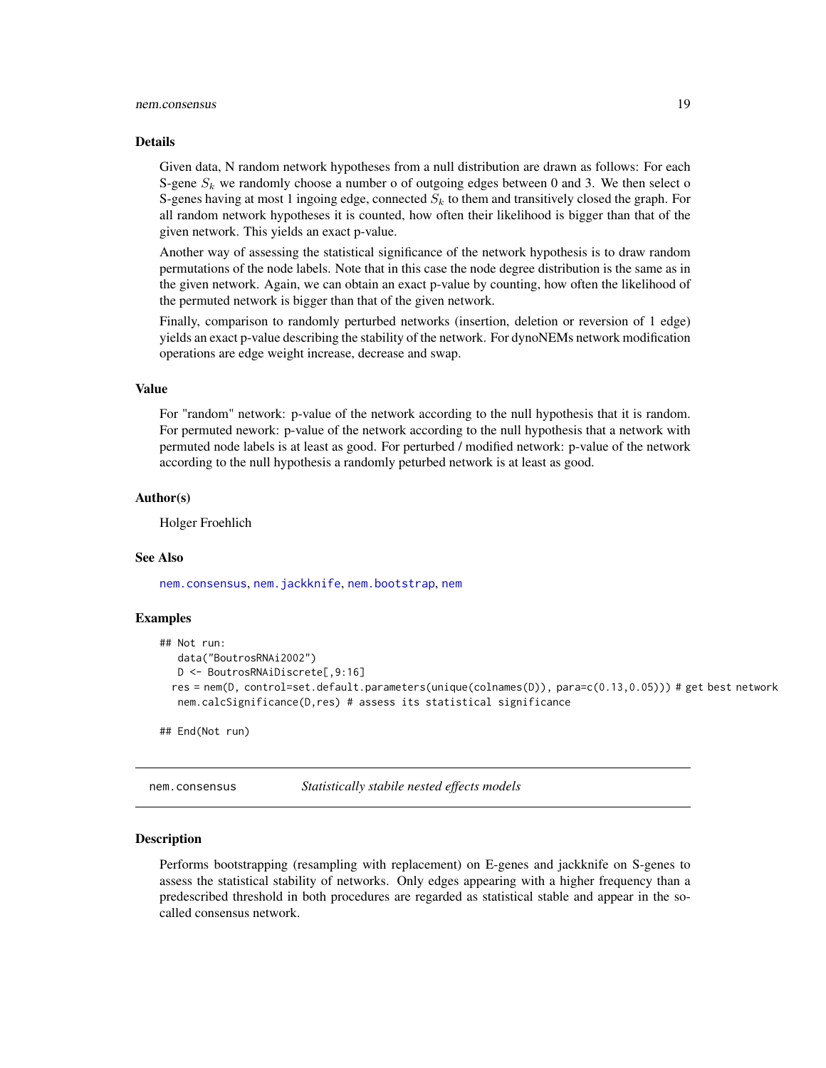### Details

Given data, N random network hypotheses from a null distribution are drawn as follows: For each S-gene $S_k$ we randomly choose a number o of outgoing edges between 0 and 3. We then select o S-genes having at most 1 ingoing edge, connected $S_k$ to them and transitively closed the graph. For all random network hypotheses it is counted, how often their likelihood is bigger than that of the given network. This yields an exact p-value.

Another way of assessing the statistical significance of the network hypothesis is to draw random permutations of the node labels. Note that in this case the node degree distribution is the same as in the given network. Again, we can obtain an exact p-value by counting, how often the likelihood of the permuted network is bigger than that of the given network.

Finally, comparison to randomly perturbed networks (insertion, deletion or reversion of 1 edge) yields an exact p-value describing the stability of the network. For dynoNEMs network modification operations are edge weight increase, decrease and swap.

### Value

For "random" network: p-value of the network according to the null hypothesis that it is random. For permuted nework: p-value of the network according to the null hypothesis that a network with permuted node labels is at least as good. For perturbed / modified network: p-value of the network according to the null hypothesis a randomly peturbed network is at least as good.

### Author(s)

Holger Froehlich

### See Also

nem.consensus, nem.jackknife, nem.bootstrap, nem

### Examples

```
## Not run:
   data("BoutrosRNAi2002")
   D <- BoutrosRNAiDiscrete[,9:16]
  res = nem(D, control=set.default.parameters(unique(colnames(D)), para=c(0.13,0.05))) # get best network
   nem.calcSignificance(D,res) # assess its statistical significance

## End(Not run)
```

---

## nem.consensus — *Statistically stabile nested effects models*

### Description

Performs bootstrapping (resampling with replacement) on E-genes and jackknife on S-genes to assess the statistical stability of networks. Only edges appearing with a higher frequency than a predescribed threshold in both procedures are regarded as statistical stable and appear in the so-called consensus network.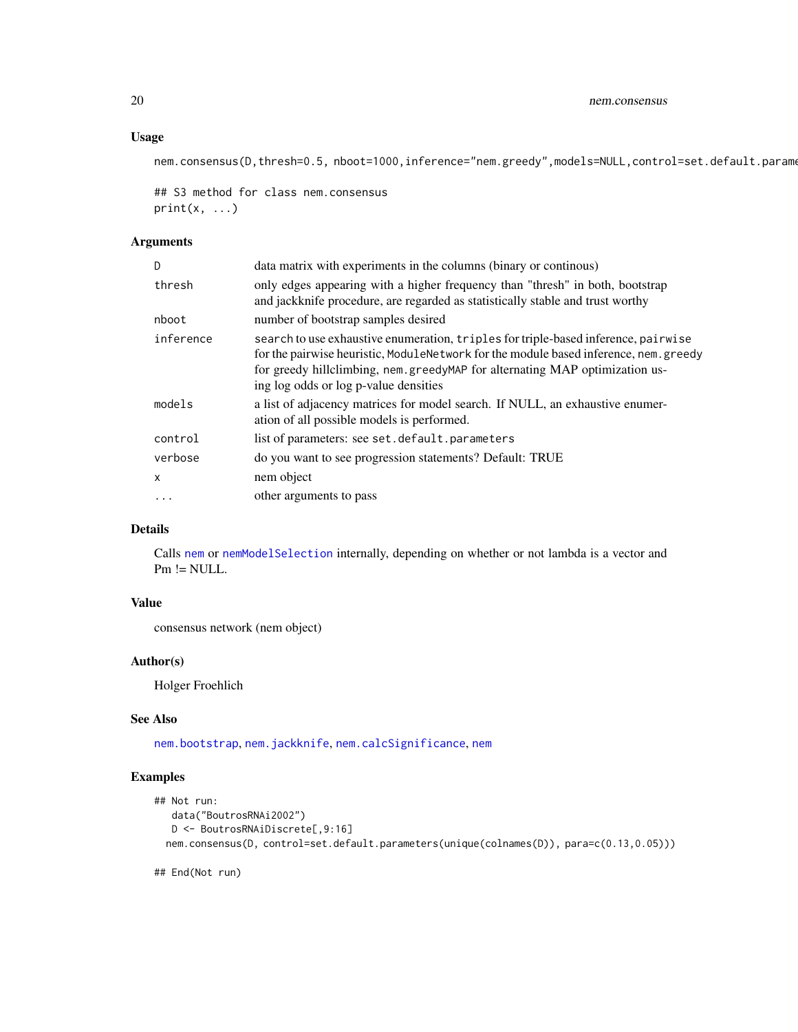## Usage

```
nem.consensus(D,thresh=0.5, nboot=1000,inference="nem.greedy",models=NULL,control=set.default.parame

## S3 method for class nem.consensus
print(x, ...)
```

## Arguments

| | |
|---|---|
| D | data matrix with experiments in the columns (binary or continous) |
| thresh | only edges appearing with a higher frequency than "thresh" in both, bootstrap and jackknife procedure, are regarded as statistically stable and trust worthy |
| nboot | number of bootstrap samples desired |
| inference | `search` to use exhaustive enumeration, `triples` for triple-based inference, `pairwise` for the pairwise heuristic, `ModuleNetwork` for the module based inference, `nem.greedy` for greedy hillclimbing, `nem.greedyMAP` for alternating MAP optimization using log odds or log p-value densities |
| models | a list of adjacency matrices for model search. If NULL, an exhaustive enumeration of all possible models is performed. |
| control | list of parameters: see `set.default.parameters` |
| verbose | do you want to see progression statements? Default: TRUE |
| x | nem object |
| ... | other arguments to pass |

## Details

Calls `nem` or `nemModelSelection` internally, depending on whether or not lambda is a vector and Pm != NULL.

## Value

consensus network (nem object)

## Author(s)

Holger Froehlich

## See Also

`nem.bootstrap`, `nem.jackknife`, `nem.calcSignificance`, `nem`

## Examples

```
## Not run:
   data("BoutrosRNAi2002")
   D <- BoutrosRNAiDiscrete[,9:16]
  nem.consensus(D, control=set.default.parameters(unique(colnames(D)), para=c(0.13,0.05)))

## End(Not run)
```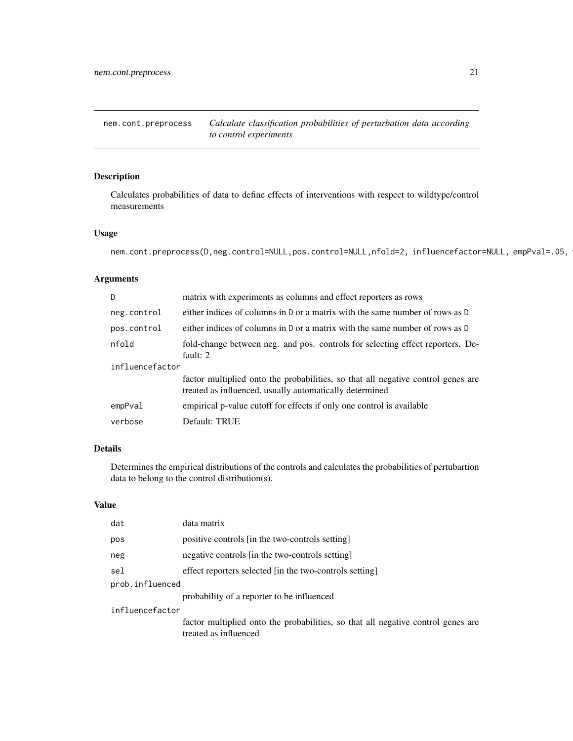## nem.cont.preprocess — *Calculate classification probabilities of perturbation data according to control experiments*

### Description

Calculates probabilities of data to define effects of interventions with respect to wildtype/control measurements

### Usage

```
nem.cont.preprocess(D,neg.control=NULL,pos.control=NULL,nfold=2, influencefactor=NULL, empPval=.05, v
```

### Arguments

| | |
|---|---|
| D | matrix with experiments as columns and effect reporters as rows |
| neg.control | either indices of columns in D or a matrix with the same number of rows as D |
| pos.control | either indices of columns in D or a matrix with the same number of rows as D |
| nfold | fold-change between neg. and pos. controls for selecting effect reporters. Default: 2 |
| influencefactor | factor multiplied onto the probabilities, so that all negative control genes are treated as influenced, usually automatically determined |
| empPval | empirical p-value cutoff for effects if only one control is available |
| verbose | Default: TRUE |

### Details

Determines the empirical distributions of the controls and calculates the probabilities of pertubartion data to belong to the control distribution(s).

### Value

| | |
|---|---|
| dat | data matrix |
| pos | positive controls [in the two-controls setting] |
| neg | negative controls [in the two-controls setting] |
| sel | effect reporters selected [in the two-controls setting] |
| prob.influenced | probability of a reporter to be influenced |
| influencefactor | factor multiplied onto the probabilities, so that all negative control genes are treated as influenced |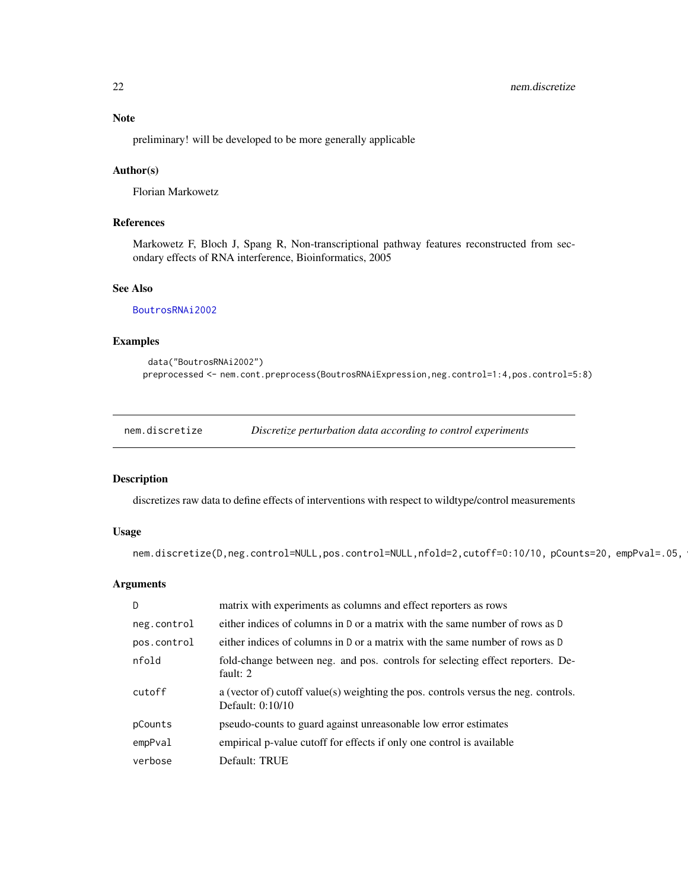### Note

preliminary! will be developed to be more generally applicable

### Author(s)

Florian Markowetz

### References

Markowetz F, Bloch J, Spang R, Non-transcriptional pathway features reconstructed from secondary effects of RNA interference, Bioinformatics, 2005

### See Also

BoutrosRNAi2002

### Examples

```
 data("BoutrosRNAi2002")
preprocessed <- nem.cont.preprocess(BoutrosRNAiExpression,neg.control=1:4,pos.control=5:8)
```

---

## nem.discretize — *Discretize perturbation data according to control experiments*

### Description

discretizes raw data to define effects of interventions with respect to wildtype/control measurements

### Usage

```
nem.discretize(D,neg.control=NULL,pos.control=NULL,nfold=2,cutoff=0:10/10, pCounts=20, empPval=.05, 
```

### Arguments

| | |
|---|---|
| D | matrix with experiments as columns and effect reporters as rows |
| neg.control | either indices of columns in D or a matrix with the same number of rows as D |
| pos.control | either indices of columns in D or a matrix with the same number of rows as D |
| nfold | fold-change between neg. and pos. controls for selecting effect reporters. Default: 2 |
| cutoff | a (vector of) cutoff value(s) weighting the pos. controls versus the neg. controls. Default: 0:10/10 |
| pCounts | pseudo-counts to guard against unreasonable low error estimates |
| empPval | empirical p-value cutoff for effects if only one control is available |
| verbose | Default: TRUE |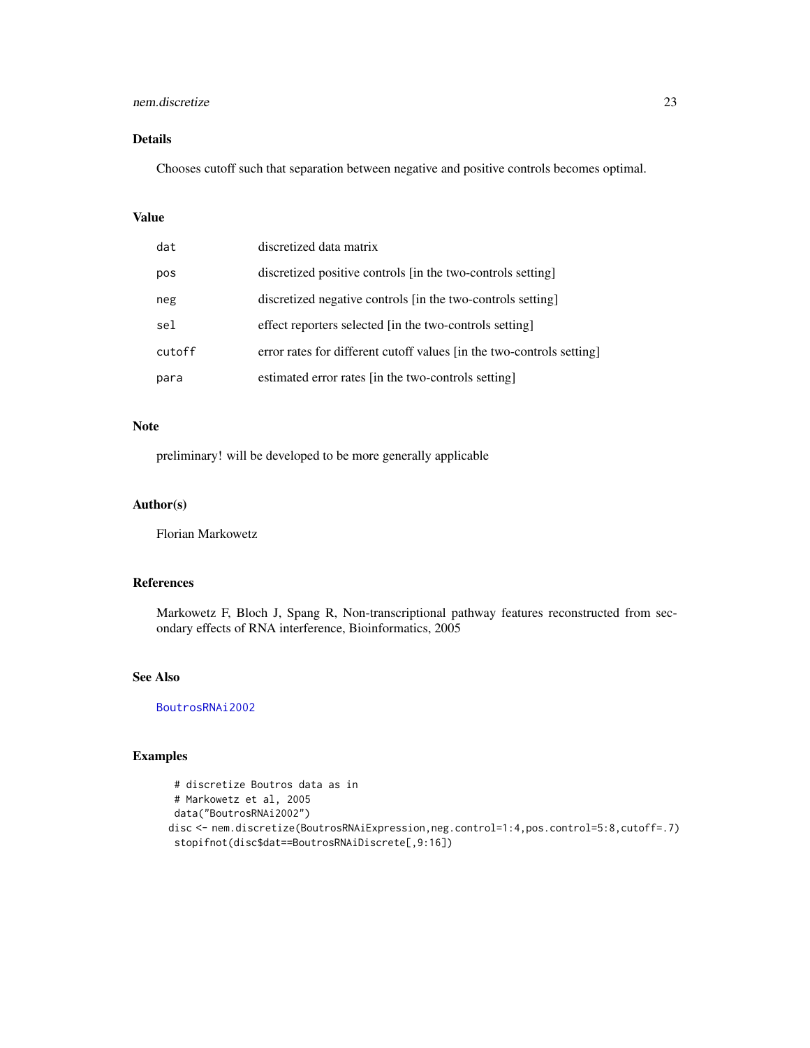## Details

Chooses cutoff such that separation between negative and positive controls becomes optimal.

## Value

| | |
|---|---|
| dat | discretized data matrix |
| pos | discretized positive controls [in the two-controls setting] |
| neg | discretized negative controls [in the two-controls setting] |
| sel | effect reporters selected [in the two-controls setting] |
| cutoff | error rates for different cutoff values [in the two-controls setting] |
| para | estimated error rates [in the two-controls setting] |

## Note

preliminary! will be developed to be more generally applicable

## Author(s)

Florian Markowetz

## References

Markowetz F, Bloch J, Spang R, Non-transcriptional pathway features reconstructed from secondary effects of RNA interference, Bioinformatics, 2005

## See Also

BoutrosRNAi2002

## Examples

```
 # discretize Boutros data as in
 # Markowetz et al, 2005
 data("BoutrosRNAi2002")
disc <- nem.discretize(BoutrosRNAiExpression,neg.control=1:4,pos.control=5:8,cutoff=.7)
 stopifnot(disc$dat==BoutrosRNAiDiscrete[,9:16])
```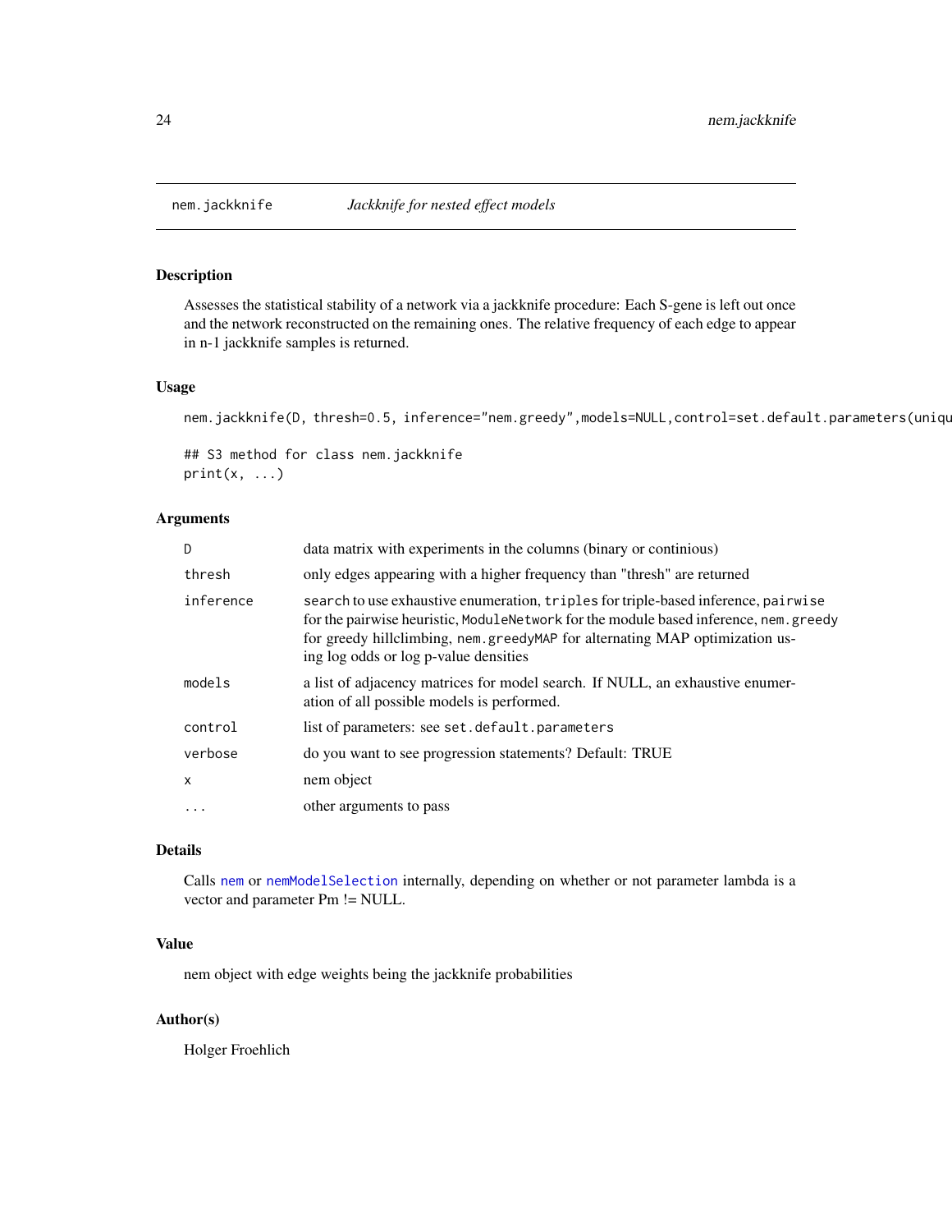nem.jackknife *Jackknife for nested effect models*

## Description

Assesses the statistical stability of a network via a jackknife procedure: Each S-gene is left out once and the network reconstructed on the remaining ones. The relative frequency of each edge to appear in n-1 jackknife samples is returned.

## Usage

```
nem.jackknife(D, thresh=0.5, inference="nem.greedy",models=NULL,control=set.default.parameters(uniqu

## S3 method for class nem.jackknife
print(x, ...)
```

## Arguments

| | |
|---|---|
| D | data matrix with experiments in the columns (binary or continious) |
| thresh | only edges appearing with a higher frequency than "thresh" are returned |
| inference | `search` to use exhaustive enumeration, `triples` for triple-based inference, `pairwise` for the pairwise heuristic, `ModuleNetwork` for the module based inference, `nem.greedy` for greedy hillclimbing, `nem.greedyMAP` for alternating MAP optimization using log odds or log p-value densities |
| models | a list of adjacency matrices for model search. If NULL, an exhaustive enumeration of all possible models is performed. |
| control | list of parameters: see `set.default.parameters` |
| verbose | do you want to see progression statements? Default: TRUE |
| x | nem object |
| ... | other arguments to pass |

## Details

Calls `nem` or `nemModelSelection` internally, depending on whether or not parameter lambda is a vector and parameter Pm != NULL.

## Value

nem object with edge weights being the jackknife probabilities

## Author(s)

Holger Froehlich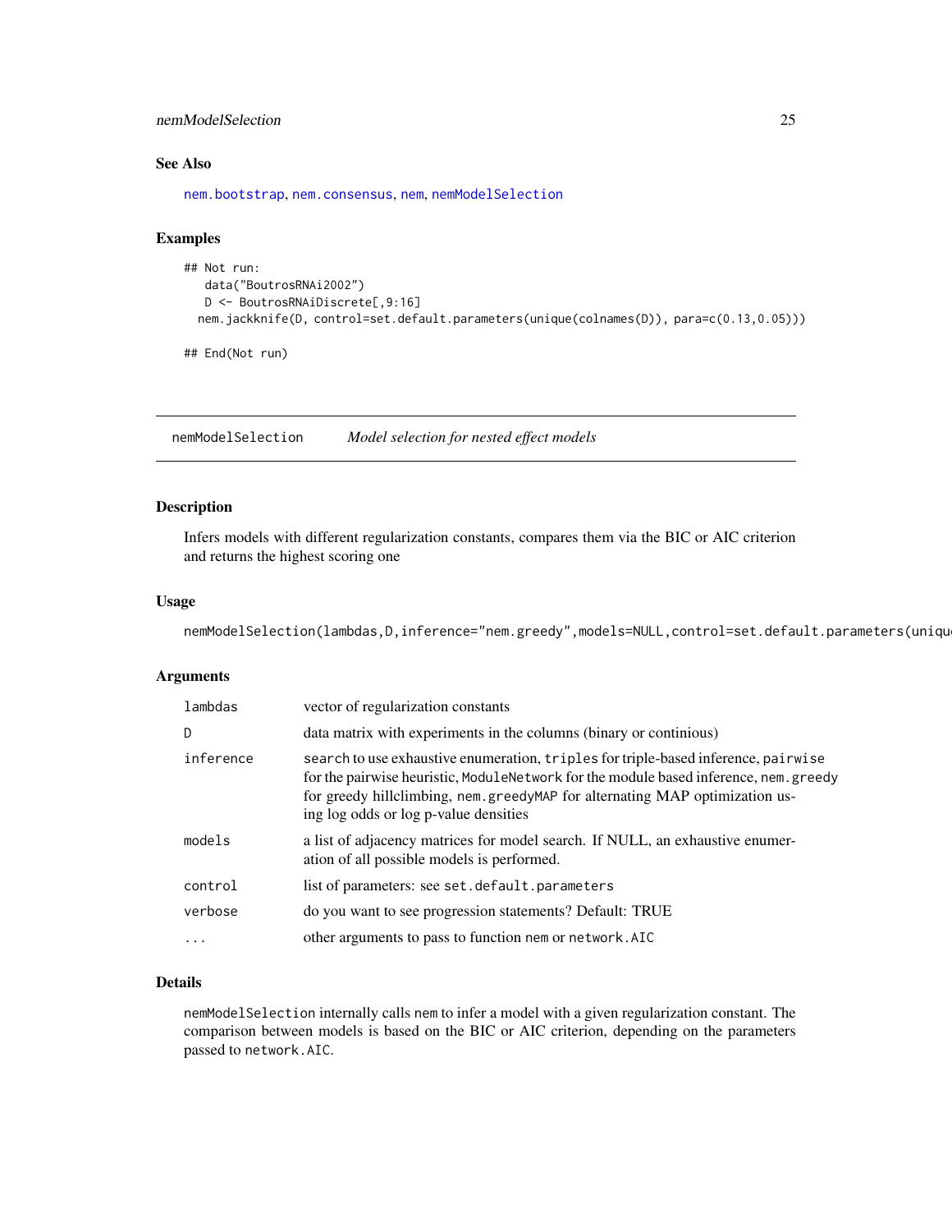### See Also

nem.bootstrap, nem.consensus, nem, nemModelSelection

### Examples

```
## Not run:
   data("BoutrosRNAi2002")
   D <- BoutrosRNAiDiscrete[,9:16]
  nem.jackknife(D, control=set.default.parameters(unique(colnames(D)), para=c(0.13,0.05)))

## End(Not run)
```

---

## nemModelSelection    *Model selection for nested effect models*

### Description

Infers models with different regularization constants, compares them via the BIC or AIC criterion and returns the highest scoring one

### Usage

```
nemModelSelection(lambdas,D,inference="nem.greedy",models=NULL,control=set.default.parameters(uniqu
```

### Arguments

| | |
|---|---|
| `lambdas` | vector of regularization constants |
| `D` | data matrix with experiments in the columns (binary or continious) |
| `inference` | `search` to use exhaustive enumeration, `triples` for triple-based inference, `pairwise` for the pairwise heuristic, `ModuleNetwork` for the module based inference, `nem.greedy` for greedy hillclimbing, `nem.greedyMAP` for alternating MAP optimization using log odds or log p-value densities |
| `models` | a list of adjacency matrices for model search. If NULL, an exhaustive enumeration of all possible models is performed. |
| `control` | list of parameters: see `set.default.parameters` |
| `verbose` | do you want to see progression statements? Default: TRUE |
| `...` | other arguments to pass to function `nem` or `network.AIC` |

### Details

`nemModelSelection` internally calls `nem` to infer a model with a given regularization constant. The comparison between models is based on the BIC or AIC criterion, depending on the parameters passed to `network.AIC`.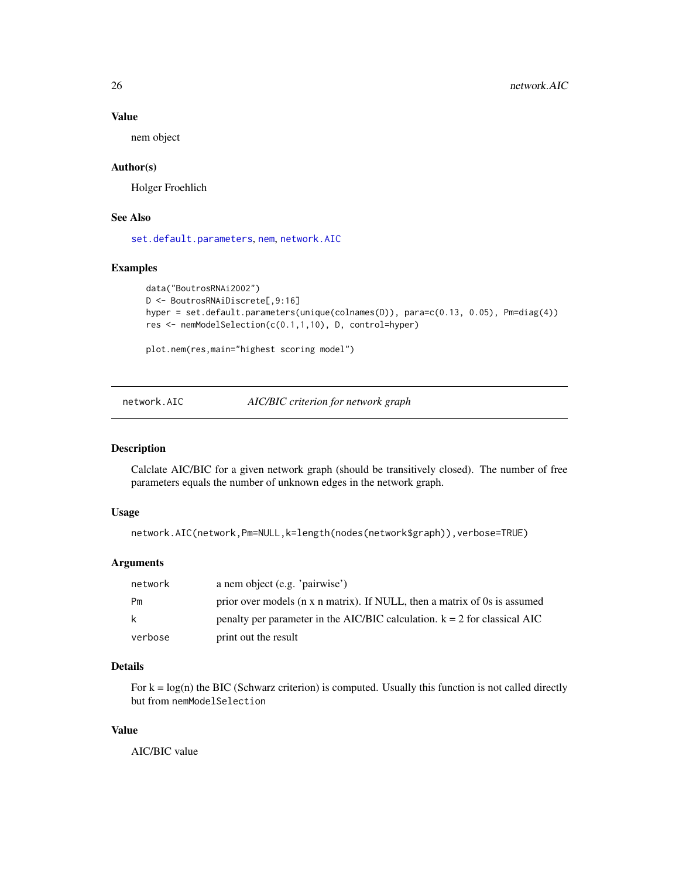### Value

nem object

### Author(s)

Holger Froehlich

### See Also

set.default.parameters, nem, network.AIC

### Examples

```
data("BoutrosRNAi2002")
D <- BoutrosRNAiDiscrete[,9:16]
hyper = set.default.parameters(unique(colnames(D)), para=c(0.13, 0.05), Pm=diag(4))
res <- nemModelSelection(c(0.1,1,10), D, control=hyper)

plot.nem(res,main="highest scoring model")
```

---

## network.AIC    *AIC/BIC criterion for network graph*

---

### Description

Calclate AIC/BIC for a given network graph (should be transitively closed). The number of free parameters equals the number of unknown edges in the network graph.

### Usage

```
network.AIC(network,Pm=NULL,k=length(nodes(network$graph)),verbose=TRUE)
```

### Arguments

| | |
|---|---|
| network | a nem object (e.g. 'pairwise') |
| Pm | prior over models (n x n matrix). If NULL, then a matrix of 0s is assumed |
| k | penalty per parameter in the AIC/BIC calculation. k = 2 for classical AIC |
| verbose | print out the result |

### Details

For k = log(n) the BIC (Schwarz criterion) is computed. Usually this function is not called directly but from `nemModelSelection`

### Value

AIC/BIC value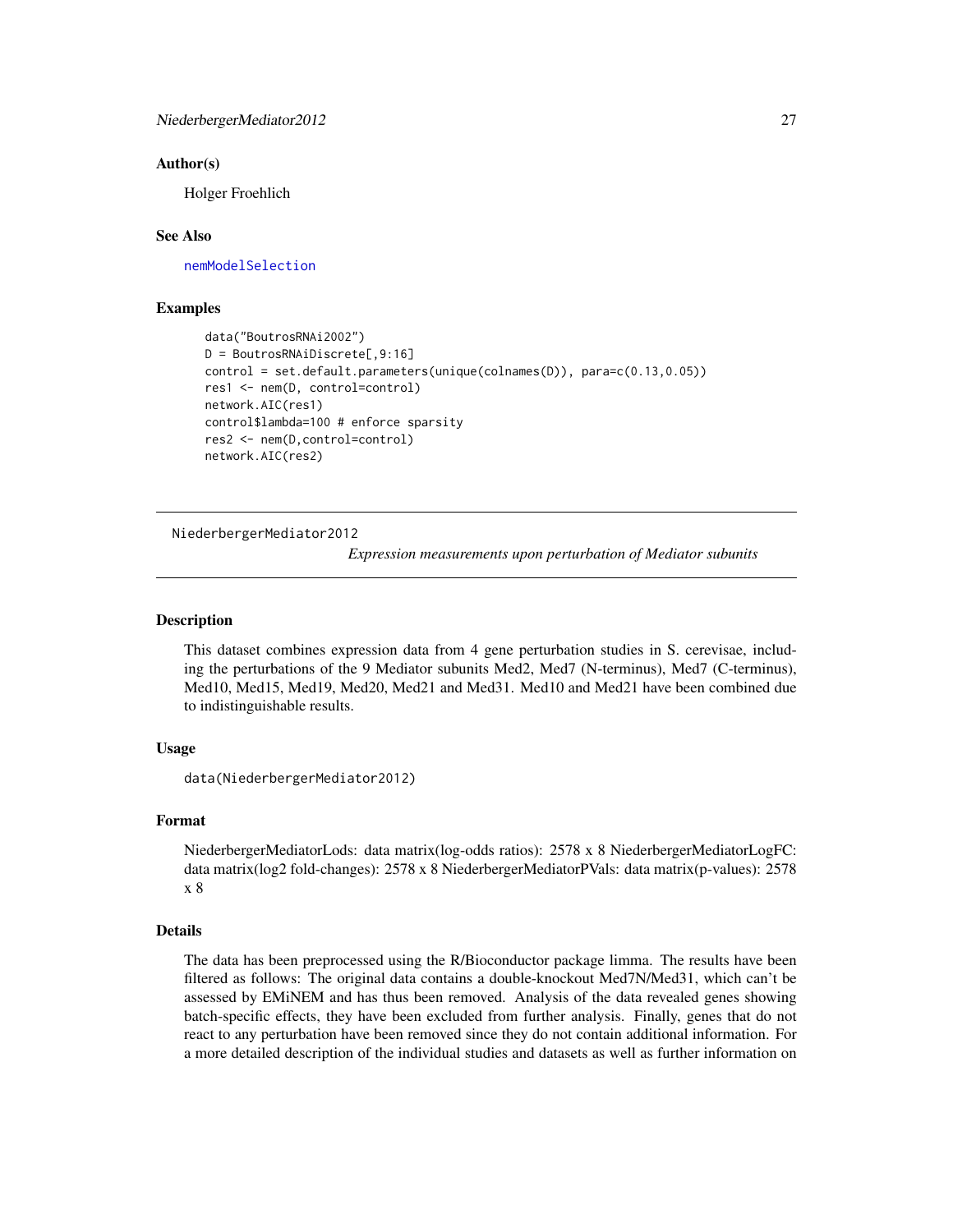### Author(s)

Holger Froehlich

### See Also

nemModelSelection

### Examples

```
data("BoutrosRNAi2002")
D = BoutrosRNAiDiscrete[,9:16]
control = set.default.parameters(unique(colnames(D)), para=c(0.13,0.05))
res1 <- nem(D, control=control)
network.AIC(res1)
control$lambda=100 # enforce sparsity
res2 <- nem(D,control=control)
network.AIC(res2)
```

---

## NiederbergerMediator2012

*Expression measurements upon perturbation of Mediator subunits*

---

### Description

This dataset combines expression data from 4 gene perturbation studies in S. cerevisae, including the perturbations of the 9 Mediator subunits Med2, Med7 (N-terminus), Med7 (C-terminus), Med10, Med15, Med19, Med20, Med21 and Med31. Med10 and Med21 have been combined due to indistinguishable results.

### Usage

```
data(NiederbergerMediator2012)
```

### Format

NiederbergerMediatorLods: data matrix(log-odds ratios): 2578 x 8 NiederbergerMediatorLogFC: data matrix(log2 fold-changes): 2578 x 8 NiederbergerMediatorPVals: data matrix(p-values): 2578 x 8

### Details

The data has been preprocessed using the R/Bioconductor package limma. The results have been filtered as follows: The original data contains a double-knockout Med7N/Med31, which can't be assessed by EMiNEM and has thus been removed. Analysis of the data revealed genes showing batch-specific effects, they have been excluded from further analysis. Finally, genes that do not react to any perturbation have been removed since they do not contain additional information. For a more detailed description of the individual studies and datasets as well as further information on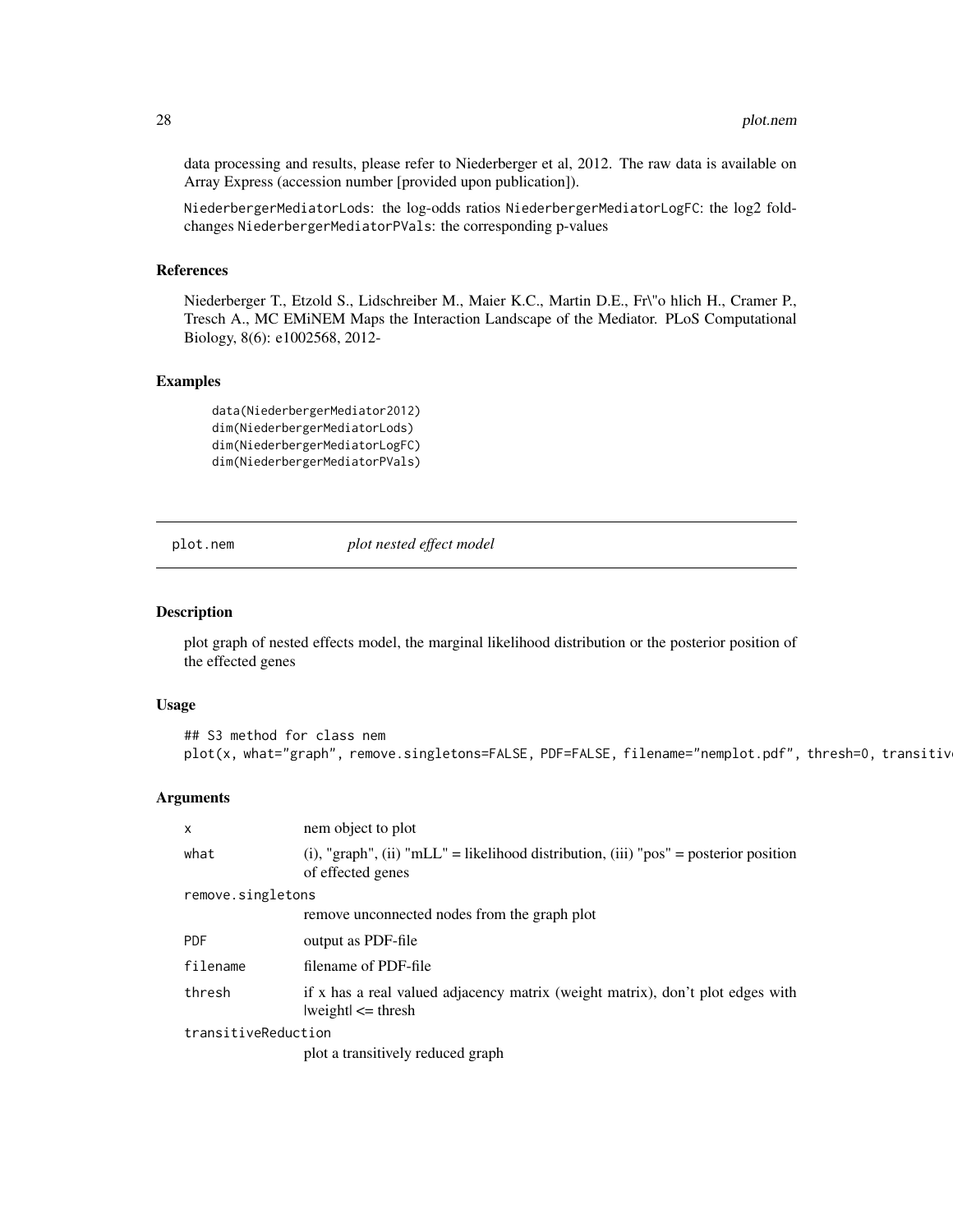data processing and results, please refer to Niederberger et al, 2012. The raw data is available on Array Express (accession number [provided upon publication]).

`NiederbergerMediatorLods`: the log-odds ratios `NiederbergerMediatorLogFC`: the log2 fold-changes `NiederbergerMediatorPVals`: the corresponding p-values

### References

Niederberger T., Etzold S., Lidschreiber M., Maier K.C., Martin D.E., Fr\"o hlich H., Cramer P., Tresch A., MC EMiNEM Maps the Interaction Landscape of the Mediator. PLoS Computational Biology, 8(6): e1002568, 2012-

### Examples

```
data(NiederbergerMediator2012)
dim(NiederbergerMediatorLods)
dim(NiederbergerMediatorLogFC)
dim(NiederbergerMediatorPVals)
```

---

## plot.nem *plot nested effect model*

### Description

plot graph of nested effects model, the marginal likelihood distribution or the posterior position of the effected genes

### Usage

```
## S3 method for class nem
plot(x, what="graph", remove.singletons=FALSE, PDF=FALSE, filename="nemplot.pdf", thresh=0, transitiv
```

### Arguments

| | |
|---|---|
| `x` | nem object to plot |
| `what` | (i), "graph", (ii) "mLL" = likelihood distribution, (iii) "pos" = posterior position of effected genes |
| `remove.singletons` | remove unconnected nodes from the graph plot |
| `PDF` | output as PDF-file |
| `filename` | filename of PDF-file |
| `thresh` | if x has a real valued adjacency matrix (weight matrix), don't plot edges with \|weight\| <= thresh |
| `transitiveReduction` | plot a transitively reduced graph |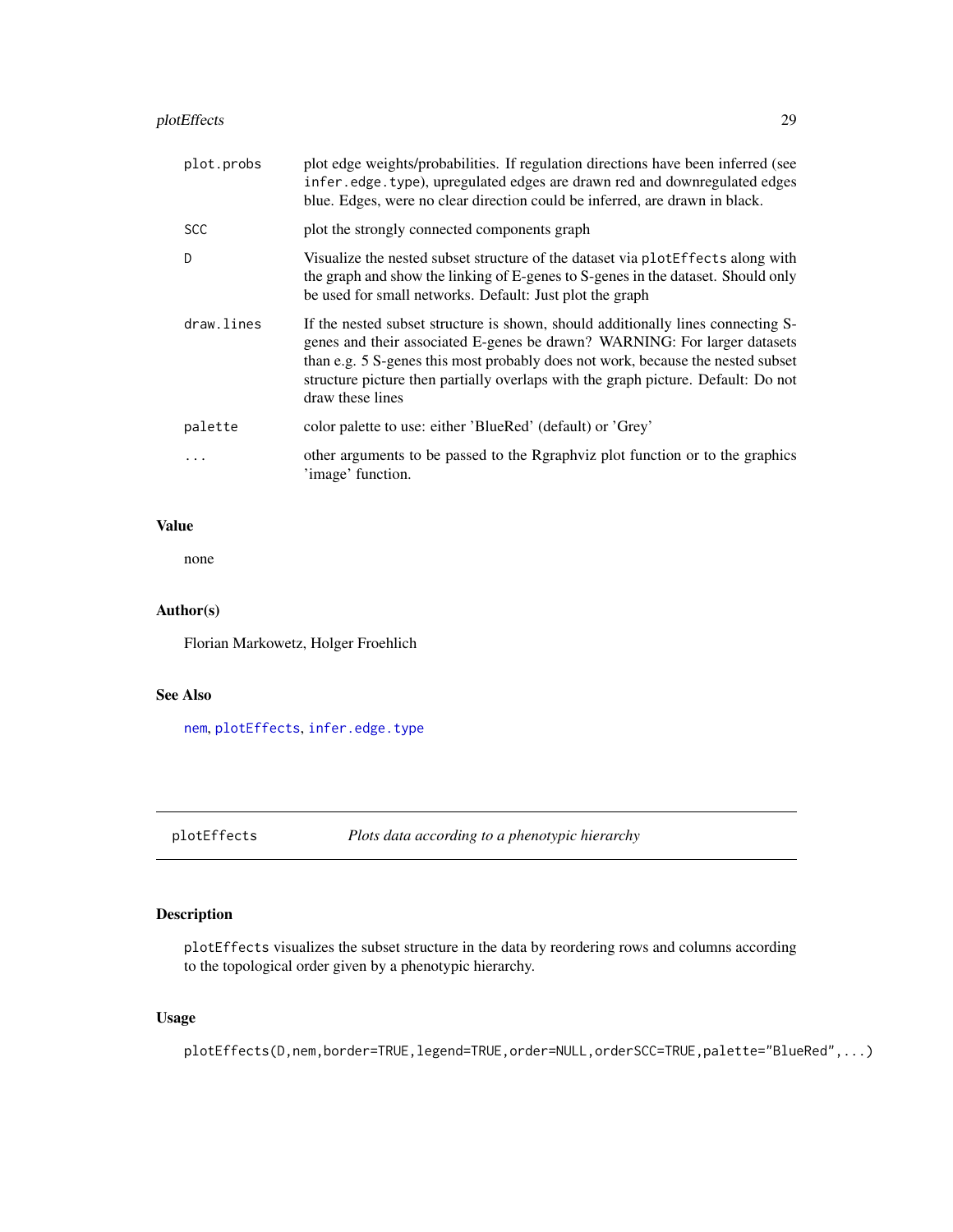| | |
|---|---|
| `plot.probs` | plot edge weights/probabilities. If regulation directions have been inferred (see `infer.edge.type`), upregulated edges are drawn red and downregulated edges blue. Edges, were no clear direction could be inferred, are drawn in black. |
| `SCC` | plot the strongly connected components graph |
| `D` | Visualize the nested subset structure of the dataset via `plotEffects` along with the graph and show the linking of E-genes to S-genes in the dataset. Should only be used for small networks. Default: Just plot the graph |
| `draw.lines` | If the nested subset structure is shown, should additionally lines connecting S-genes and their associated E-genes be drawn? WARNING: For larger datasets than e.g. 5 S-genes this most probably does not work, because the nested subset structure picture then partially overlaps with the graph picture. Default: Do not draw these lines |
| `palette` | color palette to use: either 'BlueRed' (default) or 'Grey' |
| `...` | other arguments to be passed to the Rgraphviz plot function or to the graphics 'image' function. |

## Value

none

## Author(s)

Florian Markowetz, Holger Froehlich

## See Also

`nem`, `plotEffects`, `infer.edge.type`

---

# `plotEffects` *Plots data according to a phenotypic hierarchy*

---

## Description

`plotEffects` visualizes the subset structure in the data by reordering rows and columns according to the topological order given by a phenotypic hierarchy.

## Usage

```
plotEffects(D,nem,border=TRUE,legend=TRUE,order=NULL,orderSCC=TRUE,palette="BlueRed",...)
```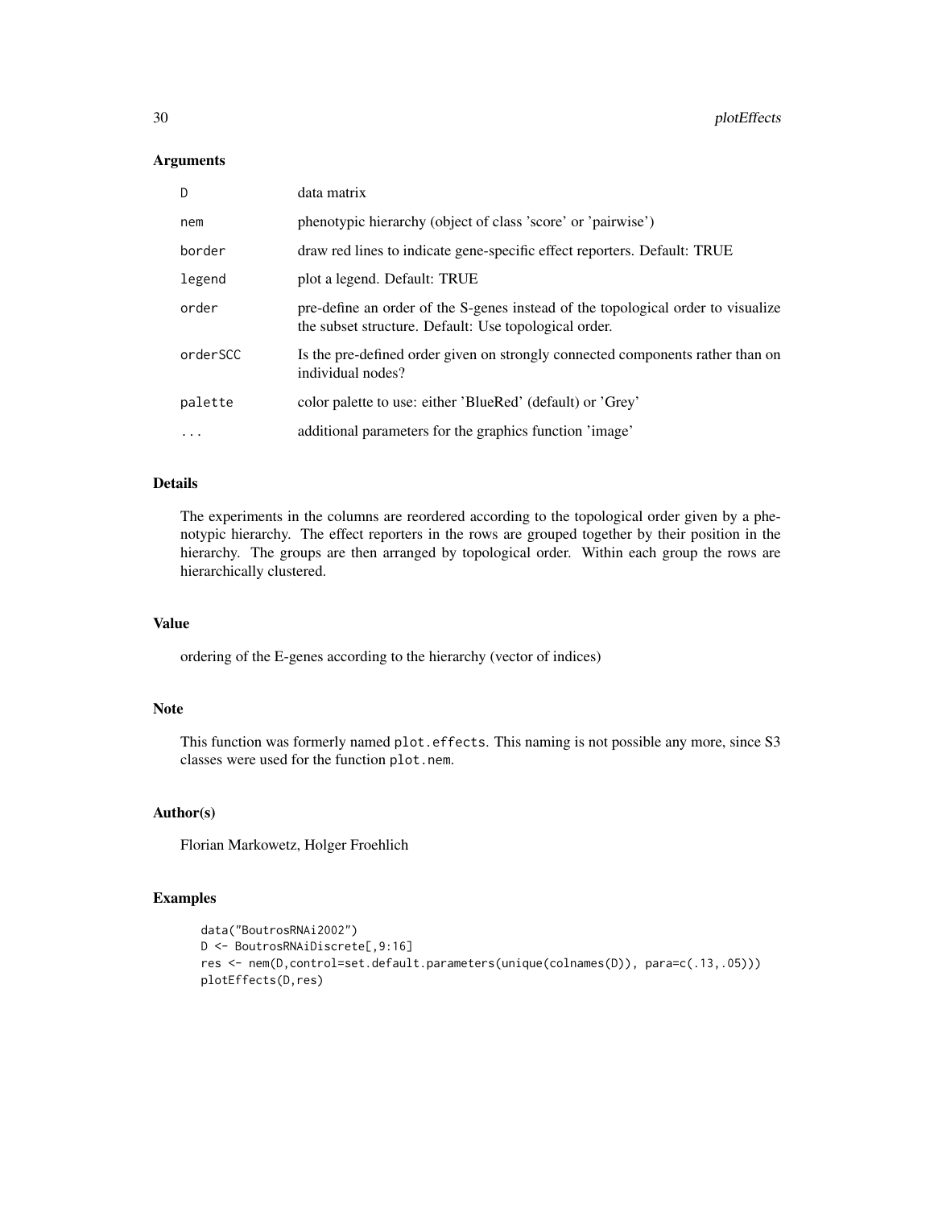## Arguments

| | |
|---|---|
| D | data matrix |
| nem | phenotypic hierarchy (object of class 'score' or 'pairwise') |
| border | draw red lines to indicate gene-specific effect reporters. Default: TRUE |
| legend | plot a legend. Default: TRUE |
| order | pre-define an order of the S-genes instead of the topological order to visualize the subset structure. Default: Use topological order. |
| orderSCC | Is the pre-defined order given on strongly connected components rather than on individual nodes? |
| palette | color palette to use: either 'BlueRed' (default) or 'Grey' |
| ... | additional parameters for the graphics function 'image' |

## Details

The experiments in the columns are reordered according to the topological order given by a phenotypic hierarchy. The effect reporters in the rows are grouped together by their position in the hierarchy. The groups are then arranged by topological order. Within each group the rows are hierarchically clustered.

## Value

ordering of the E-genes according to the hierarchy (vector of indices)

## Note

This function was formerly named `plot.effects`. This naming is not possible any more, since S3 classes were used for the function `plot.nem`.

## Author(s)

Florian Markowetz, Holger Froehlich

## Examples

```
data("BoutrosRNAi2002")
D <- BoutrosRNAiDiscrete[,9:16]
res <- nem(D,control=set.default.parameters(unique(colnames(D)), para=c(.13,.05)))
plotEffects(D,res)
```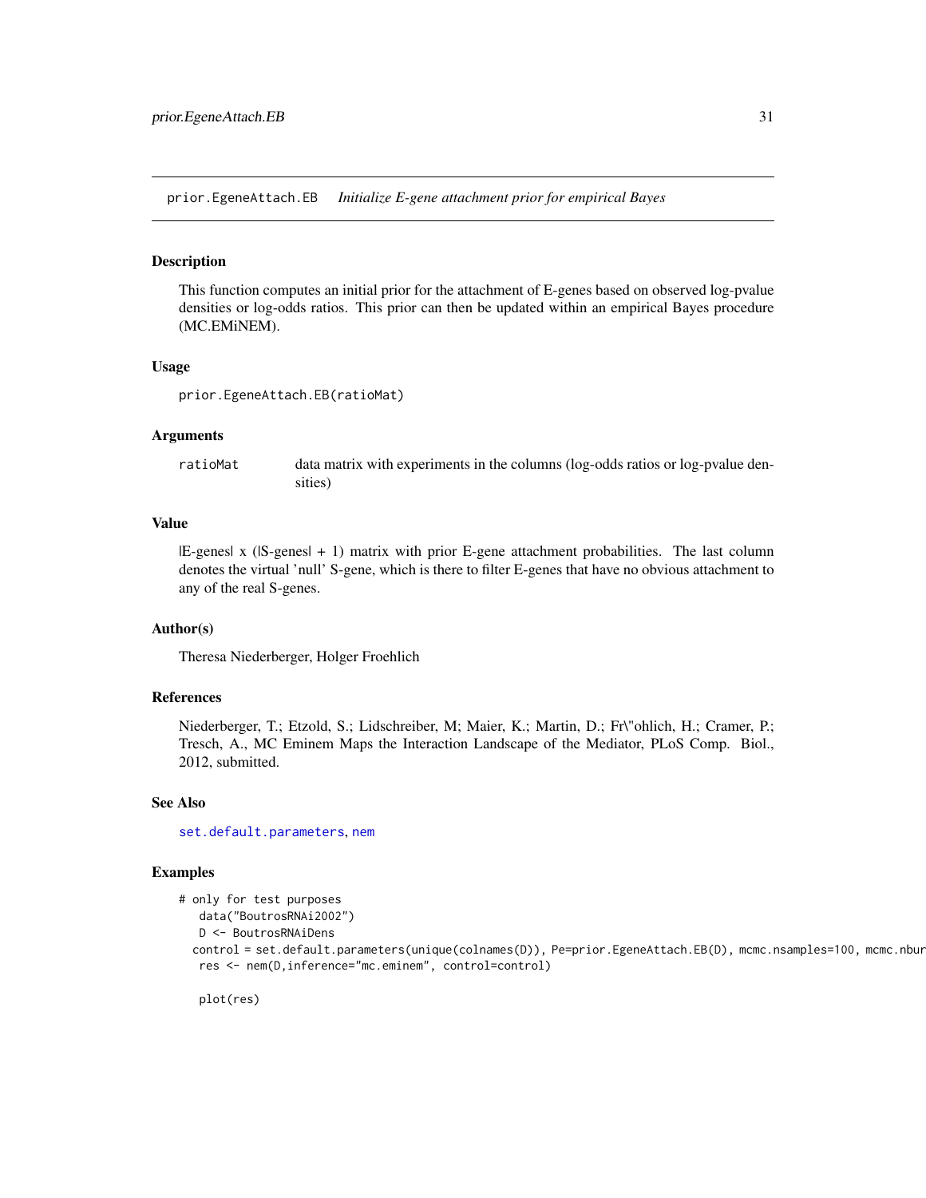## prior.EgeneAttach.EB *Initialize E-gene attachment prior for empirical Bayes*

### Description

This function computes an initial prior for the attachment of E-genes based on observed log-pvalue densities or log-odds ratios. This prior can then be updated within an empirical Bayes procedure (MC.EMiNEM).

### Usage

```
prior.EgeneAttach.EB(ratioMat)
```

### Arguments

| | |
|---|---|
| ratioMat | data matrix with experiments in the columns (log-odds ratios or log-pvalue densities) |

### Value

|E-genes| x (|S-genes| + 1) matrix with prior E-gene attachment probabilities. The last column denotes the virtual 'null' S-gene, which is there to filter E-genes that have no obvious attachment to any of the real S-genes.

### Author(s)

Theresa Niederberger, Holger Froehlich

### References

Niederberger, T.; Etzold, S.; Lidschreiber, M; Maier, K.; Martin, D.; Fr\"ohlich, H.; Cramer, P.; Tresch, A., MC Eminem Maps the Interaction Landscape of the Mediator, PLoS Comp. Biol., 2012, submitted.

### See Also

set.default.parameters, nem

### Examples

```
# only for test purposes
   data("BoutrosRNAi2002")
   D <- BoutrosRNAiDens
  control = set.default.parameters(unique(colnames(D)), Pe=prior.EgeneAttach.EB(D), mcmc.nsamples=100, mcmc.nbur
   res <- nem(D,inference="mc.eminem", control=control)

   plot(res)
```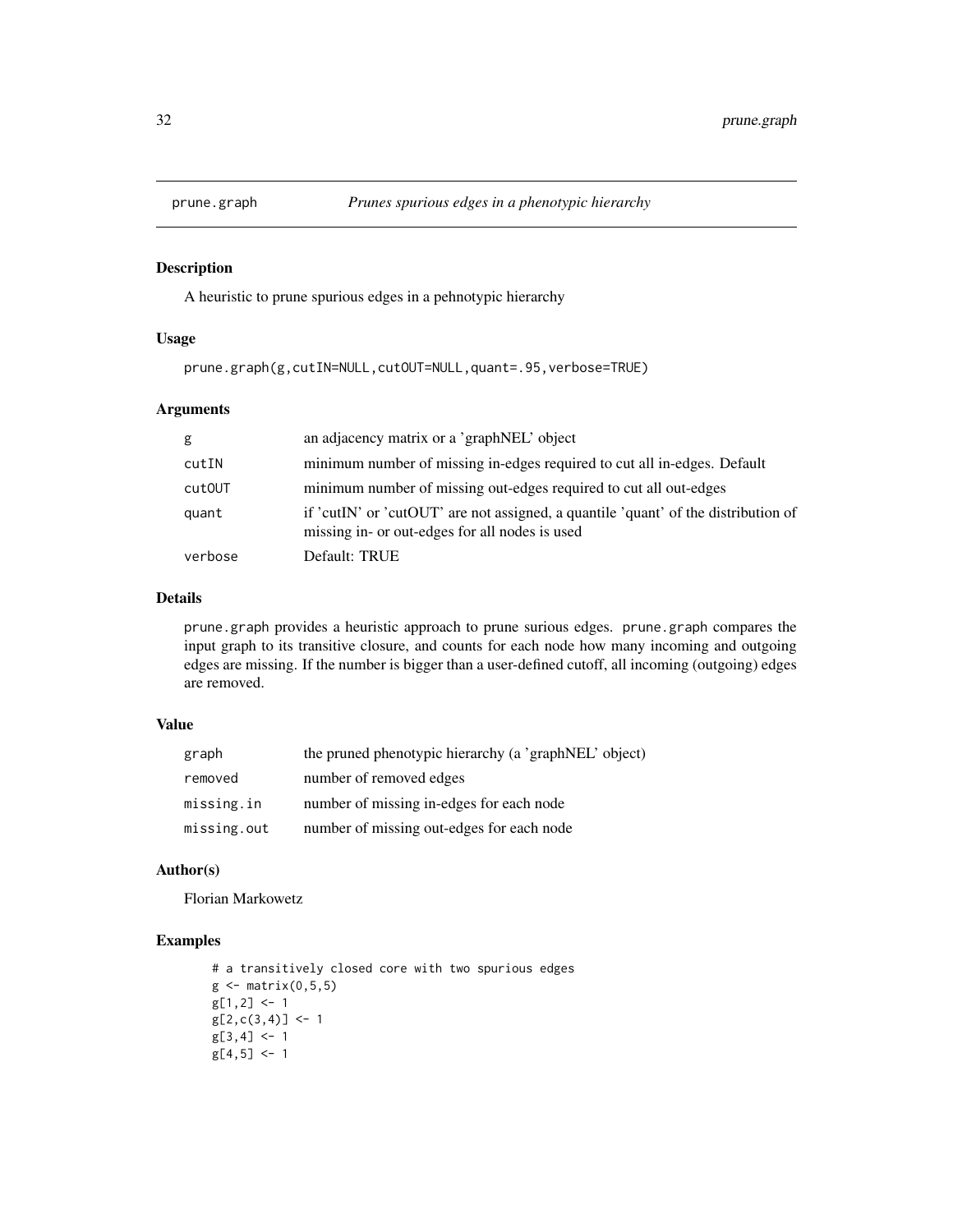# prune.graph — *Prunes spurious edges in a phenotypic hierarchy*

## Description

A heuristic to prune spurious edges in a pehnotypic hierarchy

## Usage

```
prune.graph(g,cutIN=NULL,cutOUT=NULL,quant=.95,verbose=TRUE)
```

## Arguments

| | |
|---|---|
| g | an adjacency matrix or a 'graphNEL' object |
| cutIN | minimum number of missing in-edges required to cut all in-edges. Default |
| cutOUT | minimum number of missing out-edges required to cut all out-edges |
| quant | if 'cutIN' or 'cutOUT' are not assigned, a quantile 'quant' of the distribution of missing in- or out-edges for all nodes is used |
| verbose | Default: TRUE |

## Details

prune.graph provides a heuristic approach to prune surious edges. prune.graph compares the input graph to its transitive closure, and counts for each node how many incoming and outgoing edges are missing. If the number is bigger than a user-defined cutoff, all incoming (outgoing) edges are removed.

## Value

| | |
|---|---|
| graph | the pruned phenotypic hierarchy (a 'graphNEL' object) |
| removed | number of removed edges |
| missing.in | number of missing in-edges for each node |
| missing.out | number of missing out-edges for each node |

## Author(s)

Florian Markowetz

## Examples

```
# a transitively closed core with two spurious edges
g <- matrix(0,5,5)
g[1,2] <- 1
g[2,c(3,4)] <- 1
g[3,4] <- 1
g[4,5] <- 1
```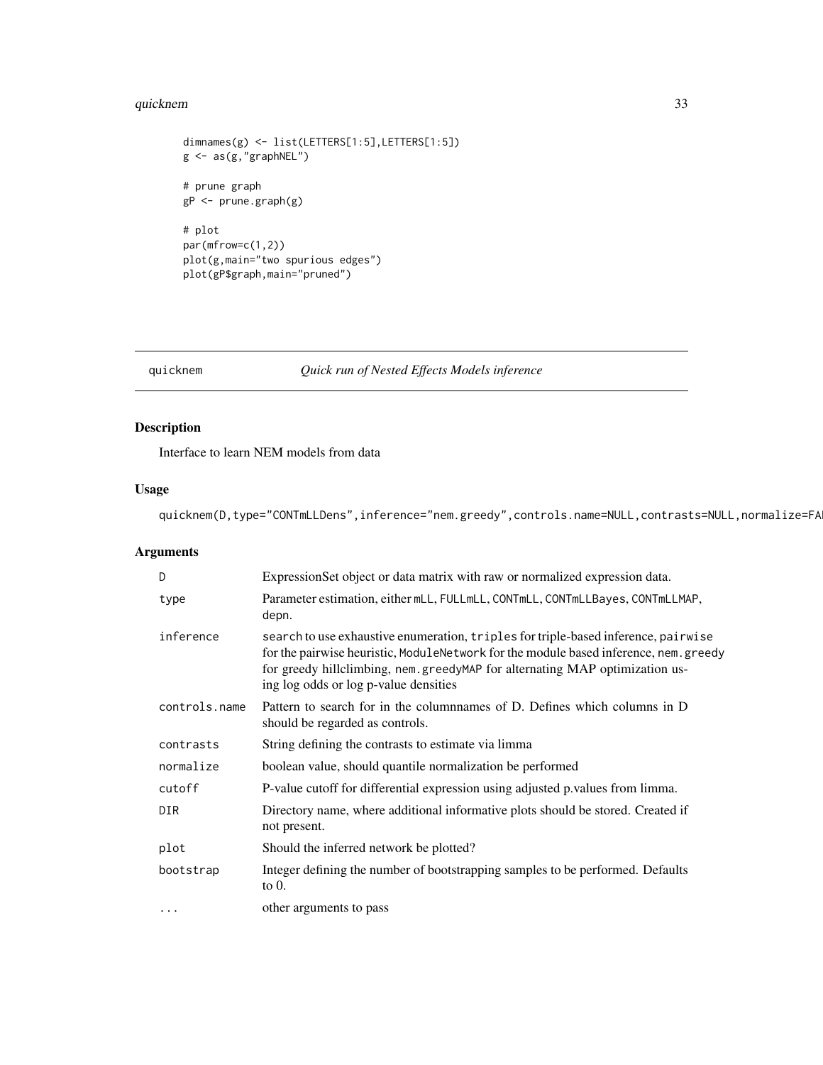```
dimnames(g) <- list(LETTERS[1:5],LETTERS[1:5])
g <- as(g,"graphNEL")

# prune graph
gP <- prune.graph(g)

# plot
par(mfrow=c(1,2))
plot(g,main="two spurious edges")
plot(gP$graph,main="pruned")
```

---

## quicknem — *Quick run of Nested Effects Models inference*

---

### Description

Interface to learn NEM models from data

### Usage

```
quicknem(D,type="CONTmLLDens",inference="nem.greedy",controls.name=NULL,contrasts=NULL,normalize=FA
```

### Arguments

| | |
|---|---|
| D | ExpressionSet object or data matrix with raw or normalized expression data. |
| type | Parameter estimation, either mLL, FULLmLL, CONTmLL, CONTmLLBayes, CONTmLLMAP, depn. |
| inference | search to use exhaustive enumeration, triples for triple-based inference, pairwise for the pairwise heuristic, ModuleNetwork for the module based inference, nem.greedy for greedy hillclimbing, nem.greedyMAP for alternating MAP optimization using log odds or log p-value densities |
| controls.name | Pattern to search for in the columnnames of D. Defines which columns in D should be regarded as controls. |
| contrasts | String defining the contrasts to estimate via limma |
| normalize | boolean value, should quantile normalization be performed |
| cutoff | P-value cutoff for differential expression using adjusted p.values from limma. |
| DIR | Directory name, where additional informative plots should be stored. Created if not present. |
| plot | Should the inferred network be plotted? |
| bootstrap | Integer defining the number of bootstrapping samples to be performed. Defaults to 0. |
| ... | other arguments to pass |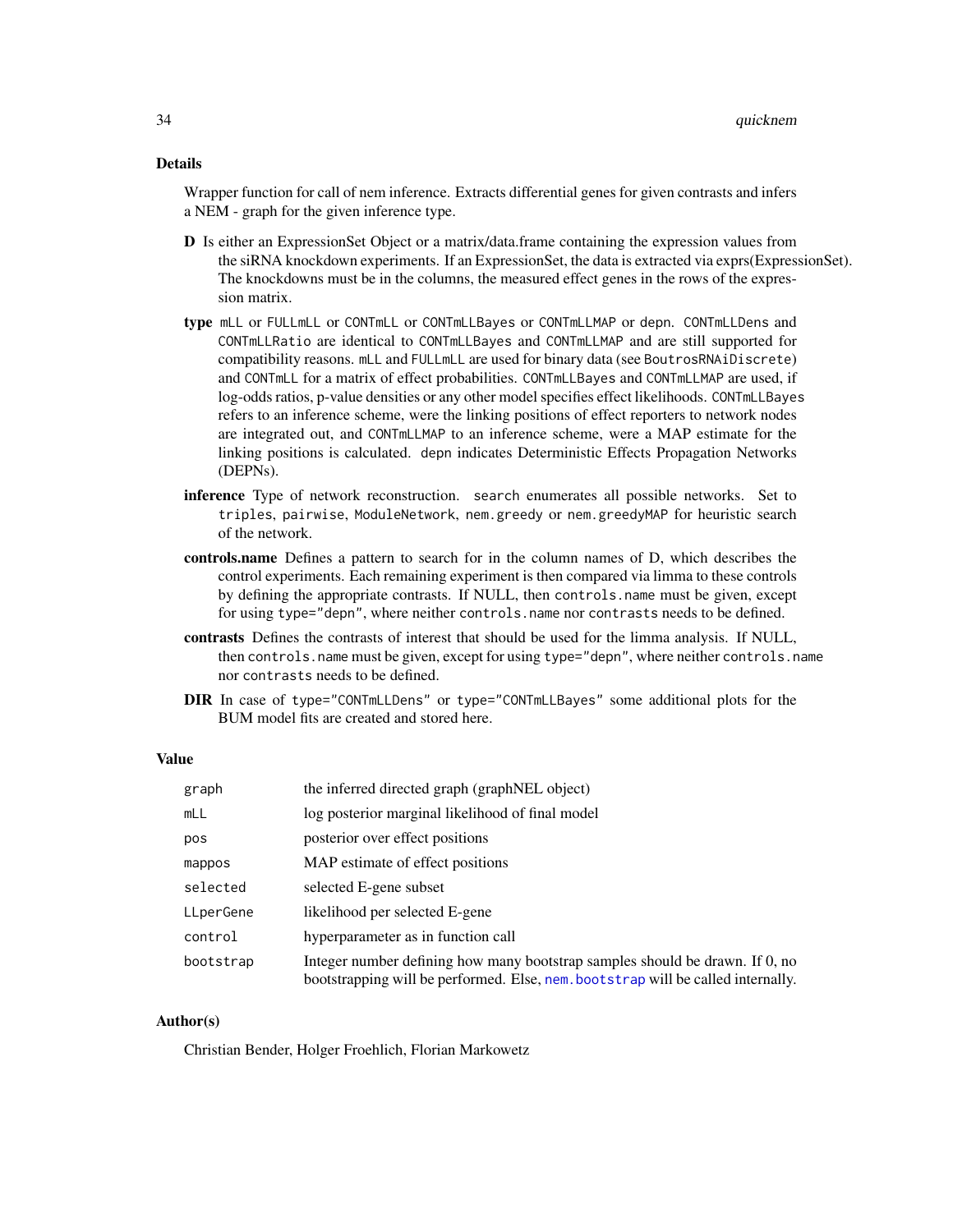## Details

Wrapper function for call of nem inference. Extracts differential genes for given contrasts and infers a NEM - graph for the given inference type.

- **D** Is either an ExpressionSet Object or a matrix/data.frame containing the expression values from the siRNA knockdown experiments. If an ExpressionSet, the data is extracted via exprs(ExpressionSet). The knockdowns must be in the columns, the measured effect genes in the rows of the expression matrix.
- **type** `mLL` or `FULLmLL` or `CONTmLL` or `CONTmLLBayes` or `CONTmLLMAP` or `depn`. `CONTmLLDens` and `CONTmLLRatio` are identical to `CONTmLLBayes` and `CONTmLLMAP` and are still supported for compatibility reasons. `mLL` and `FULLmLL` are used for binary data (see `BoutrosRNAiDiscrete`) and `CONTmLL` for a matrix of effect probabilities. `CONTmLLBayes` and `CONTmLLMAP` are used, if log-odds ratios, p-value densities or any other model specifies effect likelihoods. `CONTmLLBayes` refers to an inference scheme, were the linking positions of effect reporters to network nodes are integrated out, and `CONTmLLMAP` to an inference scheme, were a MAP estimate for the linking positions is calculated. `depn` indicates Deterministic Effects Propagation Networks (DEPNs).
- **inference** Type of network reconstruction. `search` enumerates all possible networks. Set to `triples`, `pairwise`, `ModuleNetwork`, `nem.greedy` or `nem.greedyMAP` for heuristic search of the network.
- **controls.name** Defines a pattern to search for in the column names of D, which describes the control experiments. Each remaining experiment is then compared via limma to these controls by defining the appropriate contrasts. If NULL, then `controls.name` must be given, except for using `type="depn"`, where neither `controls.name` nor `contrasts` needs to be defined.
- **contrasts** Defines the contrasts of interest that should be used for the limma analysis. If NULL, then `controls.name` must be given, except for using `type="depn"`, where neither `controls.name` nor `contrasts` needs to be defined.
- **DIR** In case of `type="CONTmLLDens"` or `type="CONTmLLBayes"` some additional plots for the BUM model fits are created and stored here.

## Value

| | |
|---|---|
| `graph` | the inferred directed graph (graphNEL object) |
| `mLL` | log posterior marginal likelihood of final model |
| `pos` | posterior over effect positions |
| `mappos` | MAP estimate of effect positions |
| `selected` | selected E-gene subset |
| `LLperGene` | likelihood per selected E-gene |
| `control` | hyperparameter as in function call |
| `bootstrap` | Integer number defining how many bootstrap samples should be drawn. If 0, no bootstrapping will be performed. Else, `nem.bootstrap` will be called internally. |

## Author(s)

Christian Bender, Holger Froehlich, Florian Markowetz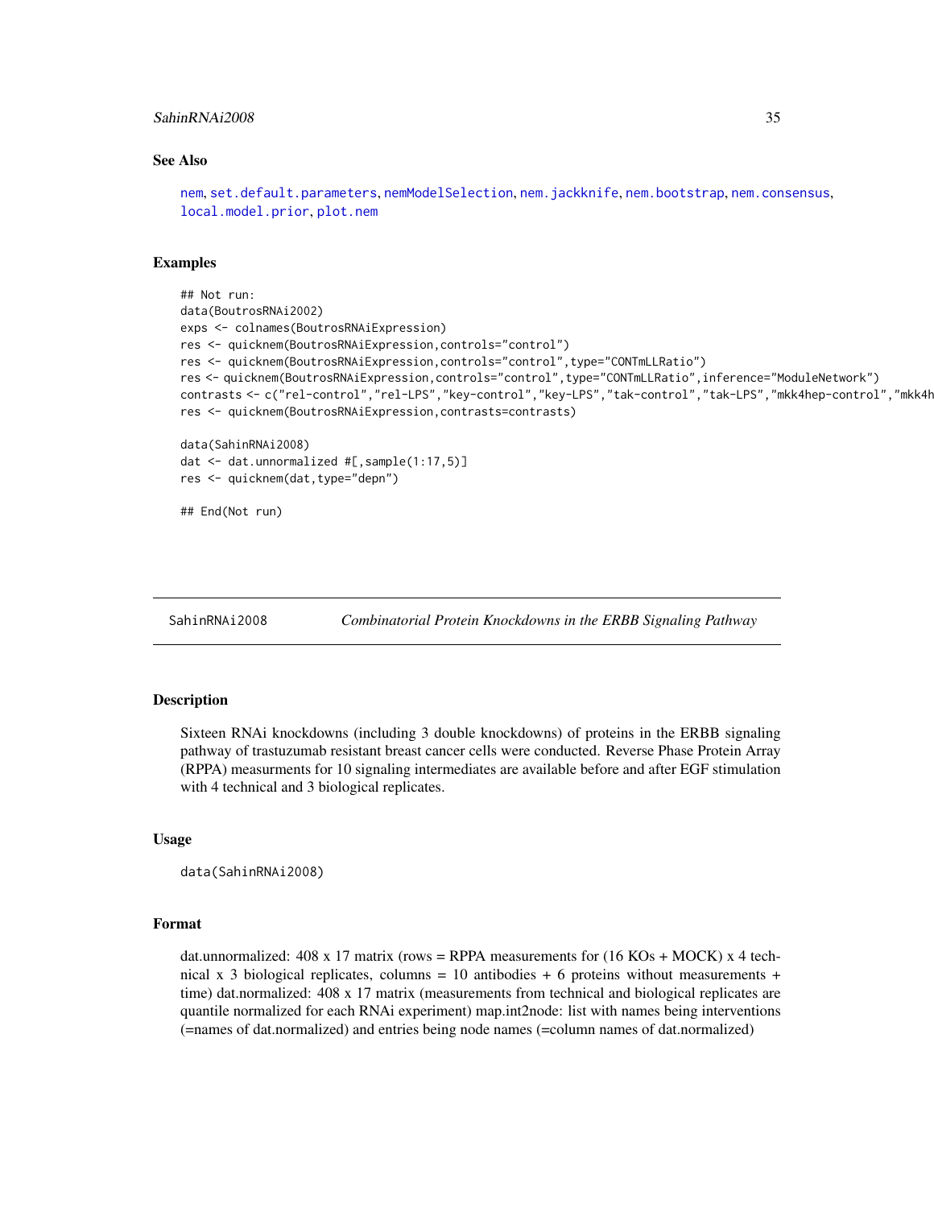## See Also

nem, set.default.parameters, nemModelSelection, nem.jackknife, nem.bootstrap, nem.consensus, local.model.prior, plot.nem

## Examples

```
## Not run:
data(BoutrosRNAi2002)
exps <- colnames(BoutrosRNAiExpression)
res <- quicknem(BoutrosRNAiExpression,controls="control")
res <- quicknem(BoutrosRNAiExpression,controls="control",type="CONTmLLRatio")
res <- quicknem(BoutrosRNAiExpression,controls="control",type="CONTmLLRatio",inference="ModuleNetwork")
contrasts <- c("rel-control","rel-LPS","key-control","key-LPS","tak-control","tak-LPS","mkk4hep-control","mkk4h
res <- quicknem(BoutrosRNAiExpression,contrasts=contrasts)

data(SahinRNAi2008)
dat <- dat.unnormalized #[,sample(1:17,5)]
res <- quicknem(dat,type="depn")

## End(Not run)
```

---

SahinRNAi2008 *Combinatorial Protein Knockdowns in the ERBB Signaling Pathway*

---

## Description

Sixteen RNAi knockdowns (including 3 double knockdowns) of proteins in the ERBB signaling pathway of trastuzumab resistant breast cancer cells were conducted. Reverse Phase Protein Array (RPPA) measurments for 10 signaling intermediates are available before and after EGF stimulation with 4 technical and 3 biological replicates.

## Usage

```
data(SahinRNAi2008)
```

## Format

dat.unnormalized: 408 x 17 matrix (rows = RPPA measurements for (16 KOs + MOCK) x 4 technical x 3 biological replicates, columns = 10 antibodies + 6 proteins without measurements + time) dat.normalized: 408 x 17 matrix (measurements from technical and biological replicates are quantile normalized for each RNAi experiment) map.int2node: list with names being interventions (=names of dat.normalized) and entries being node names (=column names of dat.normalized)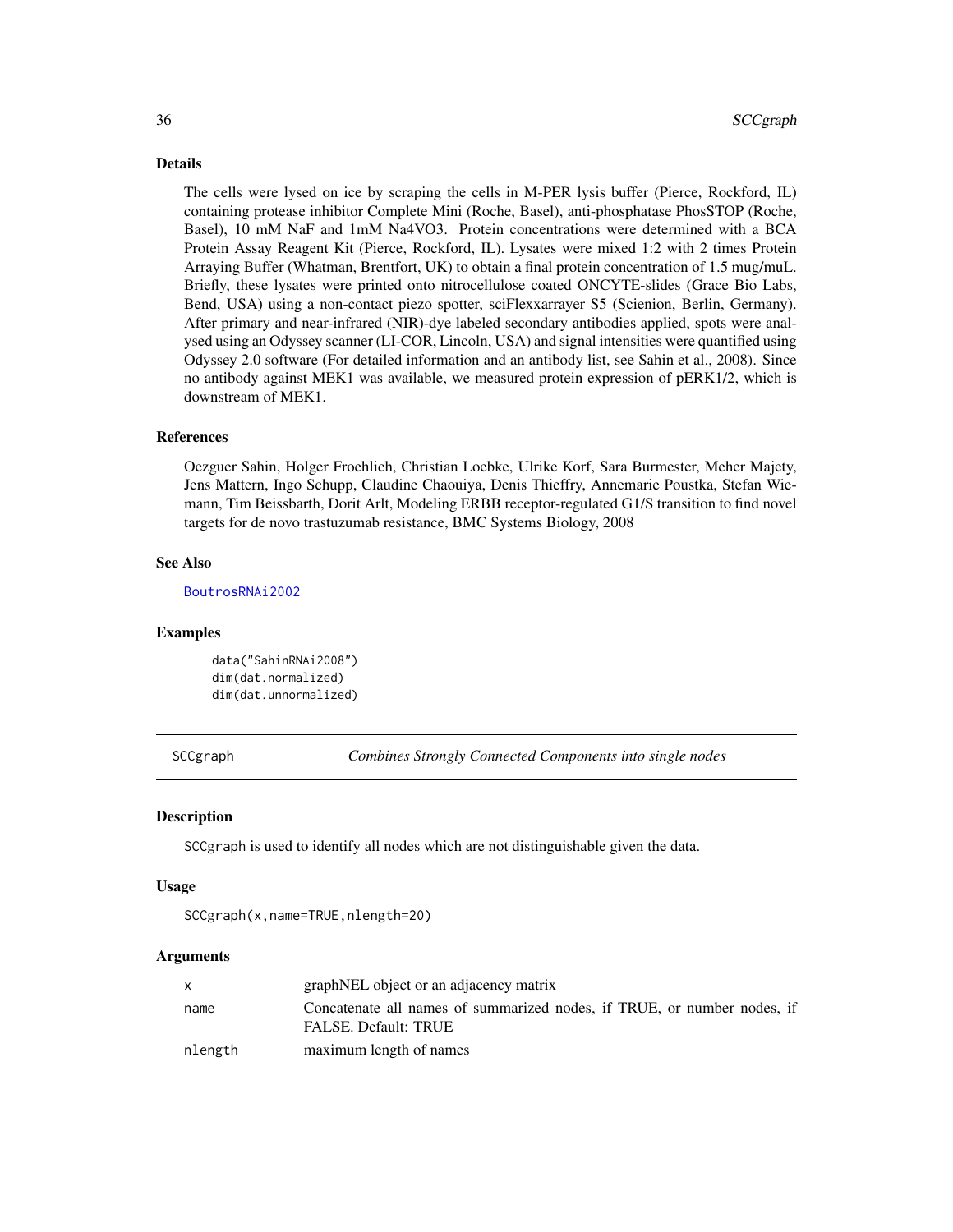## Details

The cells were lysed on ice by scraping the cells in M-PER lysis buffer (Pierce, Rockford, IL) containing protease inhibitor Complete Mini (Roche, Basel), anti-phosphatase PhosSTOP (Roche, Basel), 10 mM NaF and 1mM Na4VO3. Protein concentrations were determined with a BCA Protein Assay Reagent Kit (Pierce, Rockford, IL). Lysates were mixed 1:2 with 2 times Protein Arraying Buffer (Whatman, Brentfort, UK) to obtain a final protein concentration of 1.5 mug/muL. Briefly, these lysates were printed onto nitrocellulose coated ONCYTE-slides (Grace Bio Labs, Bend, USA) using a non-contact piezo spotter, sciFlexxarrayer S5 (Scienion, Berlin, Germany). After primary and near-infrared (NIR)-dye labeled secondary antibodies applied, spots were analysed using an Odyssey scanner (LI-COR, Lincoln, USA) and signal intensities were quantified using Odyssey 2.0 software (For detailed information and an antibody list, see Sahin et al., 2008). Since no antibody against MEK1 was available, we measured protein expression of pERK1/2, which is downstream of MEK1.

## References

Oezguer Sahin, Holger Froehlich, Christian Loebke, Ulrike Korf, Sara Burmester, Meher Majety, Jens Mattern, Ingo Schupp, Claudine Chaouiya, Denis Thieffry, Annemarie Poustka, Stefan Wiemann, Tim Beissbarth, Dorit Arlt, Modeling ERBB receptor-regulated G1/S transition to find novel targets for de novo trastuzumab resistance, BMC Systems Biology, 2008

## See Also

`BoutrosRNAi2002`

## Examples

```
data("SahinRNAi2008")
dim(dat.normalized)
dim(dat.unnormalized)
```

---

# SCCgraph — *Combines Strongly Connected Components into single nodes*

## Description

`SCCgraph` is used to identify all nodes which are not distinguishable given the data.

## Usage

```
SCCgraph(x,name=TRUE,nlength=20)
```

## Arguments

| | |
|---|---|
| `x` | graphNEL object or an adjacency matrix |
| `name` | Concatenate all names of summarized nodes, if TRUE, or number nodes, if FALSE. Default: TRUE |
| `nlength` | maximum length of names |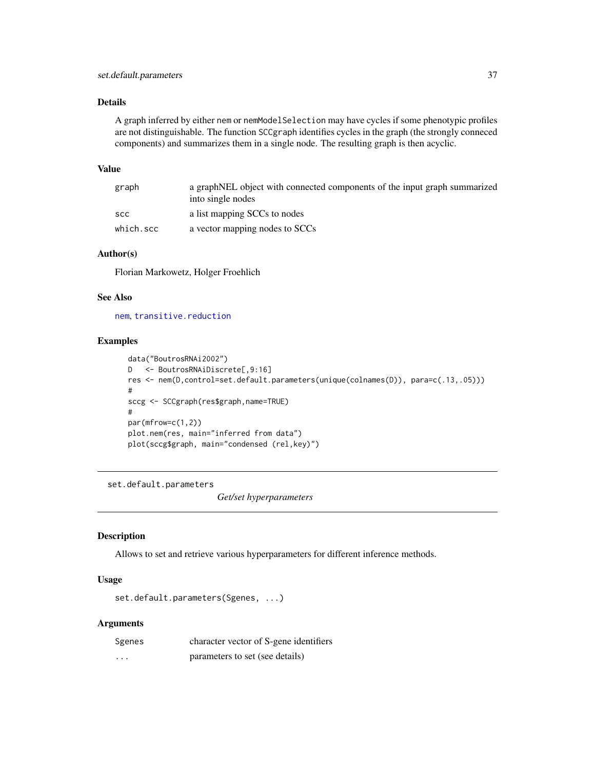### Details

A graph inferred by either `nem` or `nemModelSelection` may have cycles if some phenotypic profiles are not distinguishable. The function `SCCgraph` identifies cycles in the graph (the strongly conneced components) and summarizes them in a single node. The resulting graph is then acyclic.

### Value

| | |
|---|---|
| `graph` | a graphNEL object with connected components of the input graph summarized into single nodes |
| `scc` | a list mapping SCCs to nodes |
| `which.scc` | a vector mapping nodes to SCCs |

### Author(s)

Florian Markowetz, Holger Froehlich

### See Also

`nem`, `transitive.reduction`

### Examples

```
data("BoutrosRNAi2002")
D   <- BoutrosRNAiDiscrete[,9:16]
res <- nem(D,control=set.default.parameters(unique(colnames(D)), para=c(.13,.05)))
#
sccg <- SCCgraph(res$graph,name=TRUE)
#
par(mfrow=c(1,2))
plot.nem(res, main="inferred from data")
plot(sccg$graph, main="condensed (rel,key)")
```

---

## set.default.parameters &nbsp;&nbsp;&nbsp; *Get/set hyperparameters*

---

### Description

Allows to set and retrieve various hyperparameters for different inference methods.

### Usage

```
set.default.parameters(Sgenes, ...)
```

### Arguments

| | |
|---|---|
| `Sgenes` | character vector of S-gene identifiers |
| `...` | parameters to set (see details) |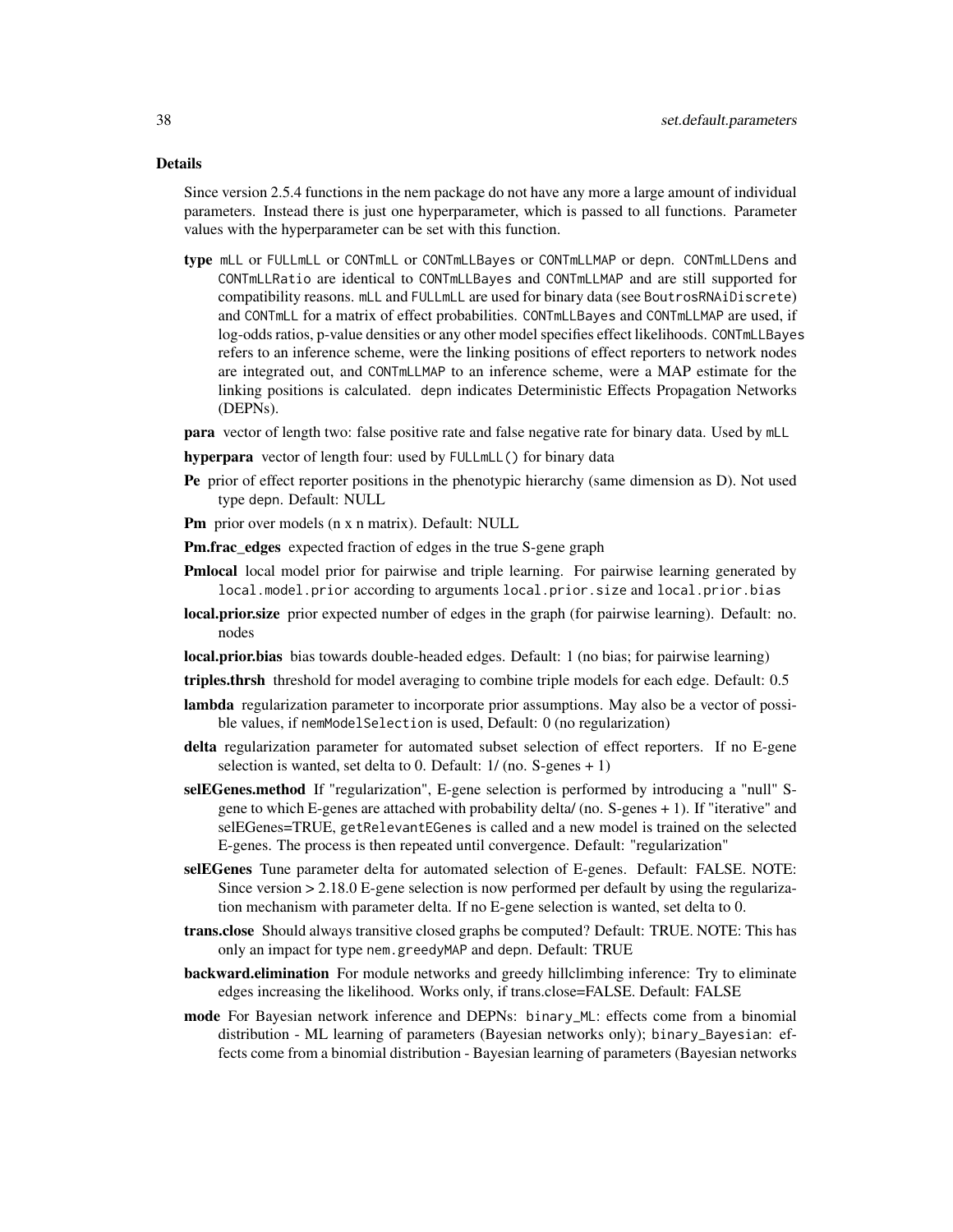## Details

Since version 2.5.4 functions in the nem package do not have any more a large amount of individual parameters. Instead there is just one hyperparameter, which is passed to all functions. Parameter values with the hyperparameter can be set with this function.

- **type** `mLL` or `FULLmLL` or `CONTmLL` or `CONTmLLBayes` or `CONTmLLMAP` or `depn`. `CONTmLLDens` and `CONTmLLRatio` are identical to `CONTmLLBayes` and `CONTmLLMAP` and are still supported for compatibility reasons. `mLL` and `FULLmLL` are used for binary data (see `BoutrosRNAiDiscrete`) and `CONTmLL` for a matrix of effect probabilities. `CONTmLLBayes` and `CONTmLLMAP` are used, if log-odds ratios, p-value densities or any other model specifies effect likelihoods. `CONTmLLBayes` refers to an inference scheme, were the linking positions of effect reporters to network nodes are integrated out, and `CONTmLLMAP` to an inference scheme, were a MAP estimate for the linking positions is calculated. `depn` indicates Deterministic Effects Propagation Networks (DEPNs).
- **para** vector of length two: false positive rate and false negative rate for binary data. Used by `mLL`
- **hyperpara** vector of length four: used by `FULLmLL()` for binary data
- **Pe** prior of effect reporter positions in the phenotypic hierarchy (same dimension as D). Not used type `depn`. Default: NULL
- **Pm** prior over models (n x n matrix). Default: NULL
- **Pm.frac_edges** expected fraction of edges in the true S-gene graph
- **Pmlocal** local model prior for pairwise and triple learning. For pairwise learning generated by `local.model.prior` according to arguments `local.prior.size` and `local.prior.bias`
- **local.prior.size** prior expected number of edges in the graph (for pairwise learning). Default: no. nodes
- **local.prior.bias** bias towards double-headed edges. Default: 1 (no bias; for pairwise learning)
- **triples.thrsh** threshold for model averaging to combine triple models for each edge. Default: 0.5
- **lambda** regularization parameter to incorporate prior assumptions. May also be a vector of possible values, if `nemModelSelection` is used, Default: 0 (no regularization)
- **delta** regularization parameter for automated subset selection of effect reporters. If no E-gene selection is wanted, set delta to 0. Default: 1/ (no. S-genes + 1)
- **selEGenes.method** If "regularization", E-gene selection is performed by introducing a "null" S-gene to which E-genes are attached with probability delta/ (no. S-genes + 1). If "iterative" and selEGenes=TRUE, `getRelevantEGenes` is called and a new model is trained on the selected E-genes. The process is then repeated until convergence. Default: "regularization"
- **selEGenes** Tune parameter delta for automated selection of E-genes. Default: FALSE. NOTE: Since version > 2.18.0 E-gene selection is now performed per default by using the regularization mechanism with parameter delta. If no E-gene selection is wanted, set delta to 0.
- **trans.close** Should always transitive closed graphs be computed? Default: TRUE. NOTE: This has only an impact for type `nem.greedyMAP` and `depn`. Default: TRUE
- **backward.elimination** For module networks and greedy hillclimbing inference: Try to eliminate edges increasing the likelihood. Works only, if trans.close=FALSE. Default: FALSE
- **mode** For Bayesian network inference and DEPNs: `binary_ML`: effects come from a binomial distribution - ML learning of parameters (Bayesian networks only); `binary_Bayesian`: effects come from a binomial distribution - Bayesian learning of parameters (Bayesian networks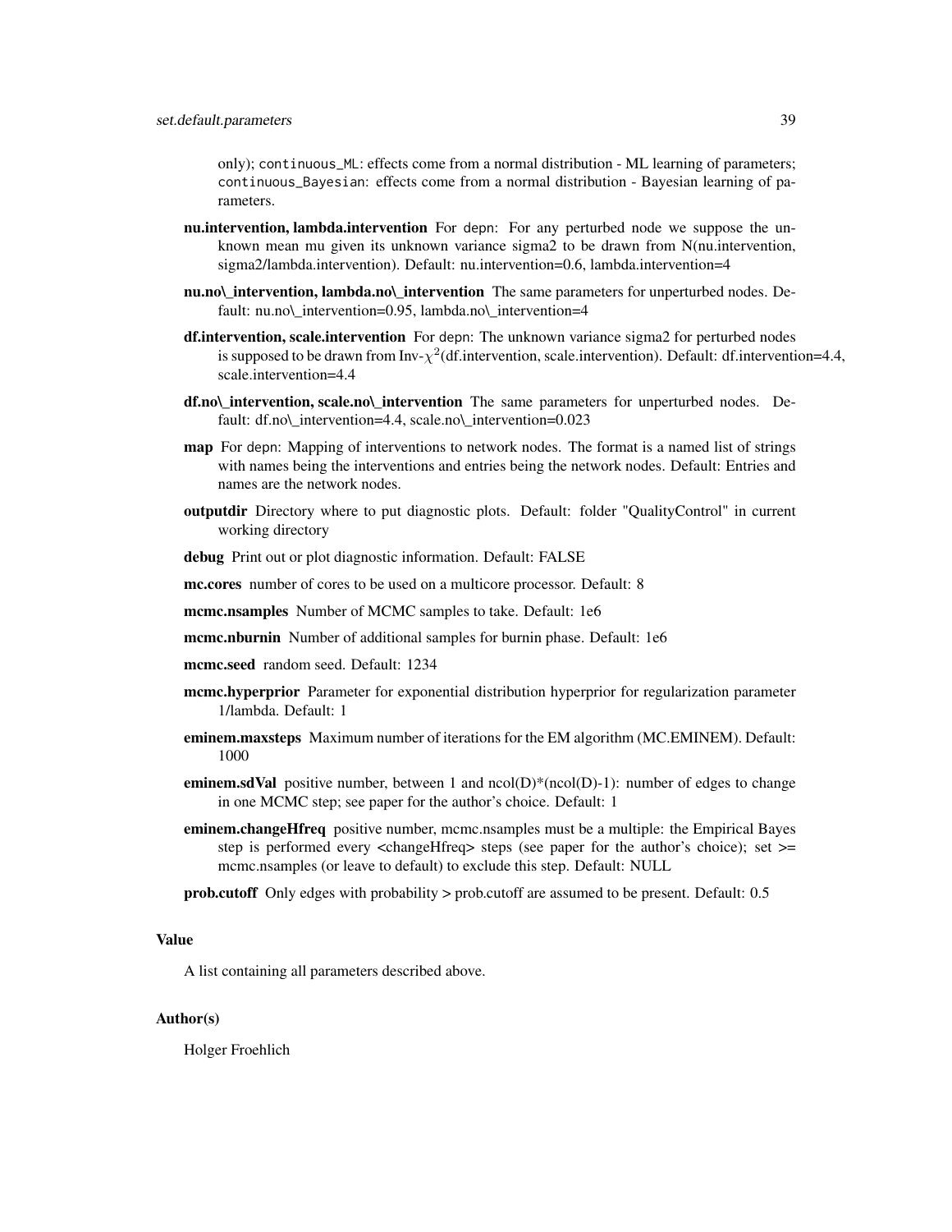only); `continuous_ML`: effects come from a normal distribution - ML learning of parameters; `continuous_Bayesian`: effects come from a normal distribution - Bayesian learning of parameters.

**nu.intervention, lambda.intervention** For `depn`: For any perturbed node we suppose the unknown mean mu given its unknown variance sigma2 to be drawn from N(nu.intervention, sigma2/lambda.intervention). Default: nu.intervention=0.6, lambda.intervention=4

**nu.no\_intervention, lambda.no\_intervention** The same parameters for unperturbed nodes. Default: nu.no\_intervention=0.95, lambda.no\_intervention=4

**df.intervention, scale.intervention** For `depn`: The unknown variance sigma2 for perturbed nodes is supposed to be drawn from Inv-$\chi^2$(df.intervention, scale.intervention). Default: df.intervention=4.4, scale.intervention=4.4

**df.no\_intervention, scale.no\_intervention** The same parameters for unperturbed nodes. Default: df.no\_intervention=4.4, scale.no\_intervention=0.023

**map** For `depn`: Mapping of interventions to network nodes. The format is a named list of strings with names being the interventions and entries being the network nodes. Default: Entries and names are the network nodes.

**outputdir** Directory where to put diagnostic plots. Default: folder "QualityControl" in current working directory

**debug** Print out or plot diagnostic information. Default: FALSE

**mc.cores** number of cores to be used on a multicore processor. Default: 8

**mcmc.nsamples** Number of MCMC samples to take. Default: 1e6

**mcmc.nburnin** Number of additional samples for burnin phase. Default: 1e6

**mcmc.seed** random seed. Default: 1234

**mcmc.hyperprior** Parameter for exponential distribution hyperprior for regularization parameter 1/lambda. Default: 1

**eminem.maxsteps** Maximum number of iterations for the EM algorithm (MC.EMINEM). Default: 1000

**eminem.sdVal** positive number, between 1 and ncol(D)*(ncol(D)-1): number of edges to change in one MCMC step; see paper for the author's choice. Default: 1

**eminem.changeHfreq** positive number, mcmc.nsamples must be a multiple: the Empirical Bayes step is performed every <changeHfreq> steps (see paper for the author's choice); set >= mcmc.nsamples (or leave to default) to exclude this step. Default: NULL

**prob.cutoff** Only edges with probability > prob.cutoff are assumed to be present. Default: 0.5

### Value

A list containing all parameters described above.

### Author(s)

Holger Froehlich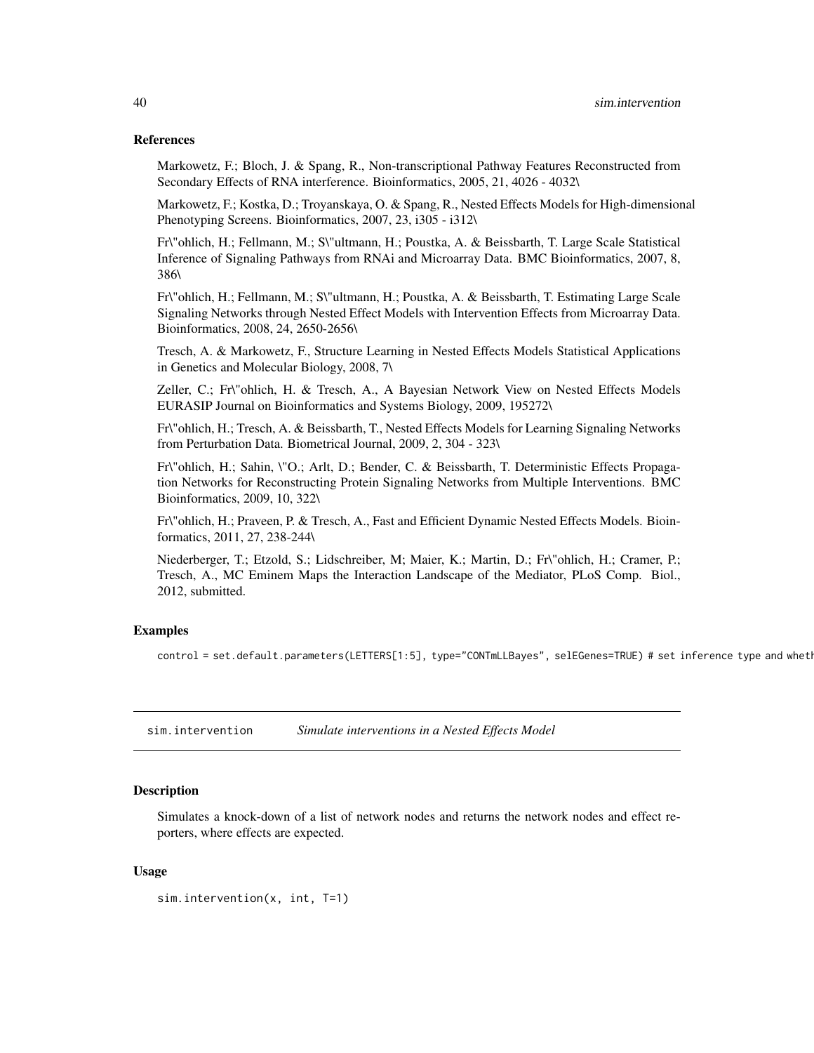### References

Markowetz, F.; Bloch, J. & Spang, R., Non-transcriptional Pathway Features Reconstructed from Secondary Effects of RNA interference. Bioinformatics, 2005, 21, 4026 - 4032\

Markowetz, F.; Kostka, D.; Troyanskaya, O. & Spang, R., Nested Effects Models for High-dimensional Phenotyping Screens. Bioinformatics, 2007, 23, i305 - i312\

Fr\"ohlich, H.; Fellmann, M.; S\"ultmann, H.; Poustka, A. & Beissbarth, T. Large Scale Statistical Inference of Signaling Pathways from RNAi and Microarray Data. BMC Bioinformatics, 2007, 8, 386\

Fr\"ohlich, H.; Fellmann, M.; S\"ultmann, H.; Poustka, A. & Beissbarth, T. Estimating Large Scale Signaling Networks through Nested Effect Models with Intervention Effects from Microarray Data. Bioinformatics, 2008, 24, 2650-2656\

Tresch, A. & Markowetz, F., Structure Learning in Nested Effects Models Statistical Applications in Genetics and Molecular Biology, 2008, 7\

Zeller, C.; Fr\"ohlich, H. & Tresch, A., A Bayesian Network View on Nested Effects Models EURASIP Journal on Bioinformatics and Systems Biology, 2009, 195272\

Fr\"ohlich, H.; Tresch, A. & Beissbarth, T., Nested Effects Models for Learning Signaling Networks from Perturbation Data. Biometrical Journal, 2009, 2, 304 - 323\

Fr\"ohlich, H.; Sahin, \"O.; Arlt, D.; Bender, C. & Beissbarth, T. Deterministic Effects Propagation Networks for Reconstructing Protein Signaling Networks from Multiple Interventions. BMC Bioinformatics, 2009, 10, 322\

Fr\"ohlich, H.; Praveen, P. & Tresch, A., Fast and Efficient Dynamic Nested Effects Models. Bioinformatics, 2011, 27, 238-244\

Niederberger, T.; Etzold, S.; Lidschreiber, M; Maier, K.; Martin, D.; Fr\"ohlich, H.; Cramer, P.; Tresch, A., MC Eminem Maps the Interaction Landscape of the Mediator, PLoS Comp. Biol., 2012, submitted.

### Examples

```
control = set.default.parameters(LETTERS[1:5], type="CONTmLLBayes", selEGenes=TRUE) # set inference type and wheth
```

---

## sim.intervention    *Simulate interventions in a Nested Effects Model*

### Description

Simulates a knock-down of a list of network nodes and returns the network nodes and effect reporters, where effects are expected.

### Usage

```
sim.intervention(x, int, T=1)
```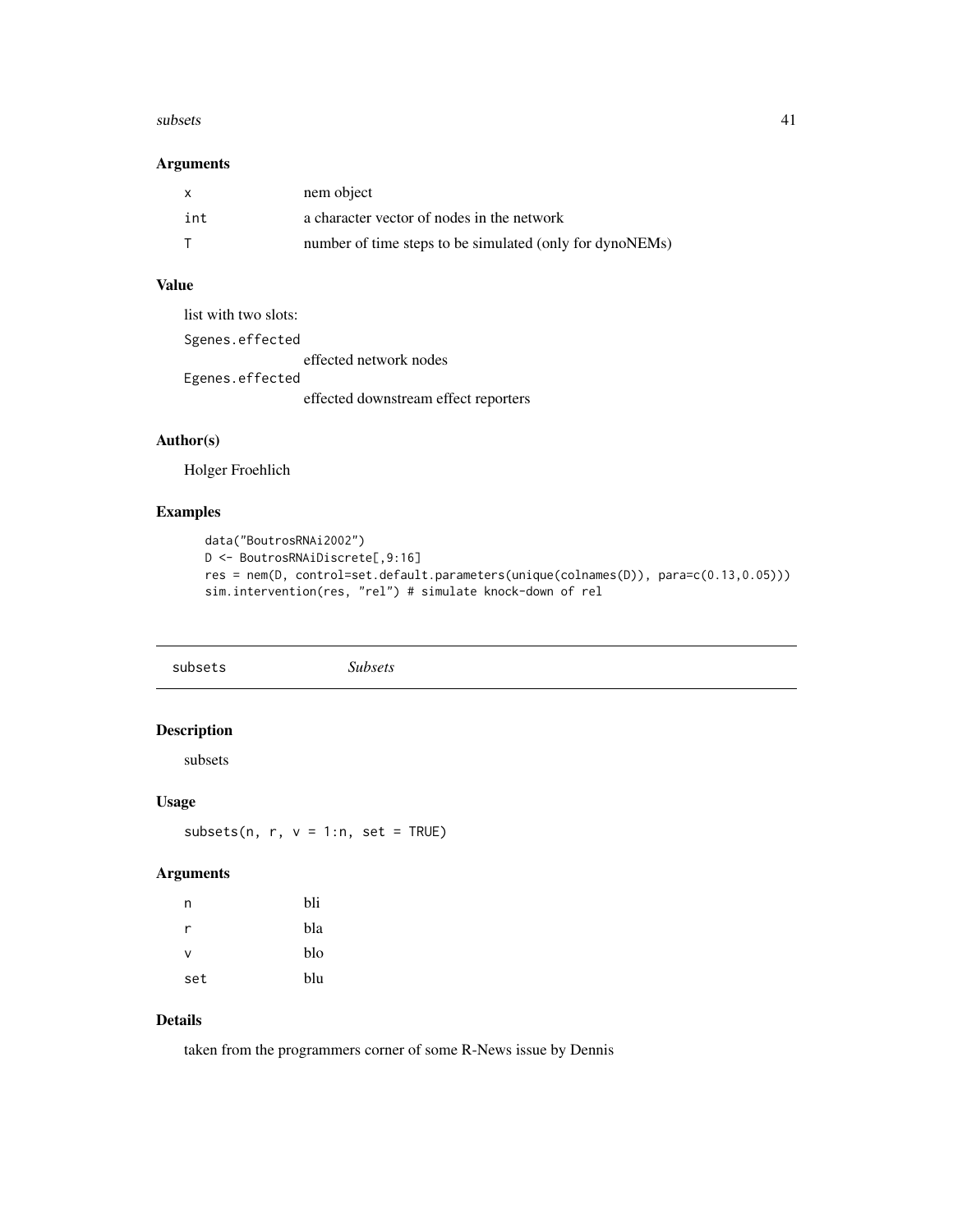### Arguments

| | |
|---|---|
| x | nem object |
| int | a character vector of nodes in the network |
| T | number of time steps to be simulated (only for dynoNEMs) |

### Value

list with two slots:

`Sgenes.effected`
: effected network nodes

`Egenes.effected`
: effected downstream effect reporters

### Author(s)

Holger Froehlich

### Examples

```
data("BoutrosRNAi2002")
D <- BoutrosRNAiDiscrete[,9:16]
res = nem(D, control=set.default.parameters(unique(colnames(D)), para=c(0.13,0.05)))
sim.intervention(res, "rel") # simulate knock-down of rel
```

---

## subsets *Subsets*

---

### Description

subsets

### Usage

```
subsets(n, r, v = 1:n, set = TRUE)
```

### Arguments

| | |
|---|---|
| n | bli |
| r | bla |
| v | blo |
| set | blu |

### Details

taken from the programmers corner of some R-News issue by Dennis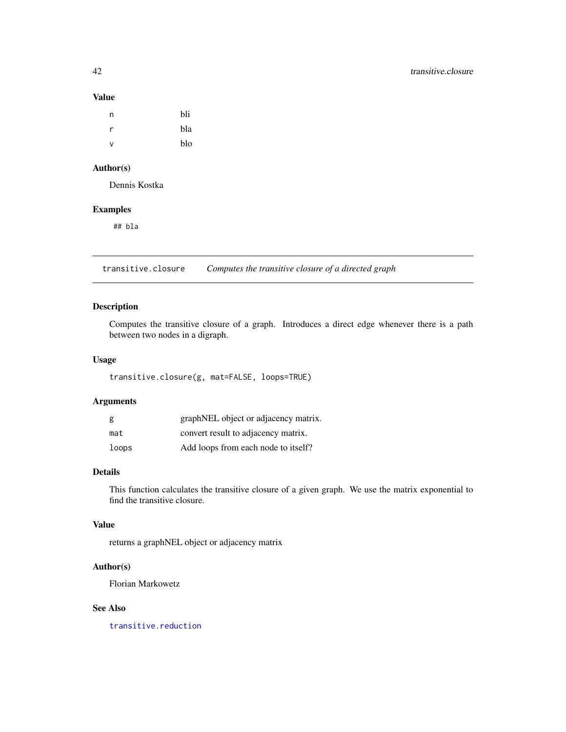### Value

| | |
|---|---|
| n | bli |
| r | bla |
| v | blo |

### Author(s)

Dennis Kostka

### Examples

```
## bla
```

---

## transitive.closure &nbsp;&nbsp;&nbsp; *Computes the transitive closure of a directed graph*

### Description

Computes the transitive closure of a graph. Introduces a direct edge whenever there is a path between two nodes in a digraph.

### Usage

```
transitive.closure(g, mat=FALSE, loops=TRUE)
```

### Arguments

| | |
|---|---|
| g | graphNEL object or adjacency matrix. |
| mat | convert result to adjacency matrix. |
| loops | Add loops from each node to itself? |

### Details

This function calculates the transitive closure of a given graph. We use the matrix exponential to find the transitive closure.

### Value

returns a graphNEL object or adjacency matrix

### Author(s)

Florian Markowetz

### See Also

transitive.reduction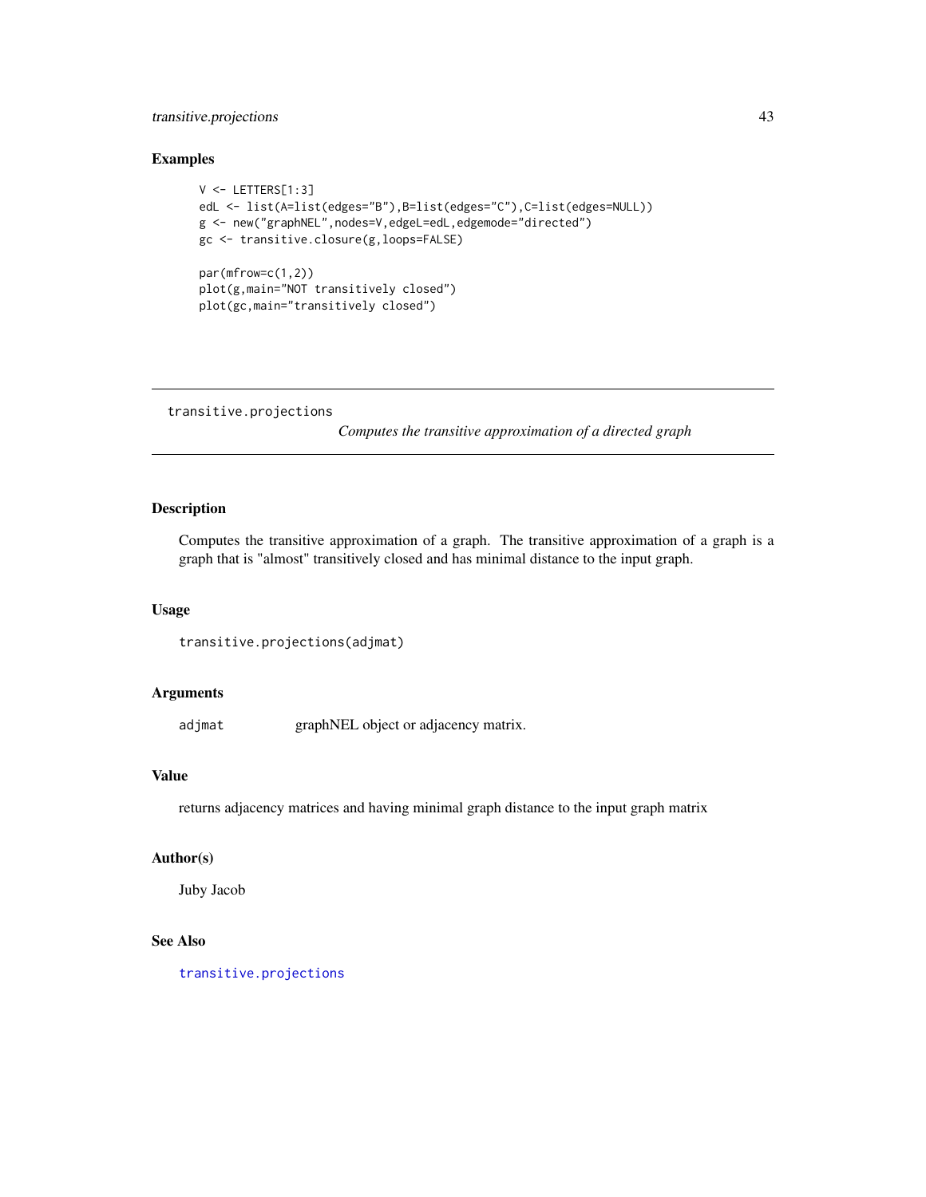## Examples

```
V <- LETTERS[1:3]
edL <- list(A=list(edges="B"),B=list(edges="C"),C=list(edges=NULL))
g <- new("graphNEL",nodes=V,edgeL=edL,edgemode="directed")
gc <- transitive.closure(g,loops=FALSE)

par(mfrow=c(1,2))
plot(g,main="NOT transitively closed")
plot(gc,main="transitively closed")
```

---

transitive.projections &nbsp;&nbsp;&nbsp; *Computes the transitive approximation of a directed graph*

---

## Description

Computes the transitive approximation of a graph. The transitive approximation of a graph is a graph that is "almost" transitively closed and has minimal distance to the input graph.

## Usage

```
transitive.projections(adjmat)
```

## Arguments

| | |
|---|---|
| `adjmat` | graphNEL object or adjacency matrix. |

## Value

returns adjacency matrices and having minimal graph distance to the input graph matrix

## Author(s)

Juby Jacob

## See Also

`transitive.projections`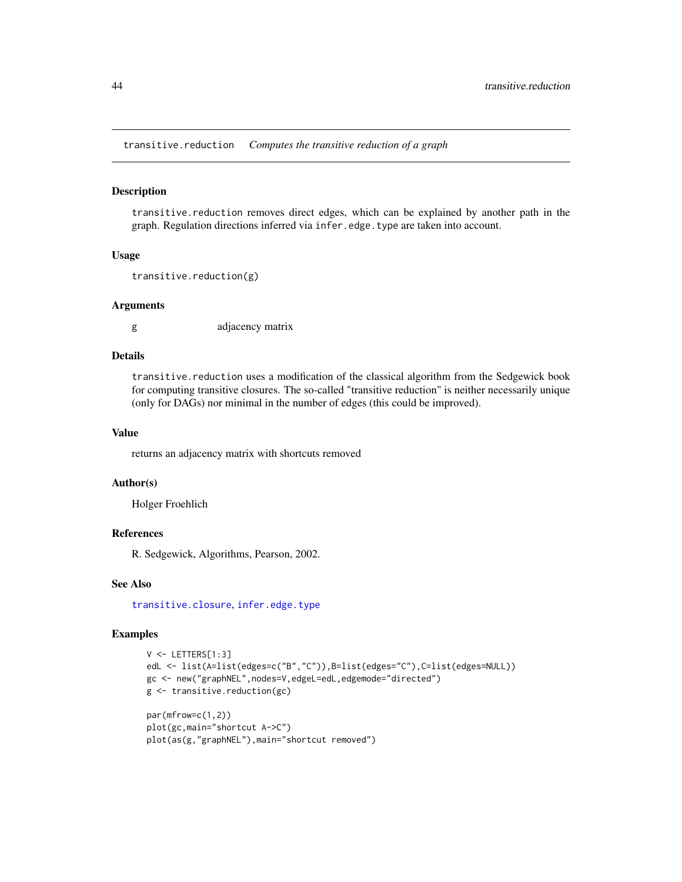## transitive.reduction — *Computes the transitive reduction of a graph*

### Description

transitive.reduction removes direct edges, which can be explained by another path in the graph. Regulation directions inferred via infer.edge.type are taken into account.

### Usage

```
transitive.reduction(g)
```

### Arguments

| | |
|---|---|
| g | adjacency matrix |

### Details

transitive.reduction uses a modification of the classical algorithm from the Sedgewick book for computing transitive closures. The so-called "transitive reduction" is neither necessarily unique (only for DAGs) nor minimal in the number of edges (this could be improved).

### Value

returns an adjacency matrix with shortcuts removed

### Author(s)

Holger Froehlich

### References

R. Sedgewick, Algorithms, Pearson, 2002.

### See Also

transitive.closure, infer.edge.type

### Examples

```
V <- LETTERS[1:3]
edL <- list(A=list(edges=c("B","C")),B=list(edges="C"),C=list(edges=NULL))
gc <- new("graphNEL",nodes=V,edgeL=edL,edgemode="directed")
g <- transitive.reduction(gc)

par(mfrow=c(1,2))
plot(gc,main="shortcut A->C")
plot(as(g,"graphNEL"),main="shortcut removed")
```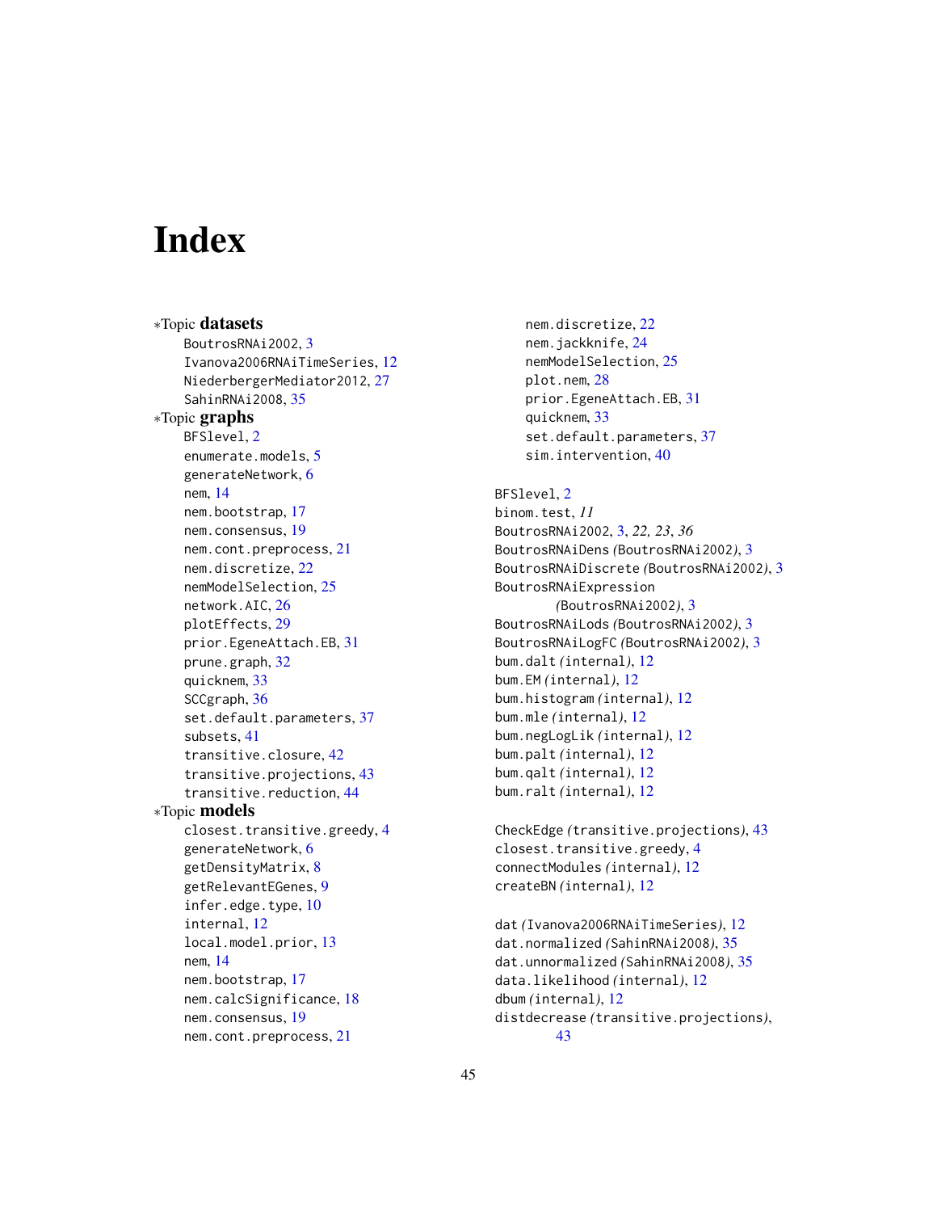# Index

∗Topic **datasets**
- BoutrosRNAi2002, 3
- Ivanova2006RNAiTimeSeries, 12
- NiederbergerMediator2012, 27
- SahinRNAi2008, 35

∗Topic **graphs**
- BFSlevel, 2
- enumerate.models, 5
- generateNetwork, 6
- nem, 14
- nem.bootstrap, 17
- nem.consensus, 19
- nem.cont.preprocess, 21
- nem.discretize, 22
- nemModelSelection, 25
- network.AIC, 26
- plotEffects, 29
- prior.EgeneAttach.EB, 31
- prune.graph, 32
- quicknem, 33
- SCCgraph, 36
- set.default.parameters, 37
- subsets, 41
- transitive.closure, 42
- transitive.projections, 43
- transitive.reduction, 44

∗Topic **models**
- closest.transitive.greedy, 4
- generateNetwork, 6
- getDensityMatrix, 8
- getRelevantEGenes, 9
- infer.edge.type, 10
- internal, 12
- local.model.prior, 13
- nem, 14
- nem.bootstrap, 17
- nem.calcSignificance, 18
- nem.consensus, 19
- nem.cont.preprocess, 21
- nem.discretize, 22
- nem.jackknife, 24
- nemModelSelection, 25
- plot.nem, 28
- prior.EgeneAttach.EB, 31
- quicknem, 33
- set.default.parameters, 37
- sim.intervention, 40

BFSlevel, 2
binom.test, *11*
BoutrosRNAi2002, 3, *22, 23*, *36*
BoutrosRNAiDens *(BoutrosRNAi2002)*, 3
BoutrosRNAiDiscrete *(BoutrosRNAi2002)*, 3
BoutrosRNAiExpression *(BoutrosRNAi2002)*, 3
BoutrosRNAiLods *(BoutrosRNAi2002)*, 3
BoutrosRNAiLogFC *(BoutrosRNAi2002)*, 3
bum.dalt *(internal)*, 12
bum.EM *(internal)*, 12
bum.histogram *(internal)*, 12
bum.mle *(internal)*, 12
bum.negLogLik *(internal)*, 12
bum.palt *(internal)*, 12
bum.qalt *(internal)*, 12
bum.ralt *(internal)*, 12

CheckEdge *(transitive.projections)*, 43
closest.transitive.greedy, 4
connectModules *(internal)*, 12
createBN *(internal)*, 12

dat *(Ivanova2006RNAiTimeSeries)*, 12
dat.normalized *(SahinRNAi2008)*, 35
dat.unnormalized *(SahinRNAi2008)*, 35
data.likelihood *(internal)*, 12
dbum *(internal)*, 12
distdecrease *(transitive.projections)*, 43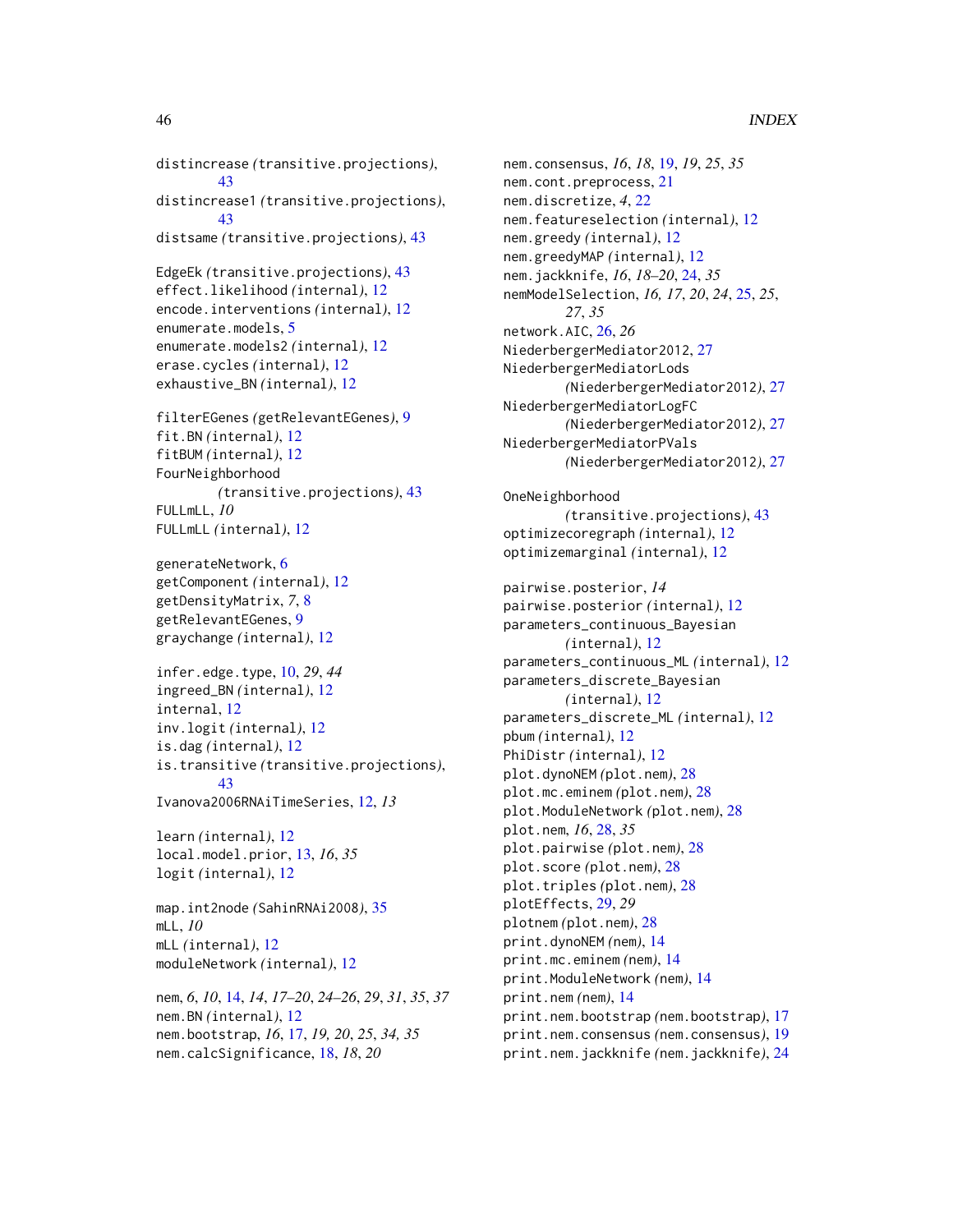distincrease *(transitive.projections)*, 43
distincrease1 *(transitive.projections)*, 43
distsame *(transitive.projections)*, 43

EdgeEk *(transitive.projections)*, 43
effect.likelihood *(internal)*, 12
encode.interventions *(internal)*, 12
enumerate.models, 5
enumerate.models2 *(internal)*, 12
erase.cycles *(internal)*, 12
exhaustive_BN *(internal)*, 12

filterEGenes *(getRelevantEGenes)*, 9
fit.BN *(internal)*, 12
fitBUM *(internal)*, 12
FourNeighborhood *(transitive.projections)*, 43
FULLmLL, *10*
FULLmLL *(internal)*, 12

generateNetwork, 6
getComponent *(internal)*, 12
getDensityMatrix, *7*, 8
getRelevantEGenes, 9
graychange *(internal)*, 12

infer.edge.type, 10, *29*, *44*
ingreed_BN *(internal)*, 12
internal, 12
inv.logit *(internal)*, 12
is.dag *(internal)*, 12
is.transitive *(transitive.projections)*, 43
Ivanova2006RNAiTimeSeries, 12, *13*

learn *(internal)*, 12
local.model.prior, 13, *16*, *35*
logit *(internal)*, 12

map.int2node *(SahinRNAi2008)*, 35
mLL, *10*
mLL *(internal)*, 12
moduleNetwork *(internal)*, 12

nem, *6*, *10*, 14, *14*, *17–20*, *24–26*, *29*, *31*, *35*, *37*
nem.BN *(internal)*, 12
nem.bootstrap, *16*, 17, *19*, *20*, *25*, *34*, *35*
nem.calcSignificance, 18, *18*, *20*
nem.consensus, *16*, *18*, 19, *19*, *25*, *35*
nem.cont.preprocess, 21
nem.discretize, *4*, 22
nem.featureselection *(internal)*, 12
nem.greedy *(internal)*, 12
nem.greedyMAP *(internal)*, 12
nem.jackknife, *16*, *18–20*, 24, *35*
nemModelSelection, *16*, *17*, *20*, *24*, 25, *25*, *27*, *35*
network.AIC, 26, *26*
NiederbergerMediator2012, 27
NiederbergerMediatorLods *(NiederbergerMediator2012)*, 27
NiederbergerMediatorLogFC *(NiederbergerMediator2012)*, 27
NiederbergerMediatorPVals *(NiederbergerMediator2012)*, 27

OneNeighborhood *(transitive.projections)*, 43
optimizecoregraph *(internal)*, 12
optimizemarginal *(internal)*, 12

pairwise.posterior, *14*
pairwise.posterior *(internal)*, 12
parameters_continuous_Bayesian *(internal)*, 12
parameters_continuous_ML *(internal)*, 12
parameters_discrete_Bayesian *(internal)*, 12
parameters_discrete_ML *(internal)*, 12
pbum *(internal)*, 12
PhiDistr *(internal)*, 12
plot.dynoNEM *(plot.nem)*, 28
plot.mc.eminem *(plot.nem)*, 28
plot.ModuleNetwork *(plot.nem)*, 28
plot.nem, *16*, 28, *35*
plot.pairwise *(plot.nem)*, 28
plot.score *(plot.nem)*, 28
plot.triples *(plot.nem)*, 28
plotEffects, 29, *29*
plotnem *(plot.nem)*, 28
print.dynoNEM *(nem)*, 14
print.mc.eminem *(nem)*, 14
print.ModuleNetwork *(nem)*, 14
print.nem *(nem)*, 14
print.nem.bootstrap *(nem.bootstrap)*, 17
print.nem.consensus *(nem.consensus)*, 19
print.nem.jackknife *(nem.jackknife)*, 24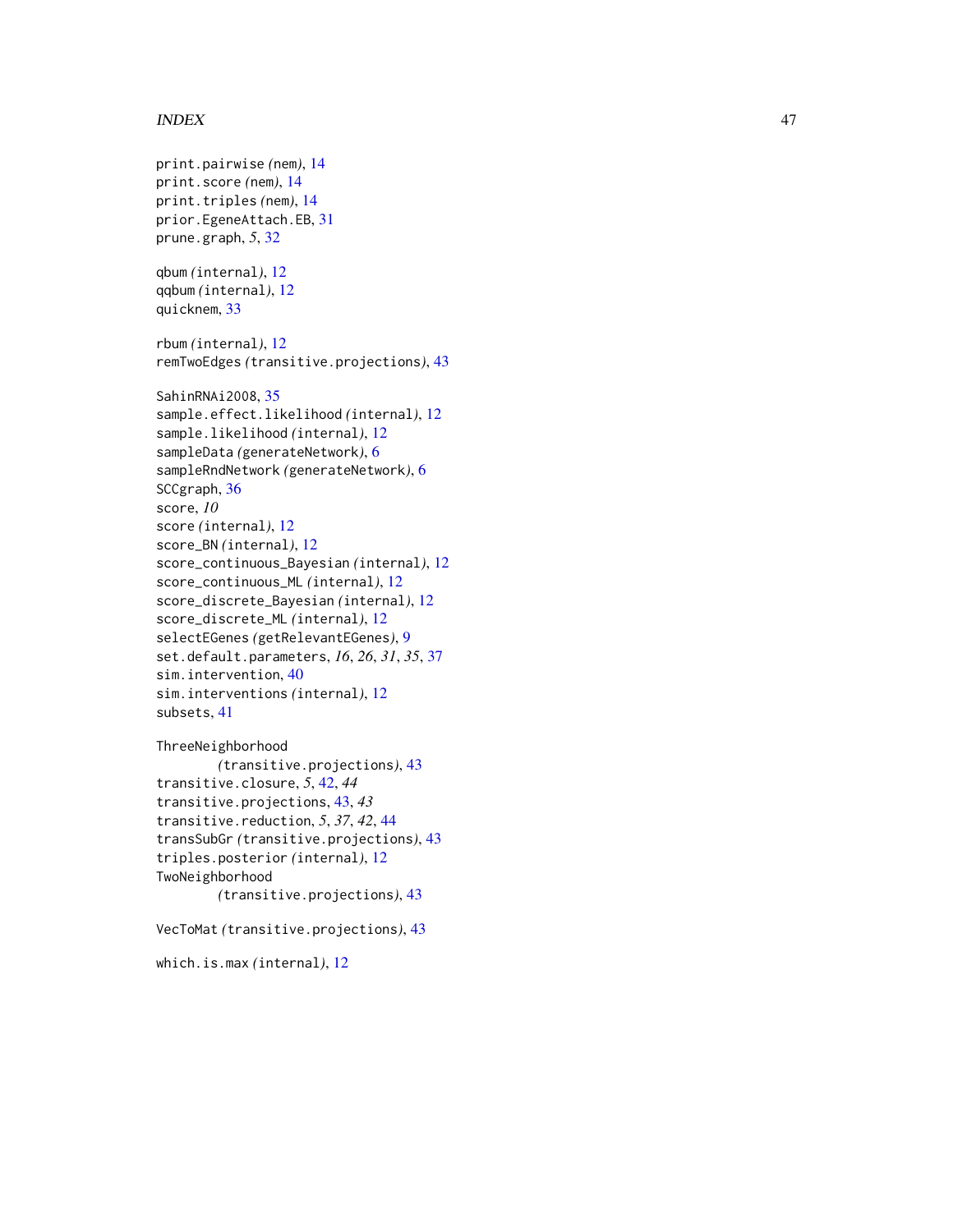print.pairwise *(nem)*, 14
print.score *(nem)*, 14
print.triples *(nem)*, 14
prior.EgeneAttach.EB, 31
prune.graph, *5*, 32

qbum *(internal)*, 12
qqbum *(internal)*, 12
quicknem, 33

rbum *(internal)*, 12
remTwoEdges *(transitive.projections)*, 43

SahinRNAi2008, 35
sample.effect.likelihood *(internal)*, 12
sample.likelihood *(internal)*, 12
sampleData *(generateNetwork)*, 6
sampleRndNetwork *(generateNetwork)*, 6
SCCgraph, 36
score, *10*
score *(internal)*, 12
score_BN *(internal)*, 12
score_continuous_Bayesian *(internal)*, 12
score_continuous_ML *(internal)*, 12
score_discrete_Bayesian *(internal)*, 12
score_discrete_ML *(internal)*, 12
selectEGenes *(getRelevantEGenes)*, 9
set.default.parameters, *16*, *26*, *31*, *35*, 37
sim.intervention, 40
sim.interventions *(internal)*, 12
subsets, 41

ThreeNeighborhood
    *(transitive.projections)*, 43
transitive.closure, *5*, 42, *44*
transitive.projections, 43, *43*
transitive.reduction, *5*, *37*, *42*, 44
transSubGr *(transitive.projections)*, 43
triples.posterior *(internal)*, 12
TwoNeighborhood
    *(transitive.projections)*, 43

VecToMat *(transitive.projections)*, 43

which.is.max *(internal)*, 12